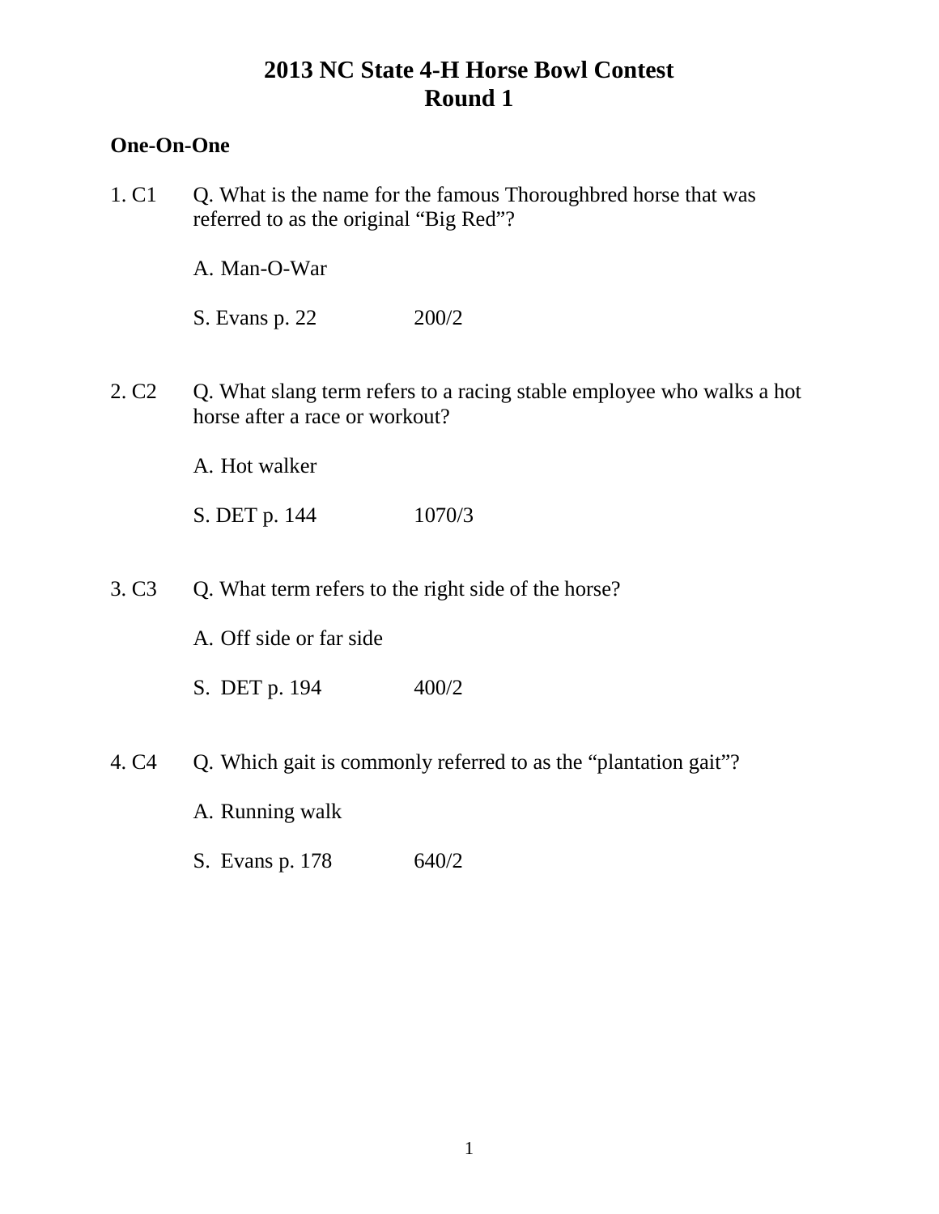# 2013 NC State 4-H Horse Bowl Contest
# Round 1

**One-On-One**

1. C1 Q. What is the name for the famous Thoroughbred horse that was referred to as the original "Big Red"?

   A. Man-O-War

   S. Evans p. 22 200/2

2. C2 Q. What slang term refers to a racing stable employee who walks a hot horse after a race or workout?

   A. Hot walker

   S. DET p. 144 1070/3

3. C3 Q. What term refers to the right side of the horse?

   A. Off side or far side

   S. DET p. 194 400/2

4. C4 Q. Which gait is commonly referred to as the "plantation gait"?

   A. Running walk

   S. Evans p. 178 640/2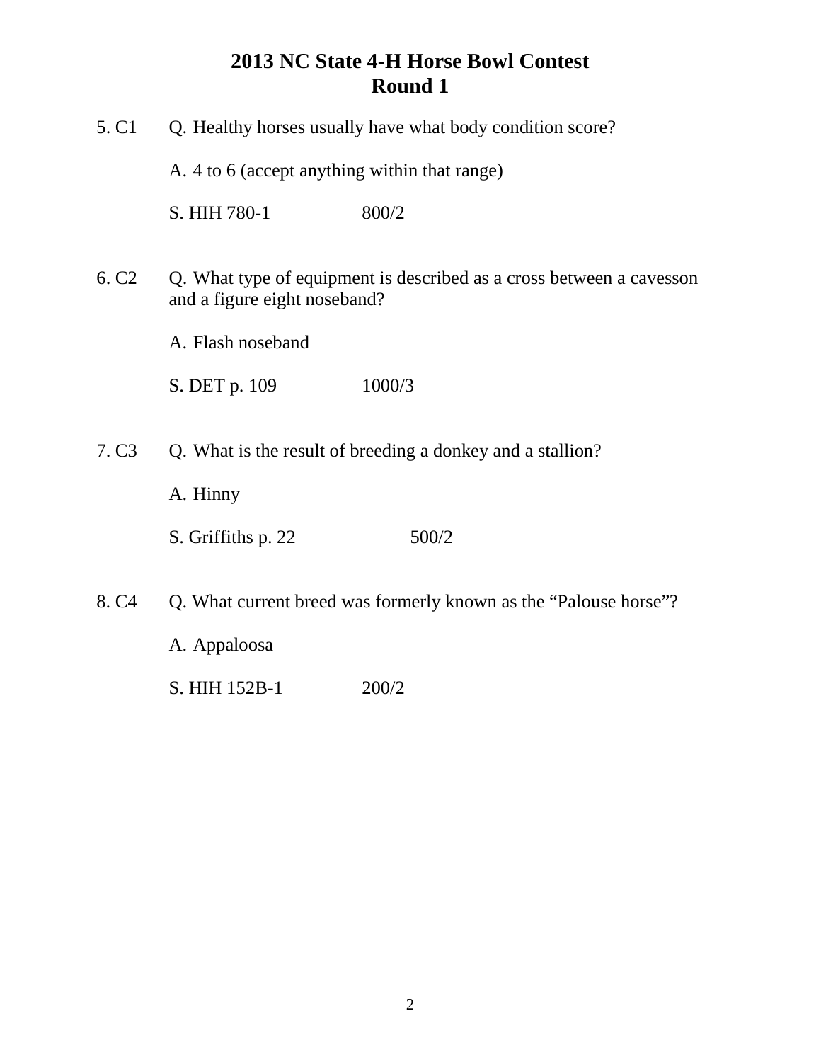# 2013 NC State 4-H Horse Bowl Contest
# Round 1

5. C1 Q. Healthy horses usually have what body condition score?

A. 4 to 6 (accept anything within that range)

S. HIH 780-1 800/2

6. C2 Q. What type of equipment is described as a cross between a cavesson and a figure eight noseband?

A. Flash noseband

S. DET p. 109 1000/3

7. C3 Q. What is the result of breeding a donkey and a stallion?

A. Hinny

S. Griffiths p. 22 500/2

8. C4 Q. What current breed was formerly known as the "Palouse horse"?

A. Appaloosa

S. HIH 152B-1 200/2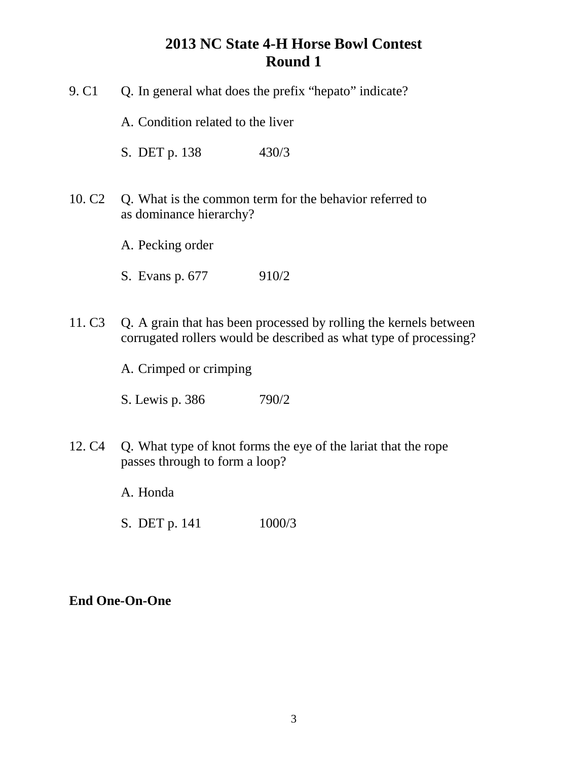# 2013 NC State 4-H Horse Bowl Contest
## Round 1

9. C1 Q. In general what does the prefix “hepato” indicate?

A. Condition related to the liver

S. DET p. 138 430/3

10. C2 Q. What is the common term for the behavior referred to as dominance hierarchy?

A. Pecking order

S. Evans p. 677 910/2

11. C3 Q. A grain that has been processed by rolling the kernels between corrugated rollers would be described as what type of processing?

A. Crimped or crimping

S. Lewis p. 386 790/2

12. C4 Q. What type of knot forms the eye of the lariat that the rope passes through to form a loop?

A. Honda

S. DET p. 141 1000/3

**End One-On-One**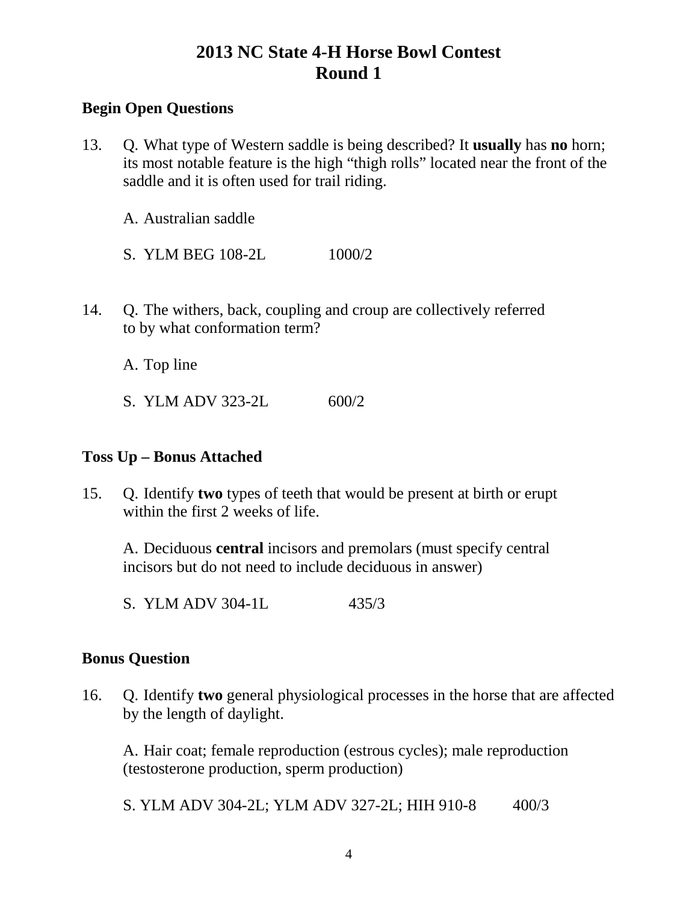# 2013 NC State 4-H Horse Bowl Contest
# Round 1

**Begin Open Questions**

13. Q. What type of Western saddle is being described? It **usually** has **no** horn; its most notable feature is the high "thigh rolls" located near the front of the saddle and it is often used for trail riding.

    A. Australian saddle

    S. YLM BEG 108-2L 1000/2

14. Q. The withers, back, coupling and croup are collectively referred to by what conformation term?

    A. Top line

    S. YLM ADV 323-2L 600/2

**Toss Up – Bonus Attached**

15. Q. Identify **two** types of teeth that would be present at birth or erupt within the first 2 weeks of life.

    A. Deciduous **central** incisors and premolars (must specify central incisors but do not need to include deciduous in answer)

    S. YLM ADV 304-1L 435/3

**Bonus Question**

16. Q. Identify **two** general physiological processes in the horse that are affected by the length of daylight.

    A. Hair coat; female reproduction (estrous cycles); male reproduction (testosterone production, sperm production)

    S. YLM ADV 304-2L; YLM ADV 327-2L; HIH 910-8 400/3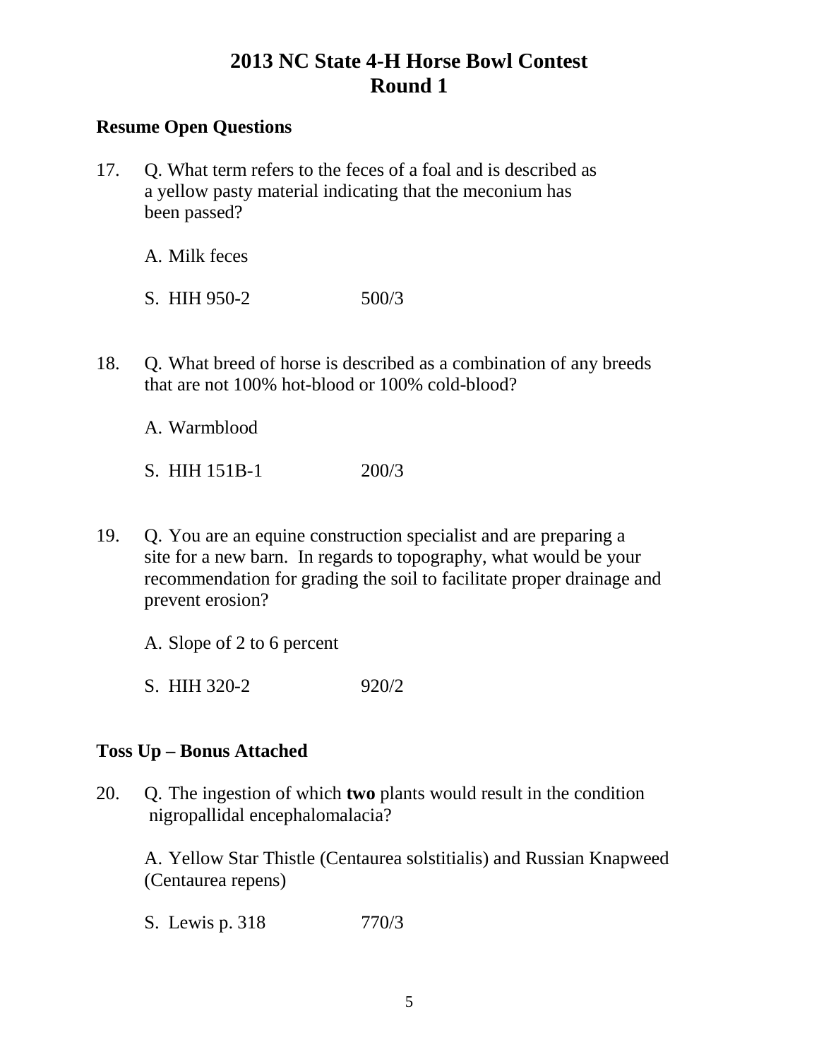# 2013 NC State 4-H Horse Bowl Contest
# Round 1

**Resume Open Questions**

17. Q. What term refers to the feces of a foal and is described as a yellow pasty material indicating that the meconium has been passed?

    A. Milk feces

    S. HIH 950-2 500/3

18. Q. What breed of horse is described as a combination of any breeds that are not 100% hot-blood or 100% cold-blood?

    A. Warmblood

    S. HIH 151B-1 200/3

19. Q. You are an equine construction specialist and are preparing a site for a new barn. In regards to topography, what would be your recommendation for grading the soil to facilitate proper drainage and prevent erosion?

    A. Slope of 2 to 6 percent

    S. HIH 320-2 920/2

**Toss Up – Bonus Attached**

20. Q. The ingestion of which **two** plants would result in the condition nigropallidal encephalomalacia?

    A. Yellow Star Thistle (Centaurea solstitialis) and Russian Knapweed (Centaurea repens)

    S. Lewis p. 318 770/3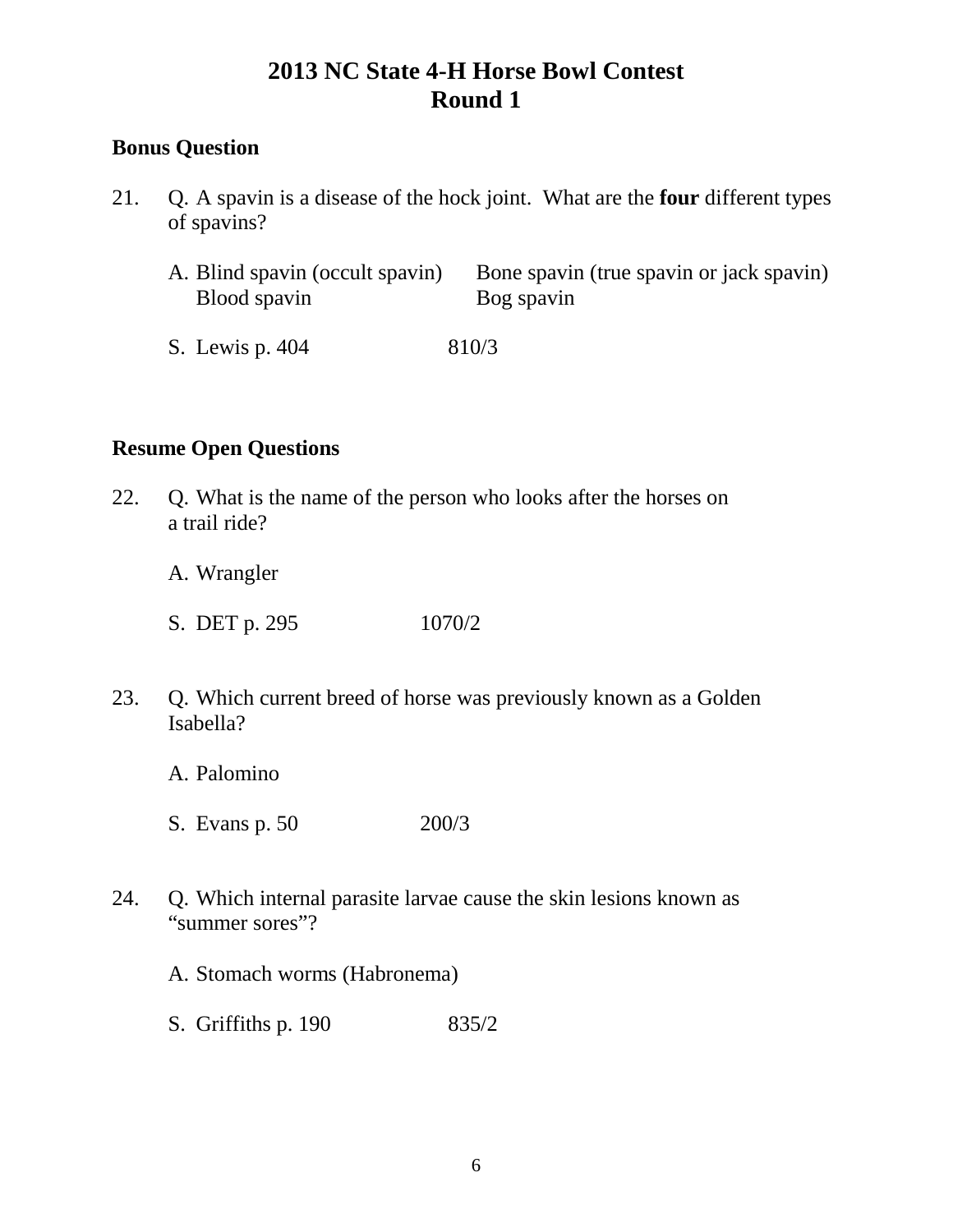# 2013 NC State 4-H Horse Bowl Contest
# Round 1

**Bonus Question**

21. Q. A spavin is a disease of the hock joint. What are the **four** different types of spavins?

    A. Blind spavin (occult spavin) Bone spavin (true spavin or jack spavin)
    Blood spavin Bog spavin

    S. Lewis p. 404 810/3

**Resume Open Questions**

22. Q. What is the name of the person who looks after the horses on a trail ride?

    A. Wrangler

    S. DET p. 295 1070/2

23. Q. Which current breed of horse was previously known as a Golden Isabella?

    A. Palomino

    S. Evans p. 50 200/3

24. Q. Which internal parasite larvae cause the skin lesions known as "summer sores"?

    A. Stomach worms (Habronema)

    S. Griffiths p. 190 835/2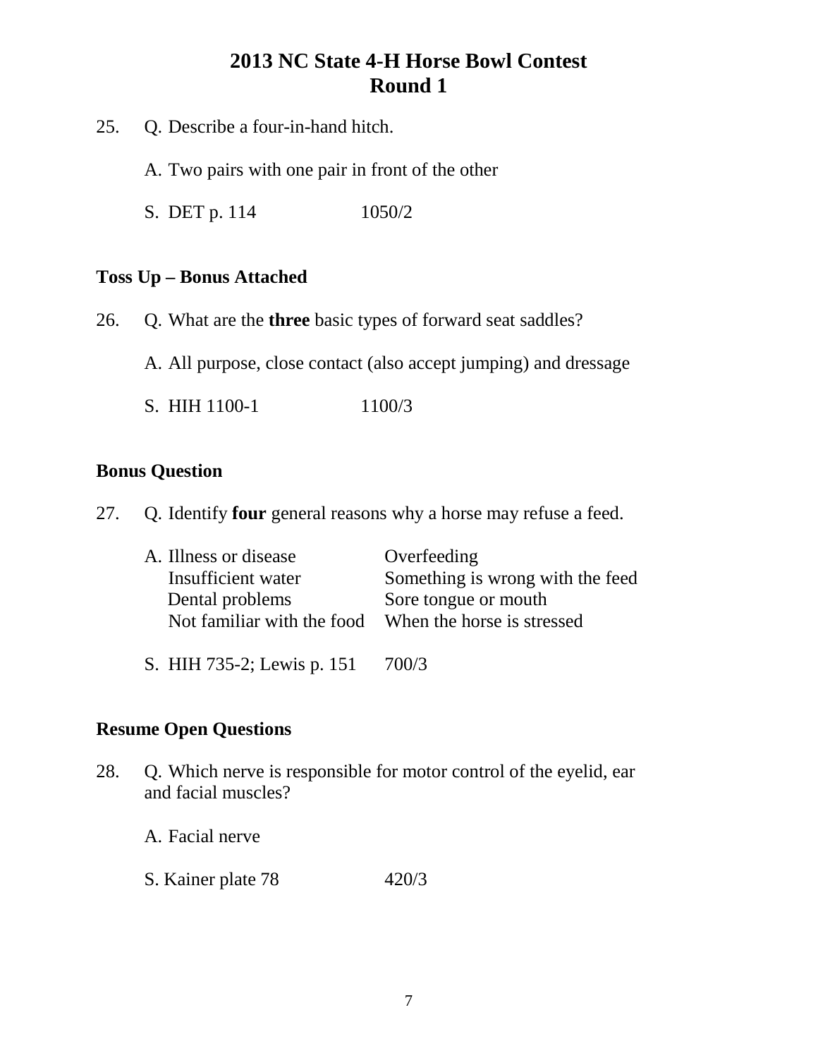# 2013 NC State 4-H Horse Bowl Contest
# Round 1

25. Q. Describe a four-in-hand hitch.

    A. Two pairs with one pair in front of the other

    S. DET p. 114 1050/2

**Toss Up – Bonus Attached**

26. Q. What are the **three** basic types of forward seat saddles?

    A. All purpose, close contact (also accept jumping) and dressage

    S. HIH 1100-1 1100/3

**Bonus Question**

27. Q. Identify **four** general reasons why a horse may refuse a feed.

    A. Illness or disease
       Insufficient water
       Dental problems
       Not familiar with the food
       Overfeeding
       Something is wrong with the feed
       Sore tongue or mouth
       When the horse is stressed

    S. HIH 735-2; Lewis p. 151 700/3

**Resume Open Questions**

28. Q. Which nerve is responsible for motor control of the eyelid, ear and facial muscles?

    A. Facial nerve

    S. Kainer plate 78 420/3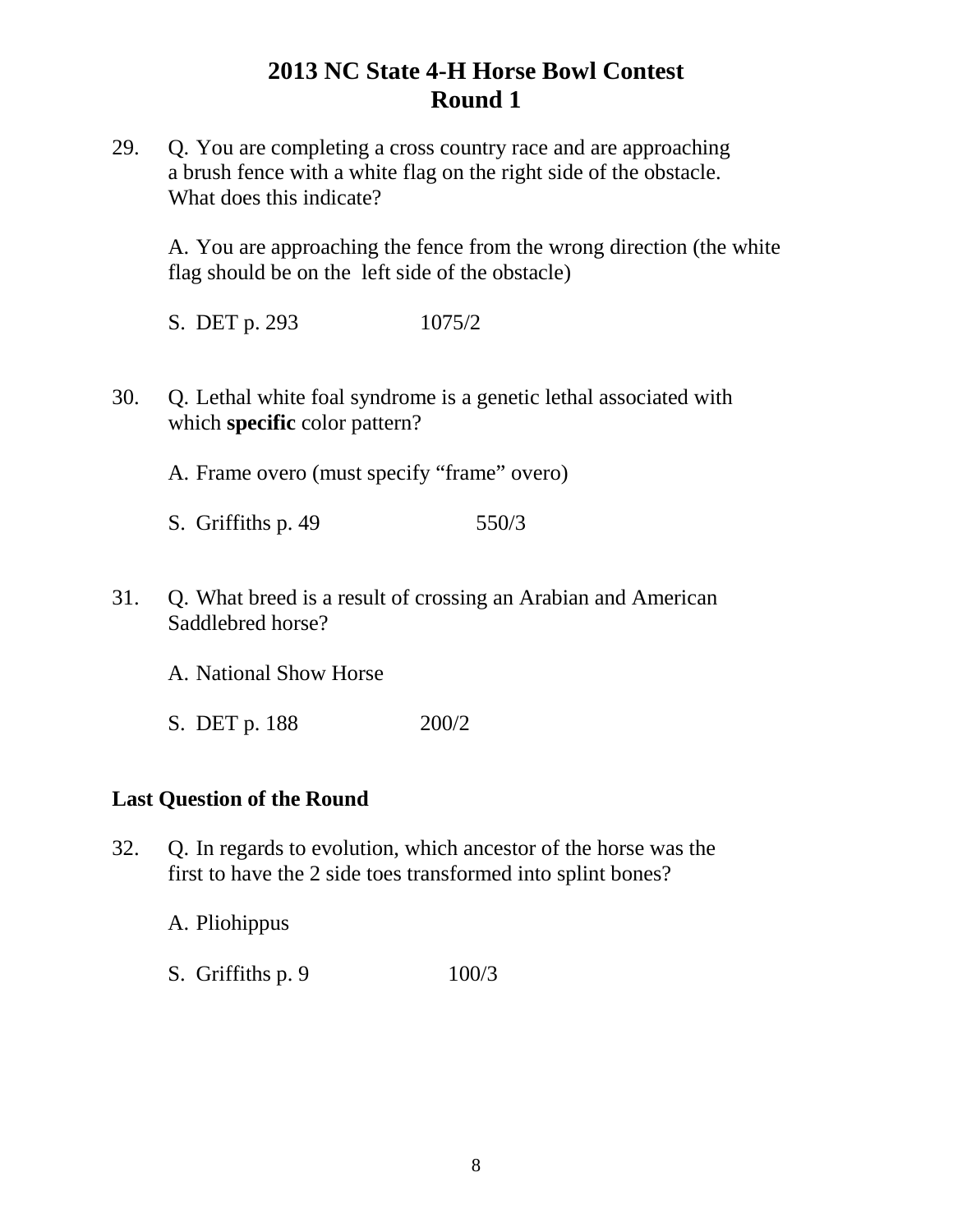# 2013 NC State 4-H Horse Bowl Contest
## Round 1

29. Q. You are completing a cross country race and are approaching a brush fence with a white flag on the right side of the obstacle. What does this indicate?

    A. You are approaching the fence from the wrong direction (the white flag should be on the left side of the obstacle)

    S. DET p. 293 1075/2

30. Q. Lethal white foal syndrome is a genetic lethal associated with which **specific** color pattern?

    A. Frame overo (must specify "frame" overo)

    S. Griffiths p. 49 550/3

31. Q. What breed is a result of crossing an Arabian and American Saddlebred horse?

    A. National Show Horse

    S. DET p. 188 200/2

**Last Question of the Round**

32. Q. In regards to evolution, which ancestor of the horse was the first to have the 2 side toes transformed into splint bones?

    A. Pliohippus

    S. Griffiths p. 9 100/3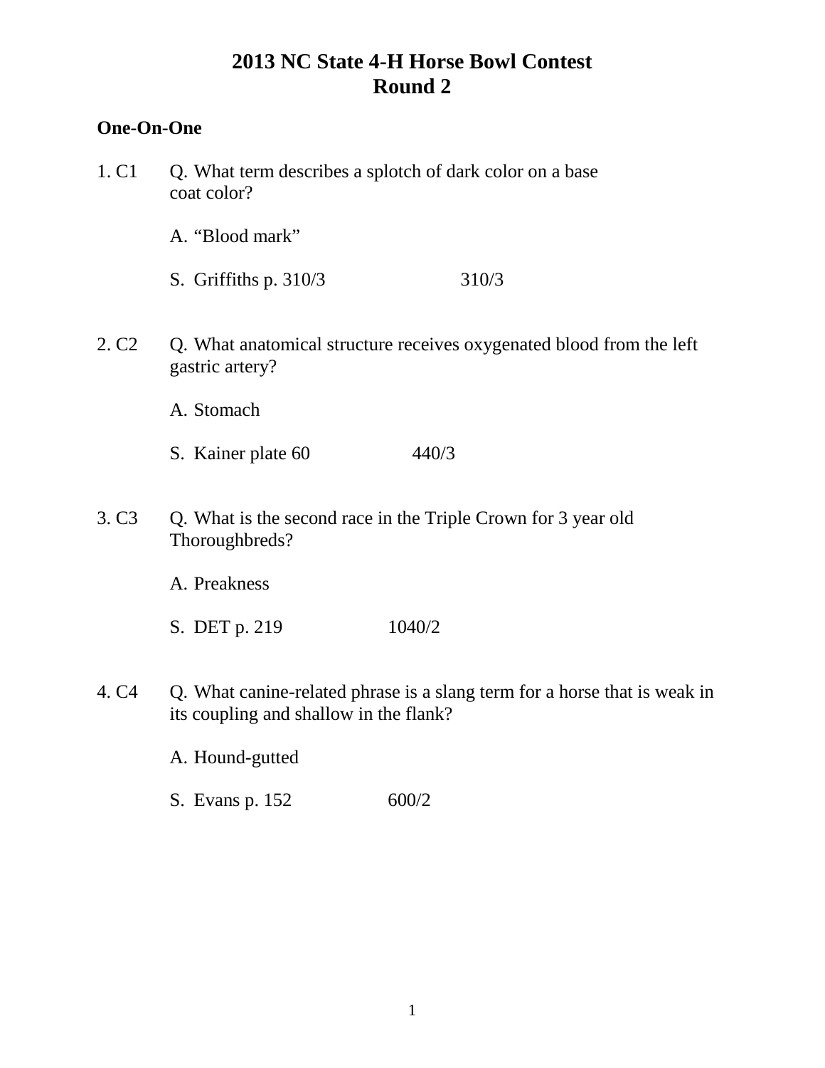# 2013 NC State 4-H Horse Bowl Contest
# Round 2

**One-On-One**

1. C1 Q. What term describes a splotch of dark color on a base coat color?

   A. "Blood mark"

   S. Griffiths p. 310/3 310/3

2. C2 Q. What anatomical structure receives oxygenated blood from the left gastric artery?

   A. Stomach

   S. Kainer plate 60 440/3

3. C3 Q. What is the second race in the Triple Crown for 3 year old Thoroughbreds?

   A. Preakness

   S. DET p. 219 1040/2

4. C4 Q. What canine-related phrase is a slang term for a horse that is weak in its coupling and shallow in the flank?

   A. Hound-gutted

   S. Evans p. 152 600/2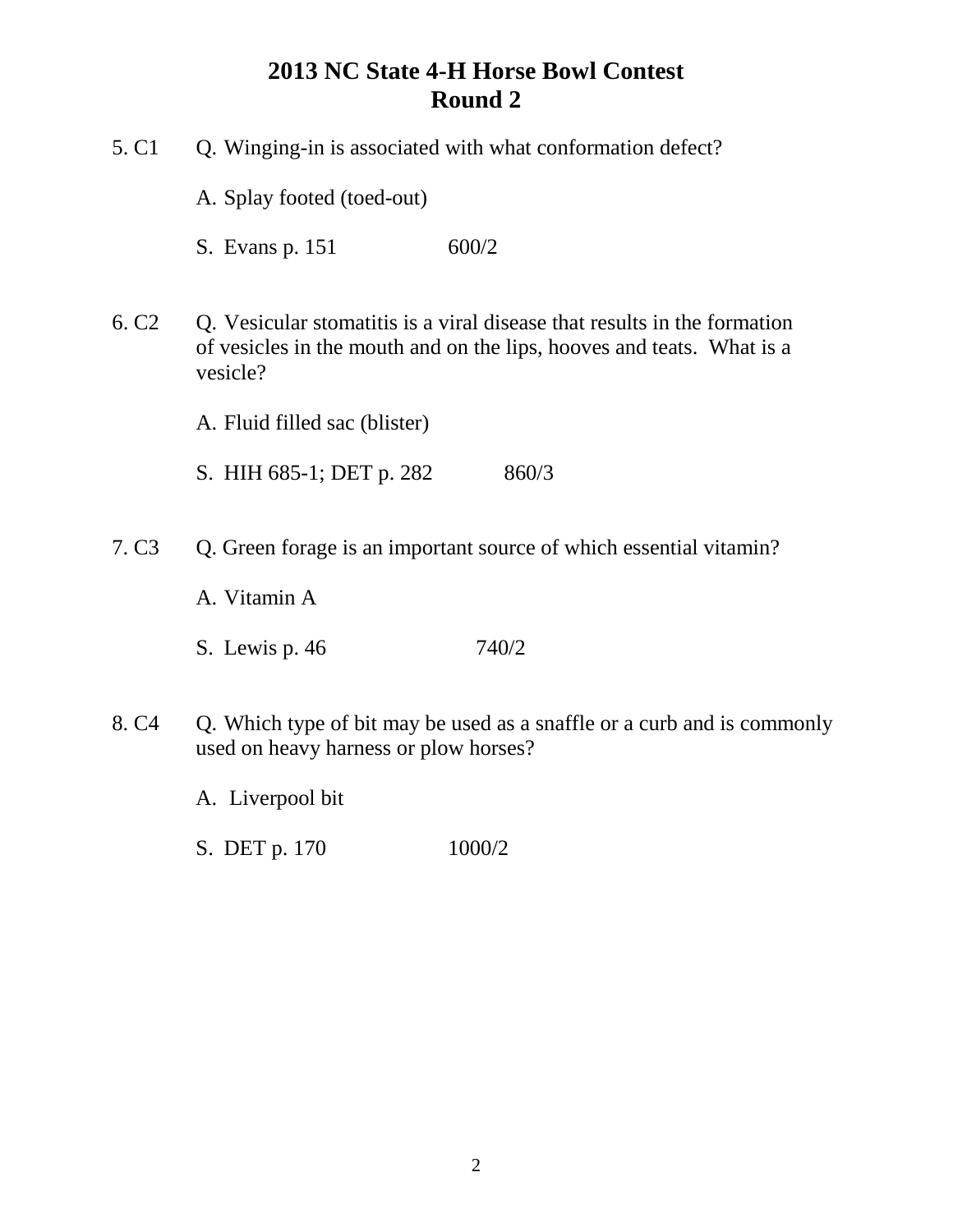# 2013 NC State 4-H Horse Bowl Contest
# Round 2

5. C1 Q. Winging-in is associated with what conformation defect?

   A. Splay footed (toed-out)

   S. Evans p. 151 600/2

6. C2 Q. Vesicular stomatitis is a viral disease that results in the formation of vesicles in the mouth and on the lips, hooves and teats. What is a vesicle?

   A. Fluid filled sac (blister)

   S. HIH 685-1; DET p. 282 860/3

7. C3 Q. Green forage is an important source of which essential vitamin?

   A. Vitamin A

   S. Lewis p. 46 740/2

8. C4 Q. Which type of bit may be used as a snaffle or a curb and is commonly used on heavy harness or plow horses?

   A. Liverpool bit

   S. DET p. 170 1000/2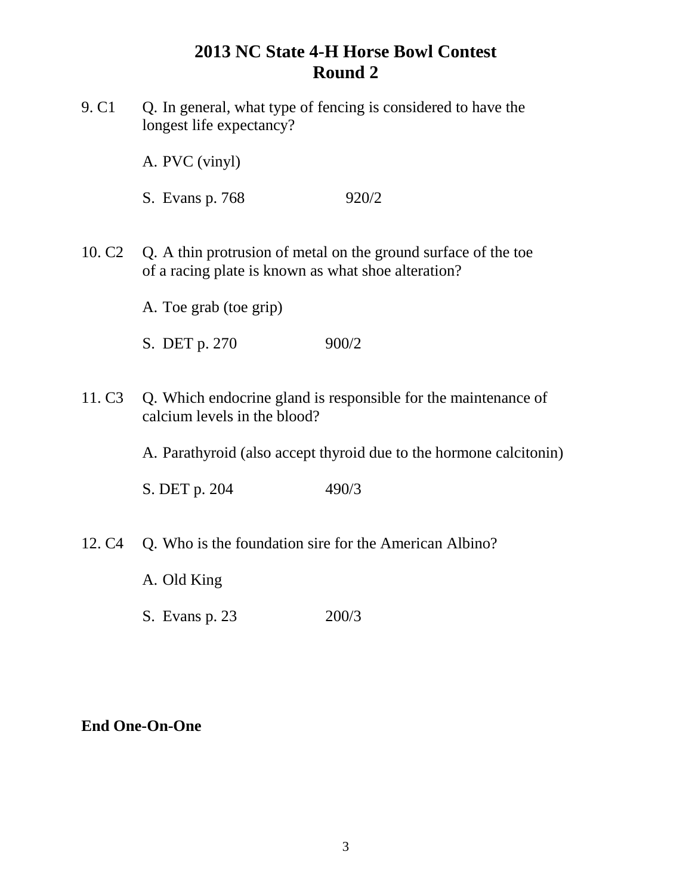# 2013 NC State 4-H Horse Bowl Contest
# Round 2

9. C1 Q. In general, what type of fencing is considered to have the longest life expectancy?

   A. PVC (vinyl)

   S. Evans p. 768 920/2

10. C2 Q. A thin protrusion of metal on the ground surface of the toe of a racing plate is known as what shoe alteration?

   A. Toe grab (toe grip)

   S. DET p. 270 900/2

11. C3 Q. Which endocrine gland is responsible for the maintenance of calcium levels in the blood?

   A. Parathyroid (also accept thyroid due to the hormone calcitonin)

   S. DET p. 204 490/3

12. C4 Q. Who is the foundation sire for the American Albino?

   A. Old King

   S. Evans p. 23 200/3

**End One-On-One**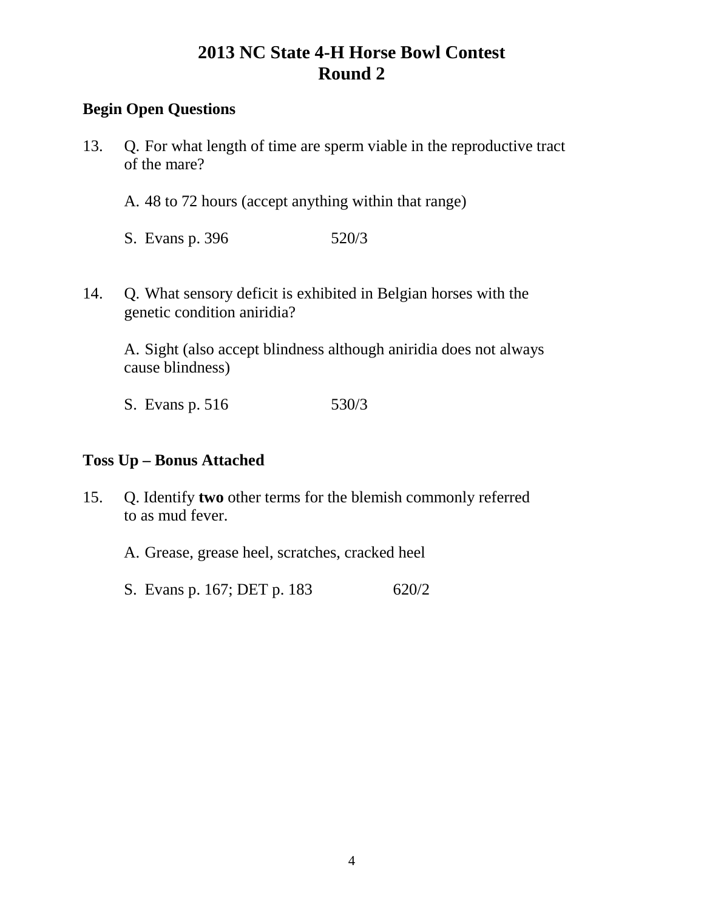# 2013 NC State 4-H Horse Bowl Contest
# Round 2

**Begin Open Questions**

13. Q. For what length of time are sperm viable in the reproductive tract of the mare?

    A. 48 to 72 hours (accept anything within that range)

    S. Evans p. 396 520/3

14. Q. What sensory deficit is exhibited in Belgian horses with the genetic condition aniridia?

    A. Sight (also accept blindness although aniridia does not always cause blindness)

    S. Evans p. 516 530/3

**Toss Up – Bonus Attached**

15. Q. Identify **two** other terms for the blemish commonly referred to as mud fever.

    A. Grease, grease heel, scratches, cracked heel

    S. Evans p. 167; DET p. 183 620/2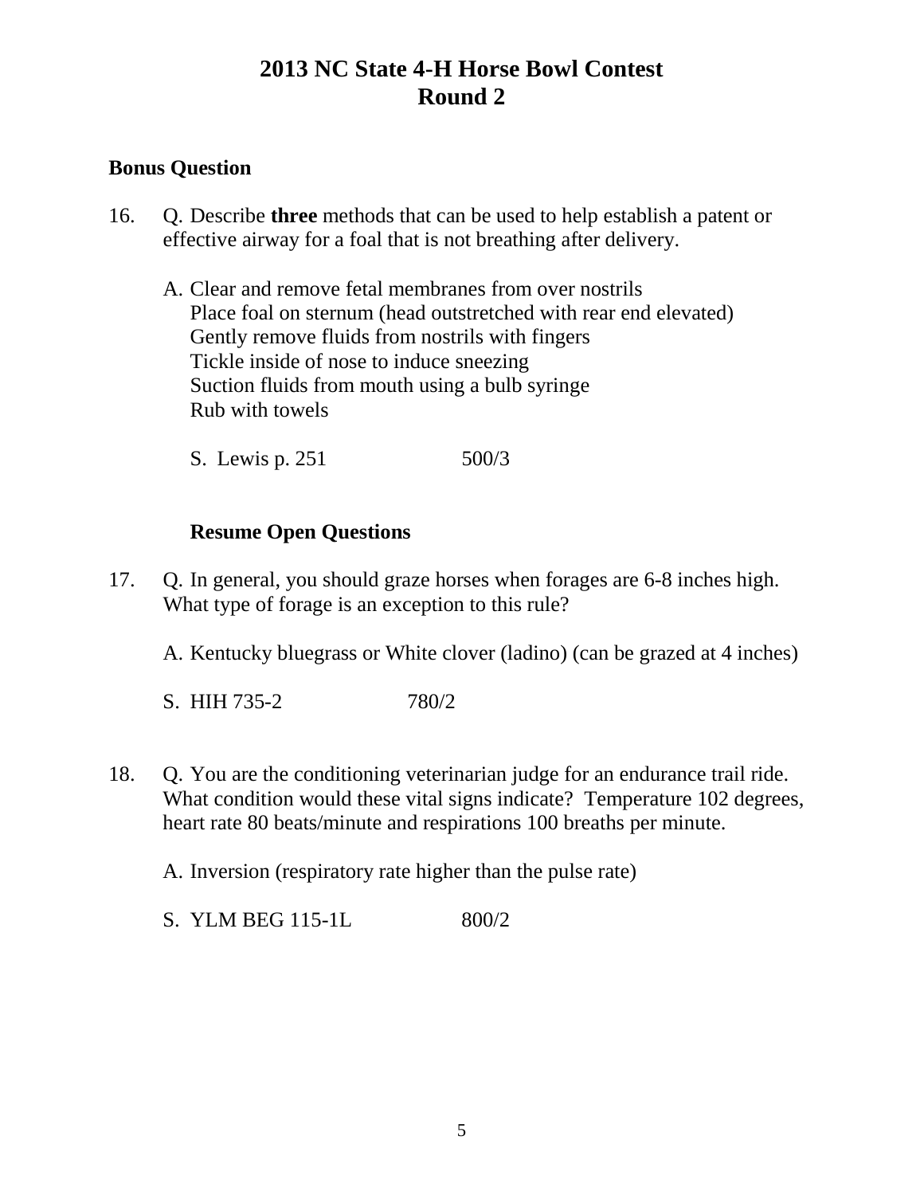# 2013 NC State 4-H Horse Bowl Contest
# Round 2

**Bonus Question**

16. Q. Describe **three** methods that can be used to help establish a patent or effective airway for a foal that is not breathing after delivery.

    A. Clear and remove fetal membranes from over nostrils
    Place foal on sternum (head outstretched with rear end elevated)
    Gently remove fluids from nostrils with fingers
    Tickle inside of nose to induce sneezing
    Suction fluids from mouth using a bulb syringe
    Rub with towels

    S. Lewis p. 251 500/3

**Resume Open Questions**

17. Q. In general, you should graze horses when forages are 6-8 inches high. What type of forage is an exception to this rule?

    A. Kentucky bluegrass or White clover (ladino) (can be grazed at 4 inches)

    S. HIH 735-2 780/2

18. Q. You are the conditioning veterinarian judge for an endurance trail ride. What condition would these vital signs indicate? Temperature 102 degrees, heart rate 80 beats/minute and respirations 100 breaths per minute.

    A. Inversion (respiratory rate higher than the pulse rate)

    S. YLM BEG 115-1L 800/2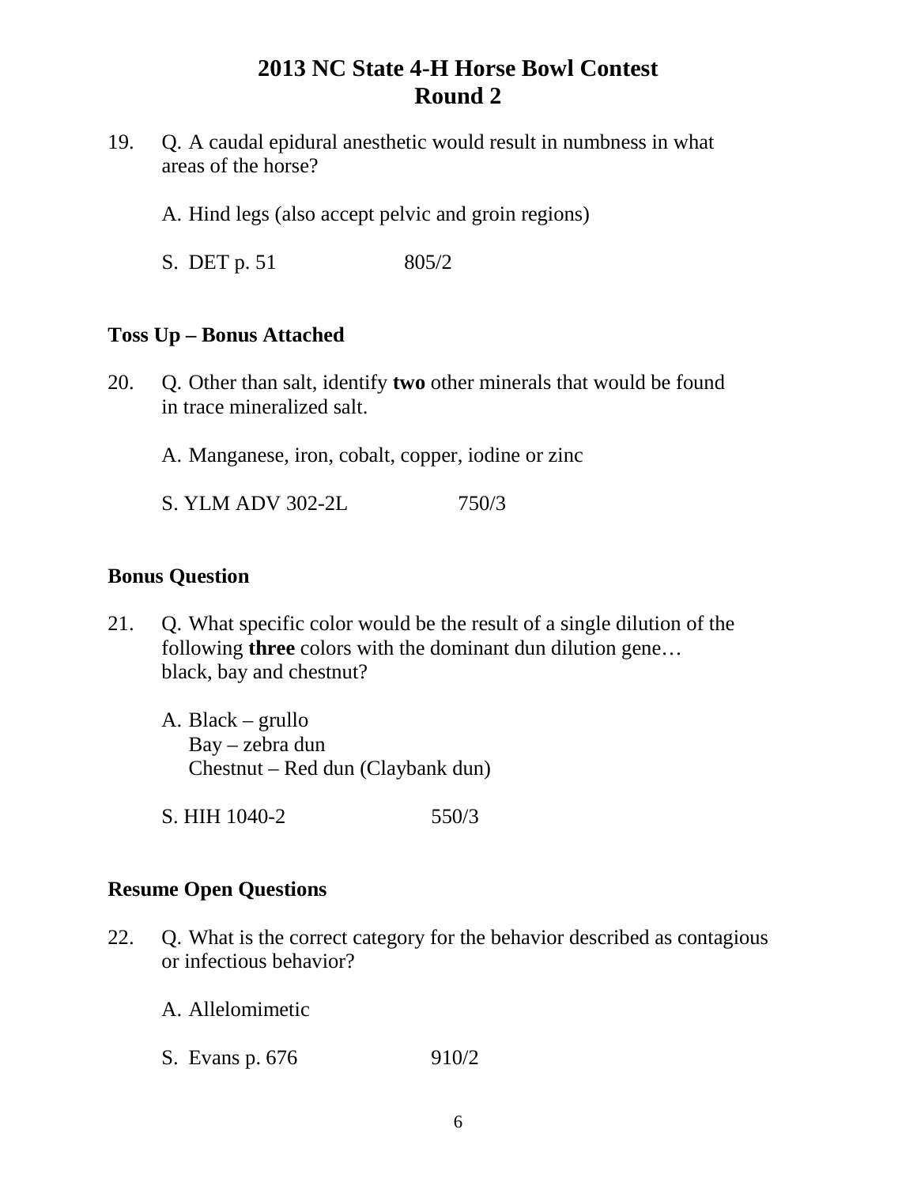# 2013 NC State 4-H Horse Bowl Contest
# Round 2

19. Q. A caudal epidural anesthetic would result in numbness in what areas of the horse?

    A. Hind legs (also accept pelvic and groin regions)

    S. DET p. 51 805/2

**Toss Up – Bonus Attached**

20. Q. Other than salt, identify **two** other minerals that would be found in trace mineralized salt.

    A. Manganese, iron, cobalt, copper, iodine or zinc

    S. YLM ADV 302-2L 750/3

**Bonus Question**

21. Q. What specific color would be the result of a single dilution of the following **three** colors with the dominant dun dilution gene… black, bay and chestnut?

    A. Black – grullo
    Bay – zebra dun
    Chestnut – Red dun (Claybank dun)

    S. HIH 1040-2 550/3

**Resume Open Questions**

22. Q. What is the correct category for the behavior described as contagious or infectious behavior?

    A. Allelomimetic

    S. Evans p. 676 910/2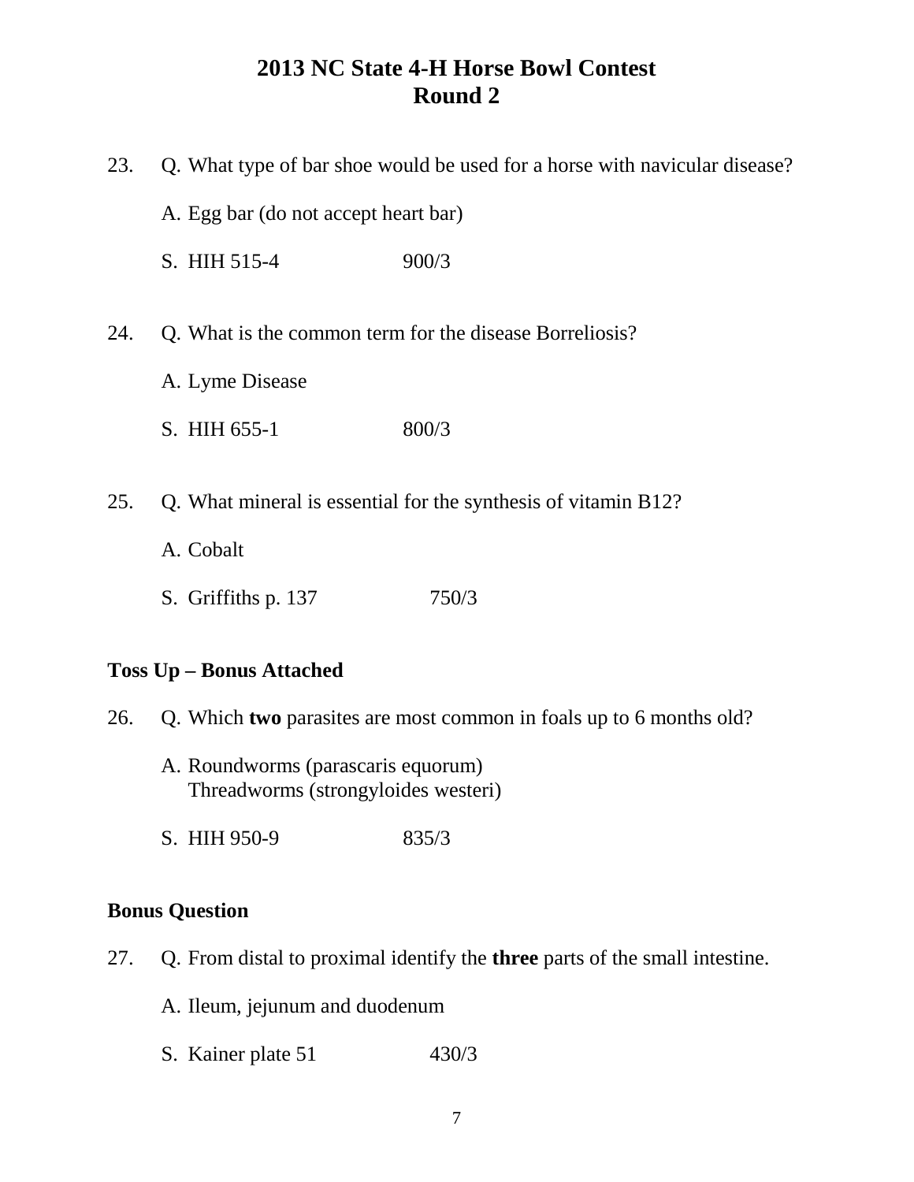# 2013 NC State 4-H Horse Bowl Contest
## Round 2

23. Q. What type of bar shoe would be used for a horse with navicular disease?

    A. Egg bar (do not accept heart bar)

    S. HIH 515-4 900/3

24. Q. What is the common term for the disease Borreliosis?

    A. Lyme Disease

    S. HIH 655-1 800/3

25. Q. What mineral is essential for the synthesis of vitamin B12?

    A. Cobalt

    S. Griffiths p. 137 750/3

**Toss Up – Bonus Attached**

26. Q. Which **two** parasites are most common in foals up to 6 months old?

    A. Roundworms (parascaris equorum)
    Threadworms (strongyloides westeri)

    S. HIH 950-9 835/3

**Bonus Question**

27. Q. From distal to proximal identify the **three** parts of the small intestine.

    A. Ileum, jejunum and duodenum

    S. Kainer plate 51 430/3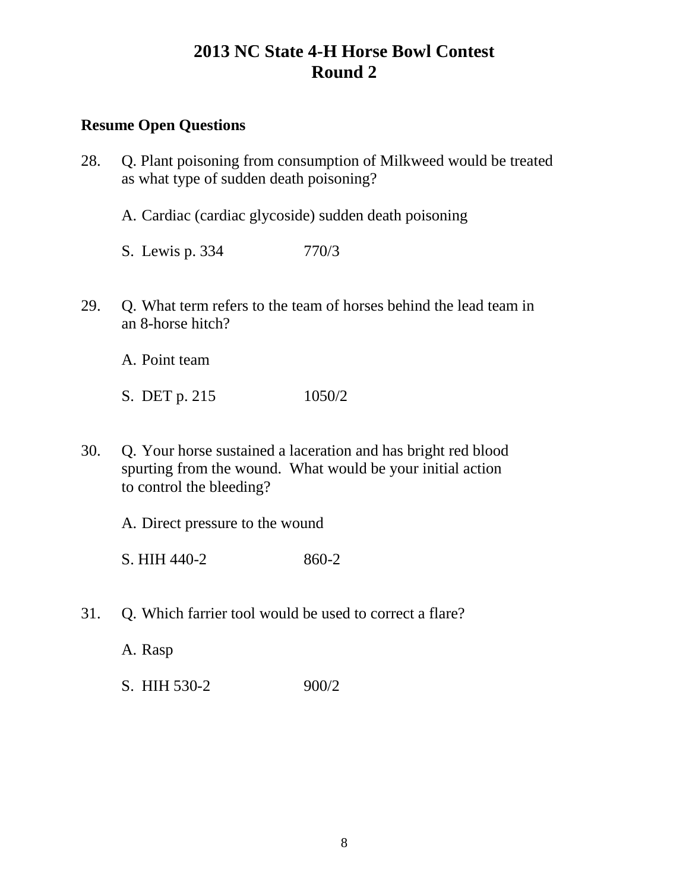# 2013 NC State 4-H Horse Bowl Contest
# Round 2

**Resume Open Questions**

28. Q. Plant poisoning from consumption of Milkweed would be treated as what type of sudden death poisoning?

    A. Cardiac (cardiac glycoside) sudden death poisoning

    S. Lewis p. 334 770/3

29. Q. What term refers to the team of horses behind the lead team in an 8-horse hitch?

    A. Point team

    S. DET p. 215 1050/2

30. Q. Your horse sustained a laceration and has bright red blood spurting from the wound. What would be your initial action to control the bleeding?

    A. Direct pressure to the wound

    S. HIH 440-2 860-2

31. Q. Which farrier tool would be used to correct a flare?

    A. Rasp

    S. HIH 530-2 900/2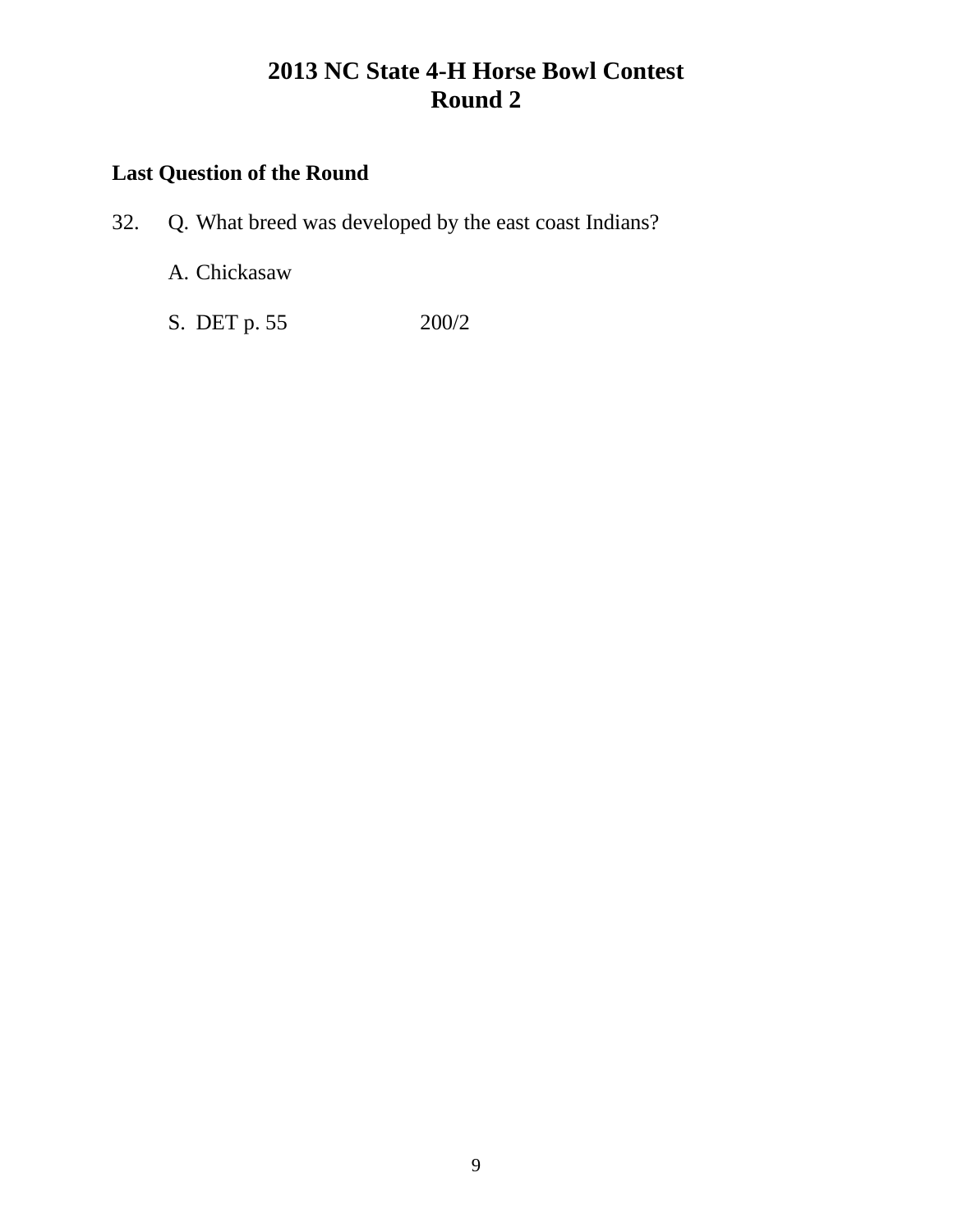# 2013 NC State 4-H Horse Bowl Contest
# Round 2

**Last Question of the Round**

32. Q. What breed was developed by the east coast Indians?

    A. Chickasaw

    S. DET p. 55 200/2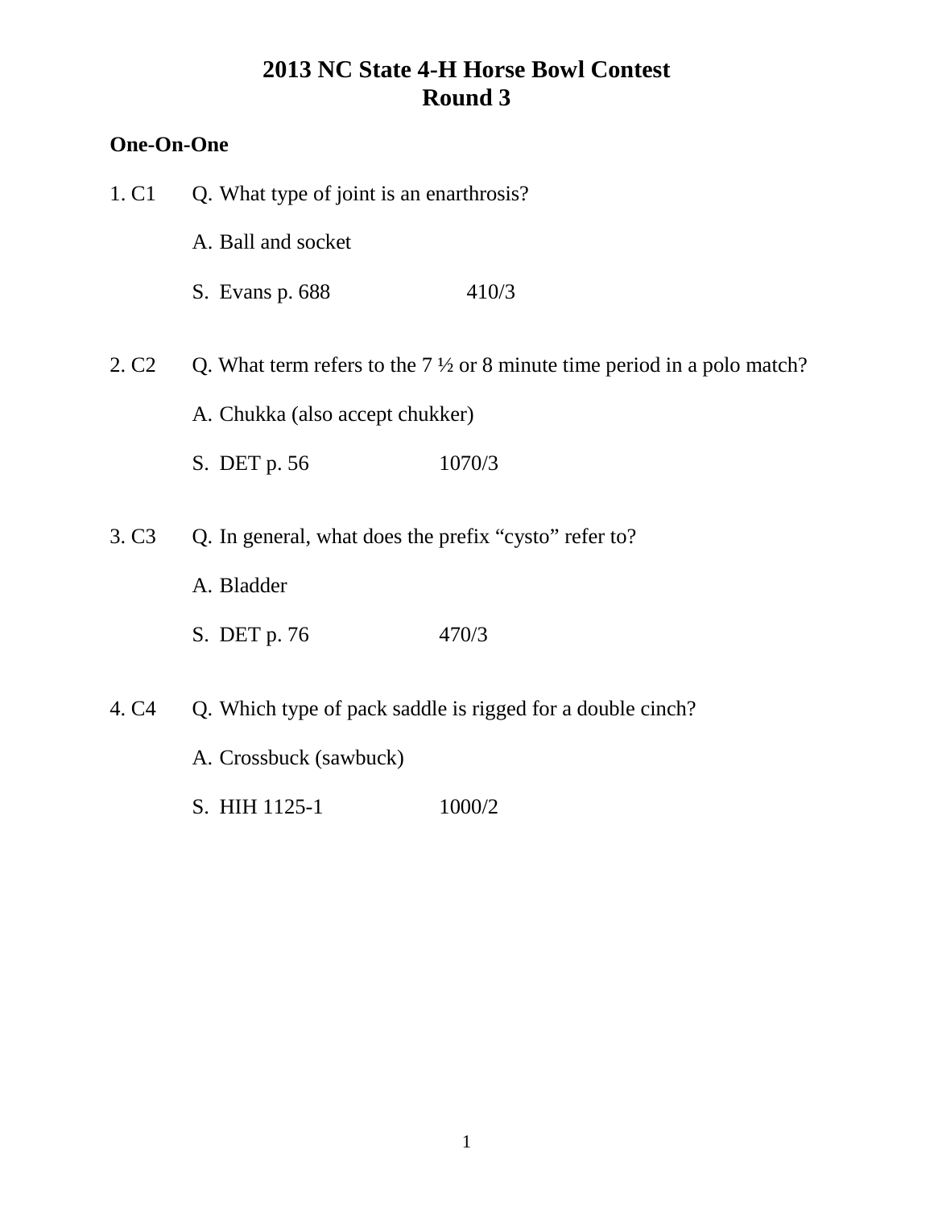# 2013 NC State 4-H Horse Bowl Contest
## Round 3

**One-On-One**

1. C1 Q. What type of joint is an enarthrosis?

   A. Ball and socket

   S. Evans p. 688 410/3

2. C2 Q. What term refers to the 7 ½ or 8 minute time period in a polo match?

   A. Chukka (also accept chukker)

   S. DET p. 56 1070/3

3. C3 Q. In general, what does the prefix "cysto" refer to?

   A. Bladder

   S. DET p. 76 470/3

4. C4 Q. Which type of pack saddle is rigged for a double cinch?

   A. Crossbuck (sawbuck)

   S. HIH 1125-1 1000/2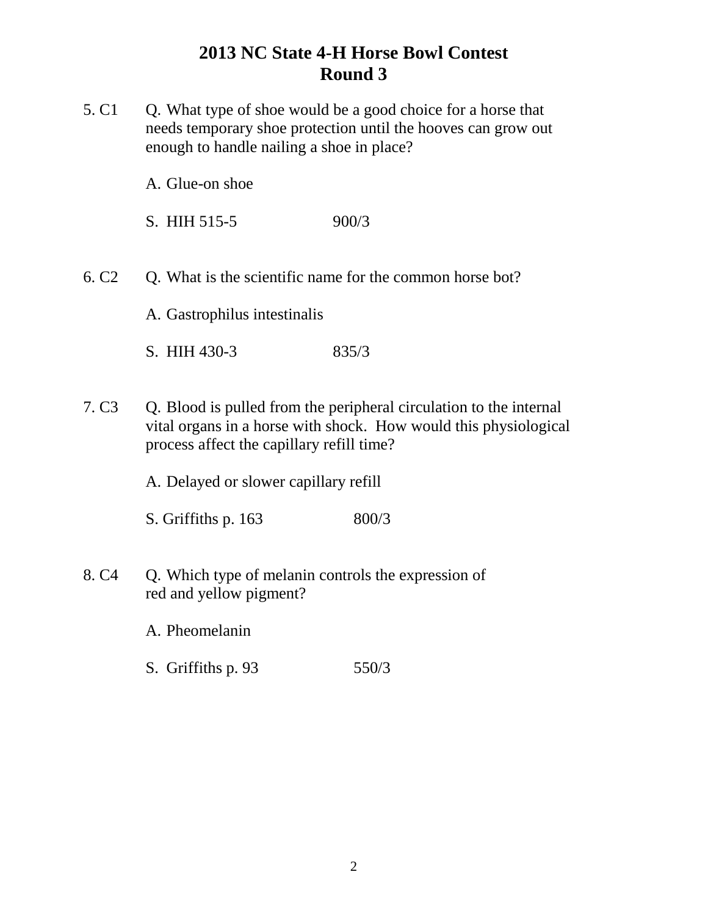# 2013 NC State 4-H Horse Bowl Contest
## Round 3

5. C1 Q. What type of shoe would be a good choice for a horse that needs temporary shoe protection until the hooves can grow out enough to handle nailing a shoe in place?

   A. Glue-on shoe

   S. HIH 515-5 900/3

6. C2 Q. What is the scientific name for the common horse bot?

   A. Gastrophilus intestinalis

   S. HIH 430-3 835/3

7. C3 Q. Blood is pulled from the peripheral circulation to the internal vital organs in a horse with shock. How would this physiological process affect the capillary refill time?

   A. Delayed or slower capillary refill

   S. Griffiths p. 163 800/3

8. C4 Q. Which type of melanin controls the expression of red and yellow pigment?

   A. Pheomelanin

   S. Griffiths p. 93 550/3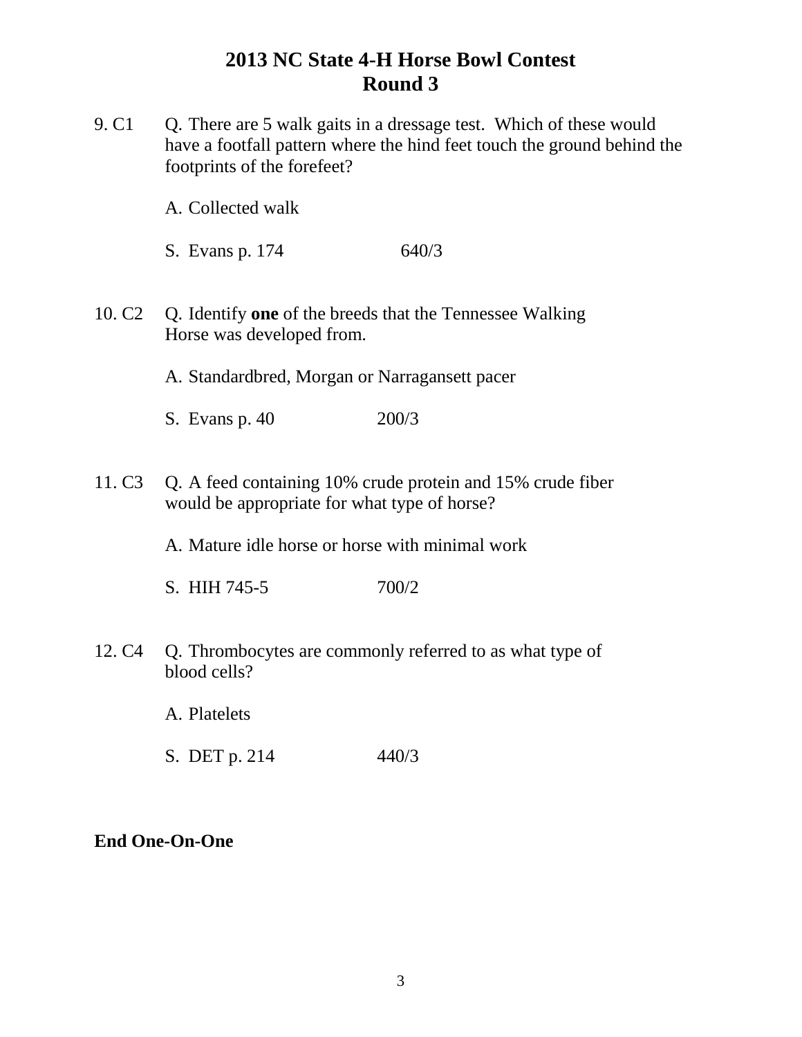# 2013 NC State 4-H Horse Bowl Contest
## Round 3

9. C1 Q. There are 5 walk gaits in a dressage test. Which of these would have a footfall pattern where the hind feet touch the ground behind the footprints of the forefeet?

   A. Collected walk

   S. Evans p. 174 640/3

10. C2 Q. Identify **one** of the breeds that the Tennessee Walking Horse was developed from.

   A. Standardbred, Morgan or Narragansett pacer

   S. Evans p. 40 200/3

11. C3 Q. A feed containing 10% crude protein and 15% crude fiber would be appropriate for what type of horse?

   A. Mature idle horse or horse with minimal work

   S. HIH 745-5 700/2

12. C4 Q. Thrombocytes are commonly referred to as what type of blood cells?

   A. Platelets

   S. DET p. 214 440/3

**End One-On-One**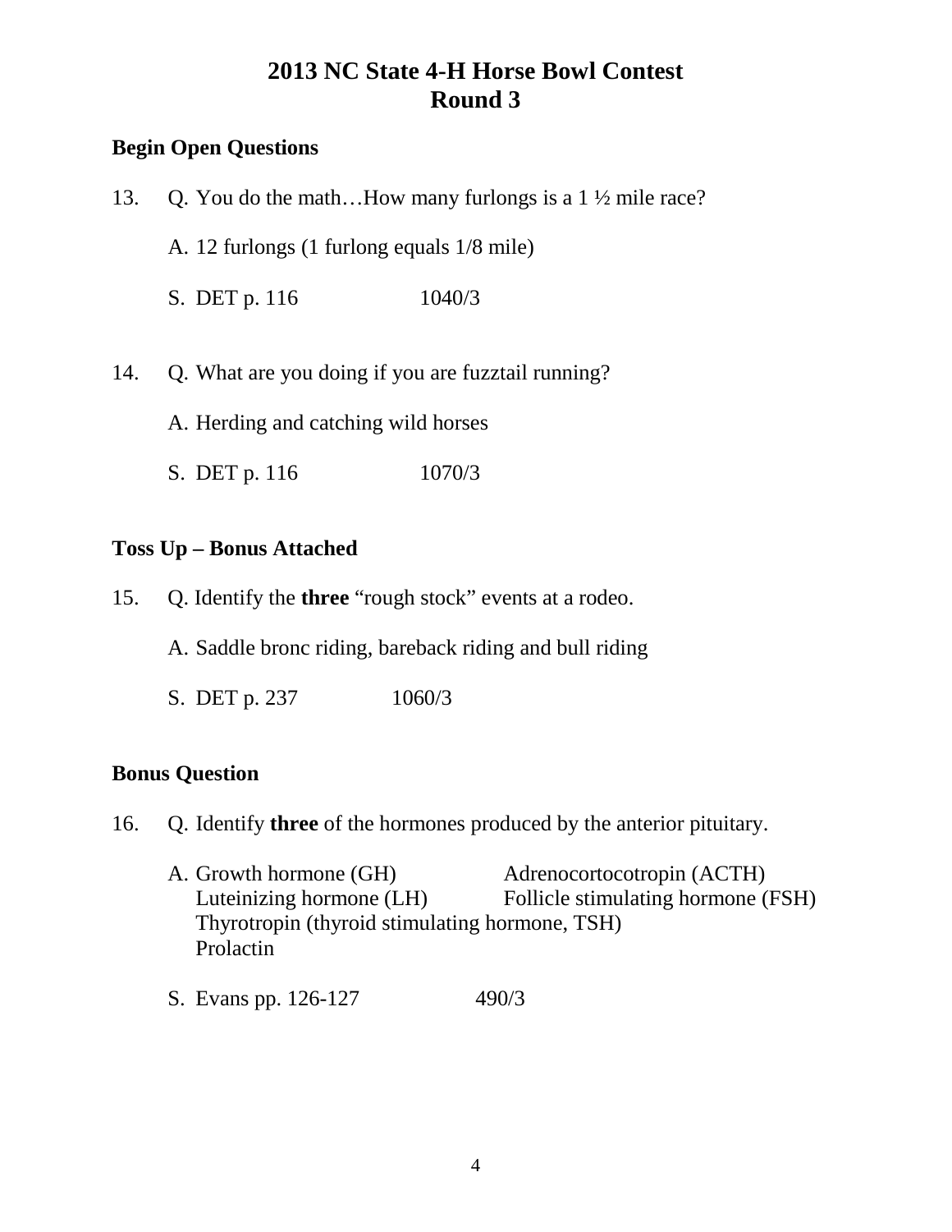# 2013 NC State 4-H Horse Bowl Contest
# Round 3

**Begin Open Questions**

13. Q. You do the math…How many furlongs is a 1 ½ mile race?

    A. 12 furlongs (1 furlong equals 1/8 mile)

    S. DET p. 116 1040/3

14. Q. What are you doing if you are fuzztail running?

    A. Herding and catching wild horses

    S. DET p. 116 1070/3

**Toss Up – Bonus Attached**

15. Q. Identify the **three** "rough stock" events at a rodeo.

    A. Saddle bronc riding, bareback riding and bull riding

    S. DET p. 237 1060/3

**Bonus Question**

16. Q. Identify **three** of the hormones produced by the anterior pituitary.

    A. Growth hormone (GH)
    Adrenocortocotropin (ACTH)
    Luteinizing hormone (LH)
    Follicle stimulating hormone (FSH)
    Thyrotropin (thyroid stimulating hormone, TSH)
    Prolactin

    S. Evans pp. 126-127 490/3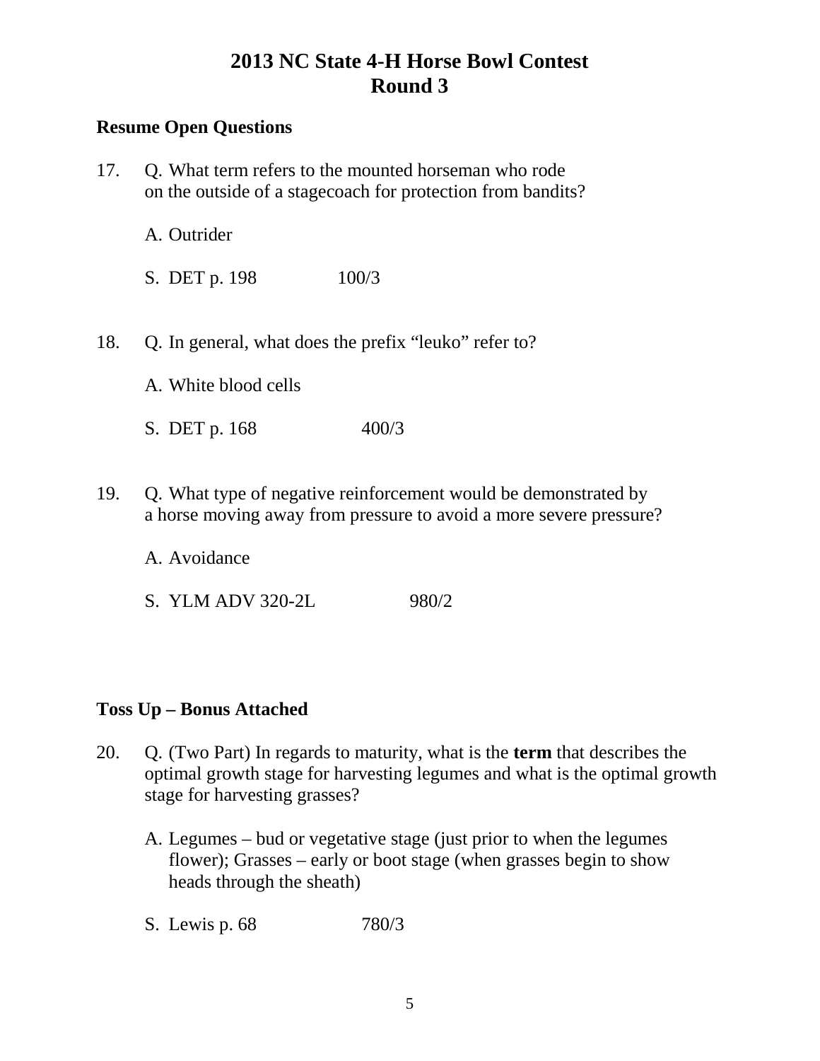# 2013 NC State 4-H Horse Bowl Contest
# Round 3

**Resume Open Questions**

17. Q. What term refers to the mounted horseman who rode on the outside of a stagecoach for protection from bandits?

    A. Outrider

    S. DET p. 198 100/3

18. Q. In general, what does the prefix "leuko" refer to?

    A. White blood cells

    S. DET p. 168 400/3

19. Q. What type of negative reinforcement would be demonstrated by a horse moving away from pressure to avoid a more severe pressure?

    A. Avoidance

    S. YLM ADV 320-2L 980/2

**Toss Up – Bonus Attached**

20. Q. (Two Part) In regards to maturity, what is the **term** that describes the optimal growth stage for harvesting legumes and what is the optimal growth stage for harvesting grasses?

    A. Legumes – bud or vegetative stage (just prior to when the legumes flower); Grasses – early or boot stage (when grasses begin to show heads through the sheath)

    S. Lewis p. 68 780/3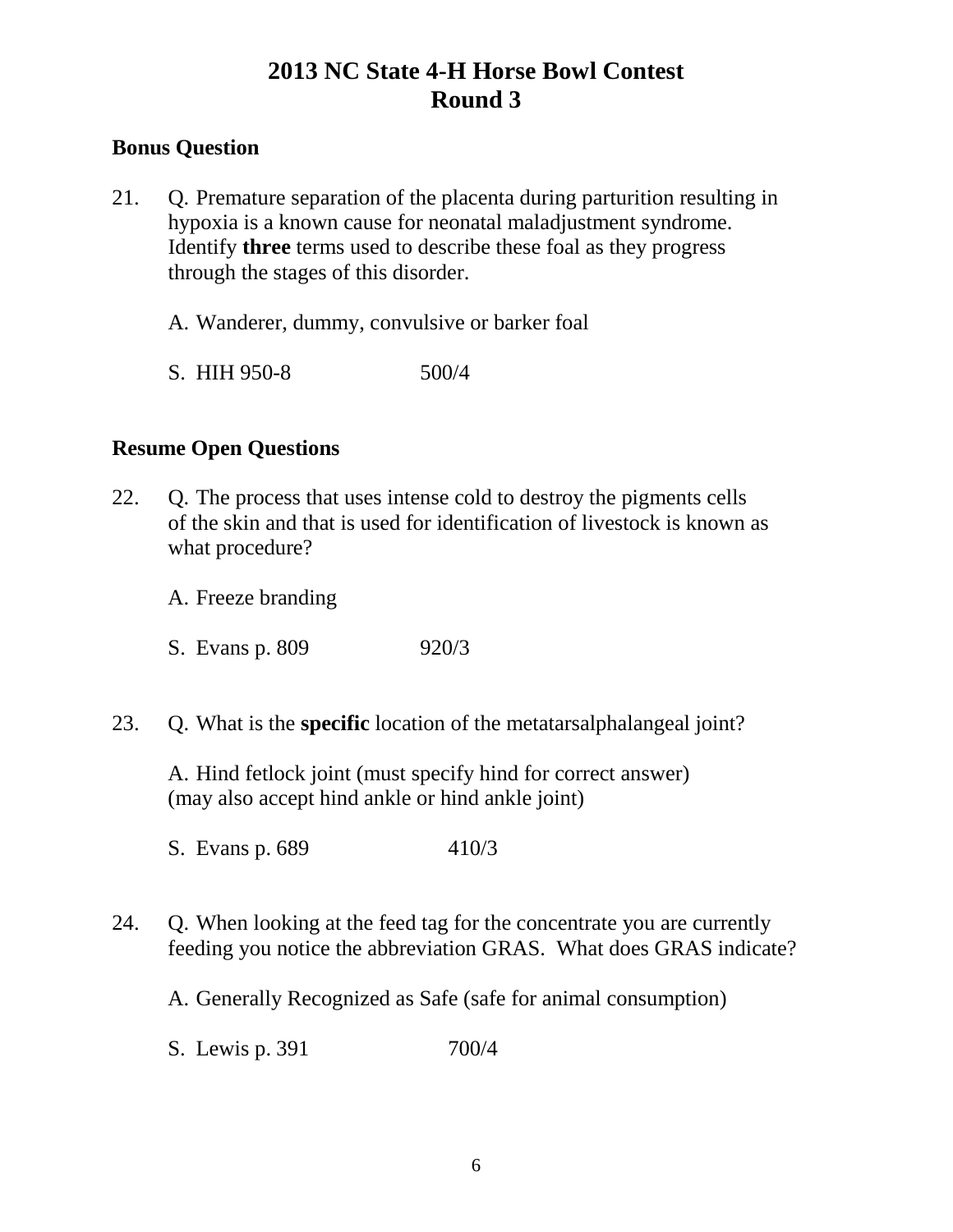# 2013 NC State 4-H Horse Bowl Contest
## Round 3

### Bonus Question

21. Q. Premature separation of the placenta during parturition resulting in hypoxia is a known cause for neonatal maladjustment syndrome. Identify **three** terms used to describe these foal as they progress through the stages of this disorder.

    A. Wanderer, dummy, convulsive or barker foal

    S. HIH 950-8 500/4

### Resume Open Questions

22. Q. The process that uses intense cold to destroy the pigments cells of the skin and that is used for identification of livestock is known as what procedure?

    A. Freeze branding

    S. Evans p. 809 920/3

23. Q. What is the **specific** location of the metatarsalphalangeal joint?

    A. Hind fetlock joint (must specify hind for correct answer) (may also accept hind ankle or hind ankle joint)

    S. Evans p. 689 410/3

24. Q. When looking at the feed tag for the concentrate you are currently feeding you notice the abbreviation GRAS. What does GRAS indicate?

    A. Generally Recognized as Safe (safe for animal consumption)

    S. Lewis p. 391 700/4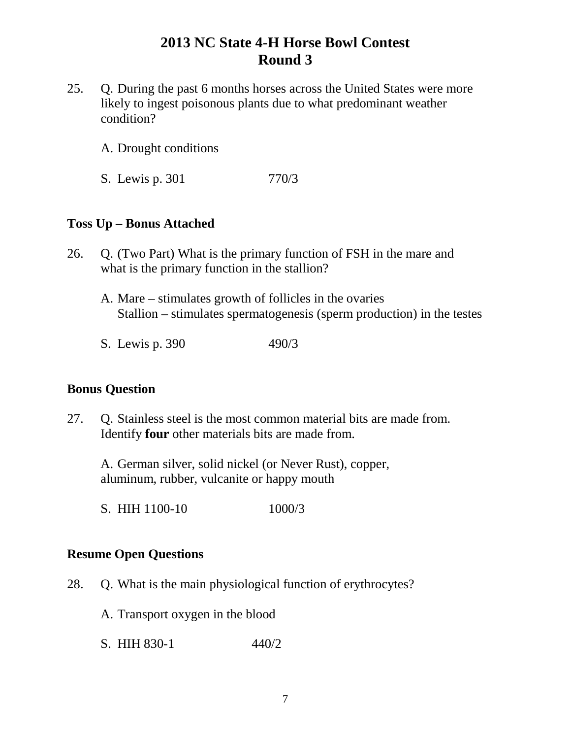# 2013 NC State 4-H Horse Bowl Contest
## Round 3

25. Q. During the past 6 months horses across the United States were more likely to ingest poisonous plants due to what predominant weather condition?

    A. Drought conditions

    S. Lewis p. 301 770/3

### Toss Up – Bonus Attached

26. Q. (Two Part) What is the primary function of FSH in the mare and what is the primary function in the stallion?

    A. Mare – stimulates growth of follicles in the ovaries
    Stallion – stimulates spermatogenesis (sperm production) in the testes

    S. Lewis p. 390 490/3

### Bonus Question

27. Q. Stainless steel is the most common material bits are made from. Identify **four** other materials bits are made from.

    A. German silver, solid nickel (or Never Rust), copper, aluminum, rubber, vulcanite or happy mouth

    S. HIH 1100-10 1000/3

### Resume Open Questions

28. Q. What is the main physiological function of erythrocytes?

    A. Transport oxygen in the blood

    S. HIH 830-1 440/2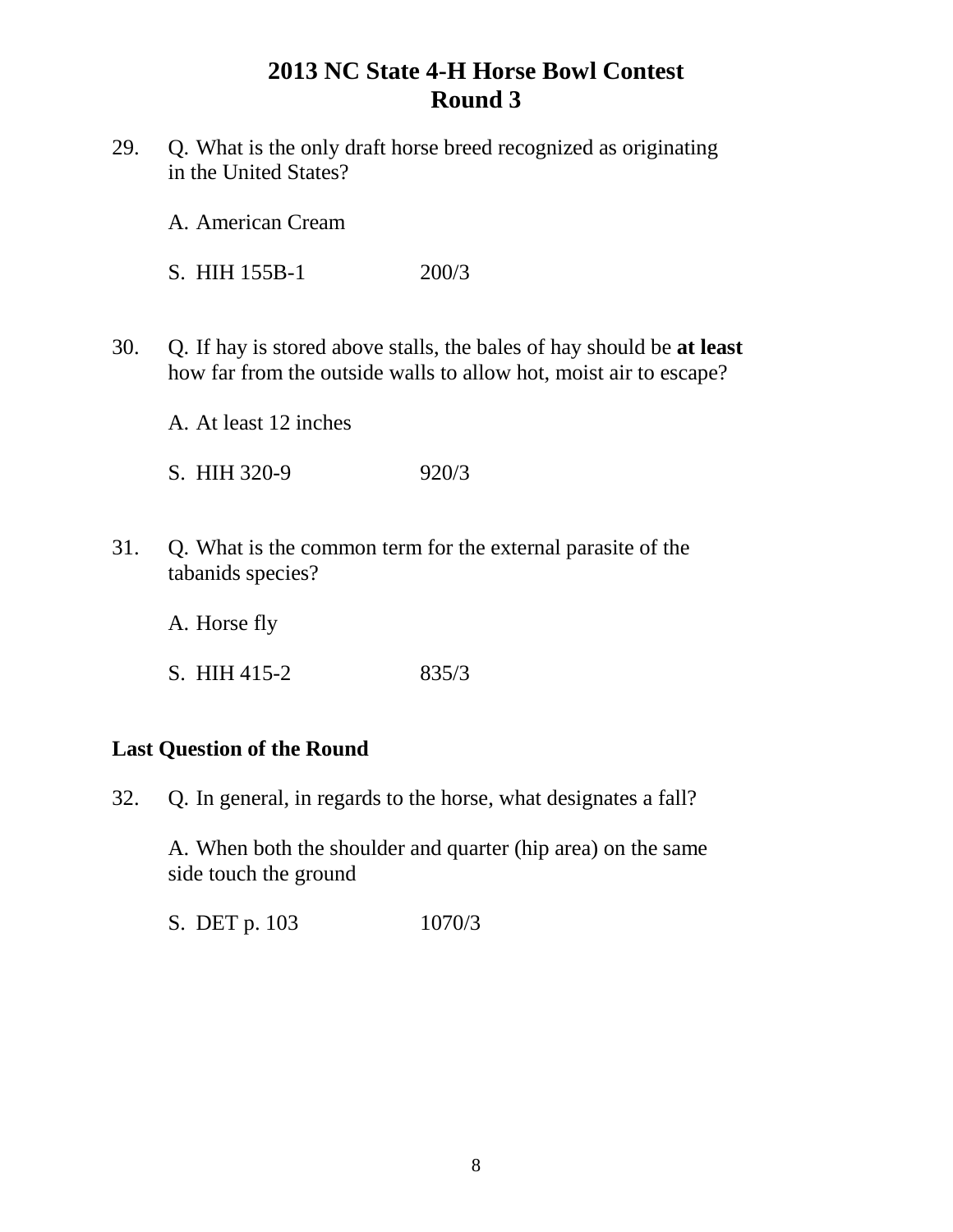# 2013 NC State 4-H Horse Bowl Contest
## Round 3

29. Q. What is the only draft horse breed recognized as originating in the United States?

    A. American Cream

    S. HIH 155B-1 200/3

30. Q. If hay is stored above stalls, the bales of hay should be **at least** how far from the outside walls to allow hot, moist air to escape?

    A. At least 12 inches

    S. HIH 320-9 920/3

31. Q. What is the common term for the external parasite of the tabanids species?

    A. Horse fly

    S. HIH 415-2 835/3

**Last Question of the Round**

32. Q. In general, in regards to the horse, what designates a fall?

    A. When both the shoulder and quarter (hip area) on the same side touch the ground

    S. DET p. 103 1070/3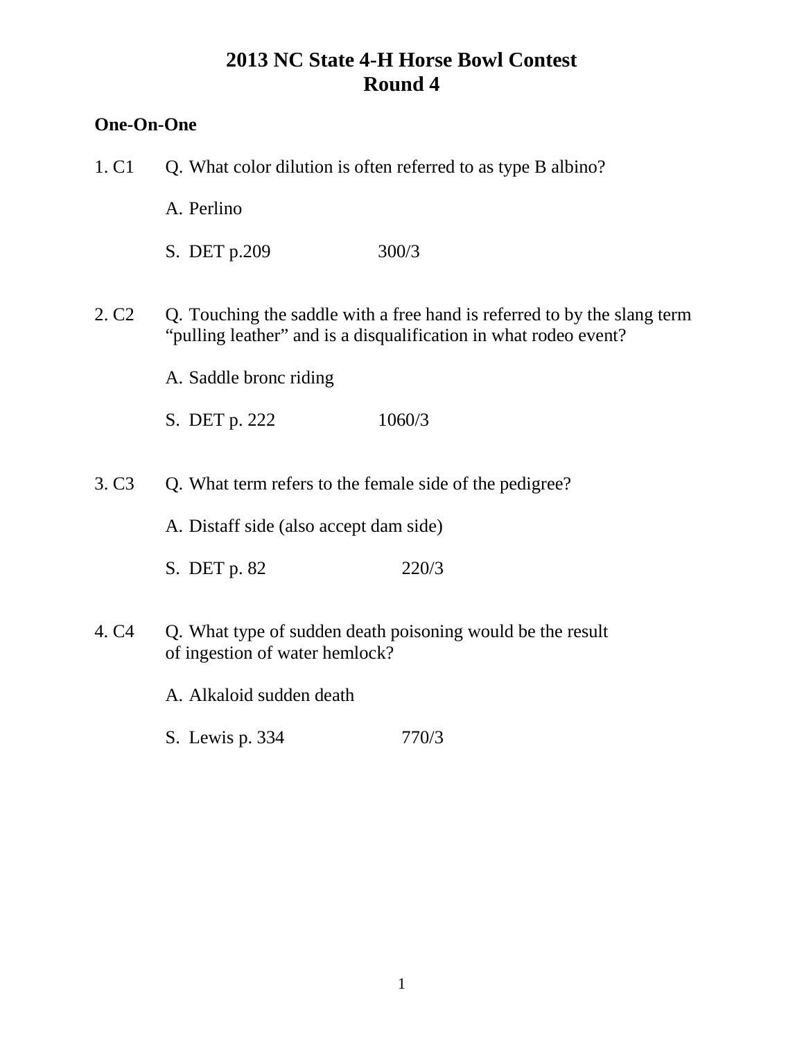# 2013 NC State 4-H Horse Bowl Contest
# Round 4

**One-On-One**

1. C1 Q. What color dilution is often referred to as type B albino?

   A. Perlino

   S. DET p.209 300/3

2. C2 Q. Touching the saddle with a free hand is referred to by the slang term "pulling leather" and is a disqualification in what rodeo event?

   A. Saddle bronc riding

   S. DET p. 222 1060/3

3. C3 Q. What term refers to the female side of the pedigree?

   A. Distaff side (also accept dam side)

   S. DET p. 82 220/3

4. C4 Q. What type of sudden death poisoning would be the result of ingestion of water hemlock?

   A. Alkaloid sudden death

   S. Lewis p. 334 770/3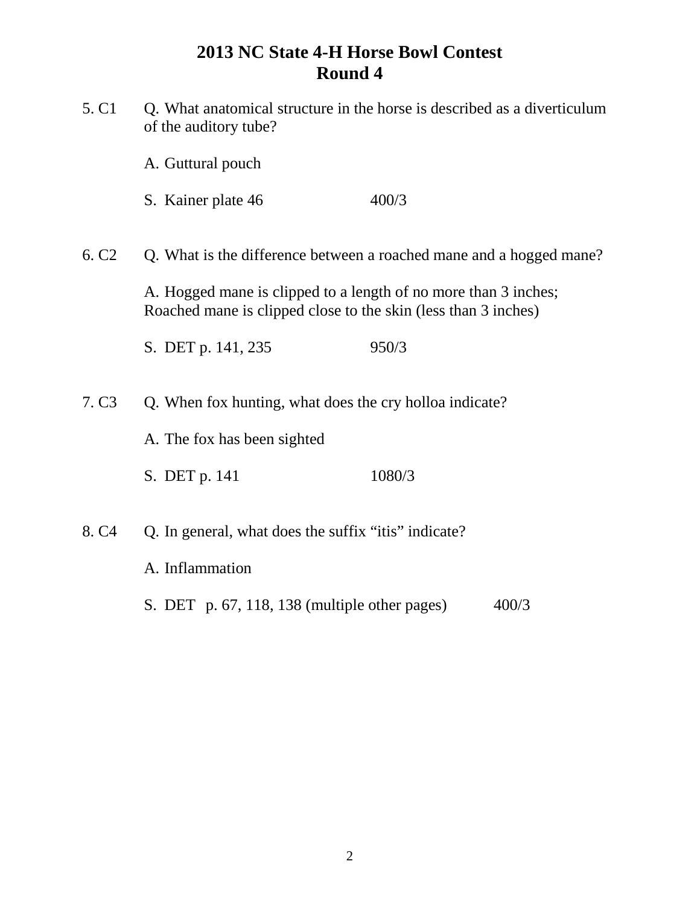# 2013 NC State 4-H Horse Bowl Contest
## Round 4

5. C1 Q. What anatomical structure in the horse is described as a diverticulum of the auditory tube?

   A. Guttural pouch

   S. Kainer plate 46 400/3

6. C2 Q. What is the difference between a roached mane and a hogged mane?

   A. Hogged mane is clipped to a length of no more than 3 inches; Roached mane is clipped close to the skin (less than 3 inches)

   S. DET p. 141, 235 950/3

7. C3 Q. When fox hunting, what does the cry holloa indicate?

   A. The fox has been sighted

   S. DET p. 141 1080/3

8. C4 Q. In general, what does the suffix "itis" indicate?

   A. Inflammation

   S. DET p. 67, 118, 138 (multiple other pages) 400/3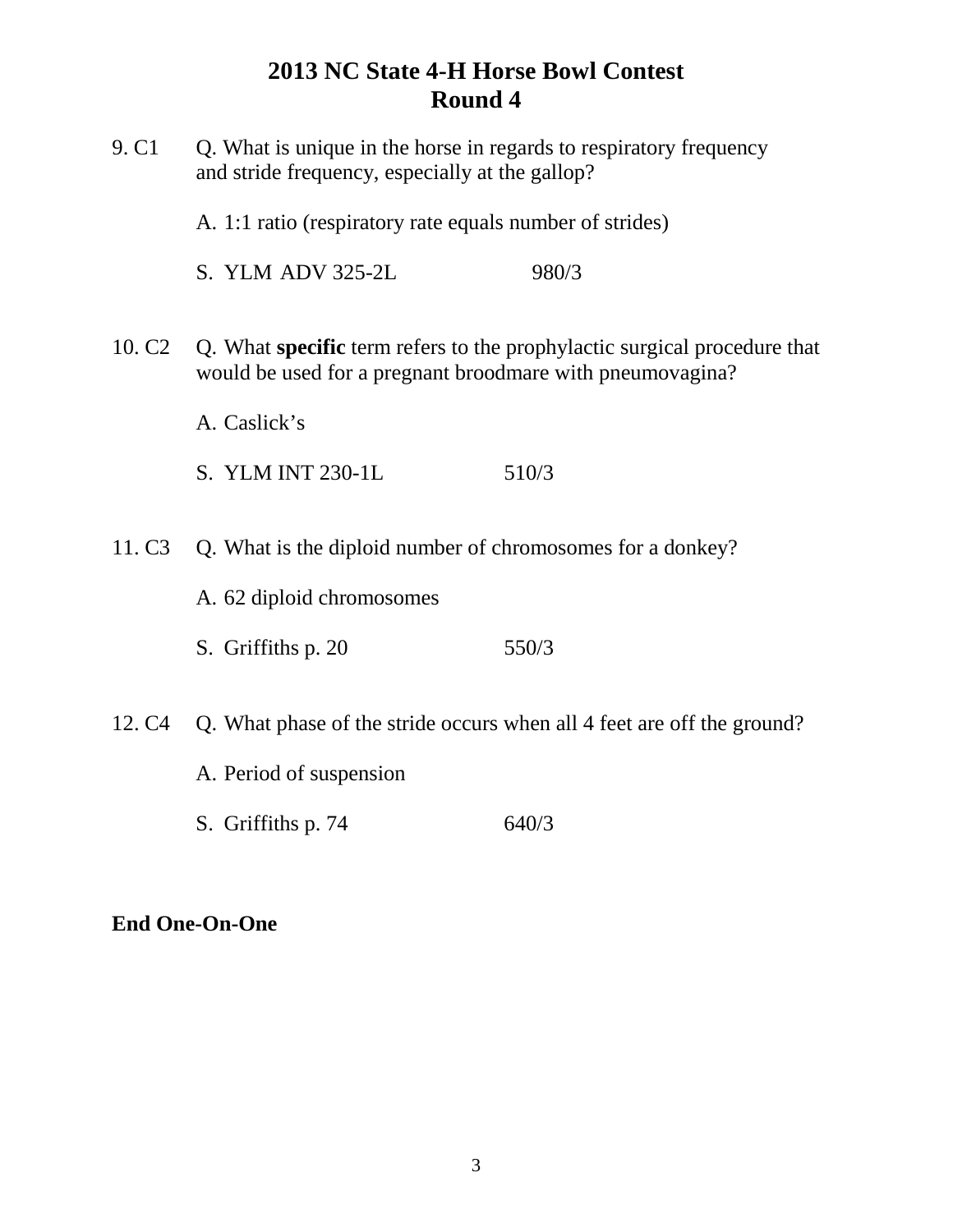# 2013 NC State 4-H Horse Bowl Contest
## Round 4

9. C1 Q. What is unique in the horse in regards to respiratory frequency and stride frequency, especially at the gallop?

   A. 1:1 ratio (respiratory rate equals number of strides)

   S. YLM ADV 325-2L 980/3

10. C2 Q. What **specific** term refers to the prophylactic surgical procedure that would be used for a pregnant broodmare with pneumovagina?

    A. Caslick's

    S. YLM INT 230-1L 510/3

11. C3 Q. What is the diploid number of chromosomes for a donkey?

    A. 62 diploid chromosomes

    S. Griffiths p. 20 550/3

12. C4 Q. What phase of the stride occurs when all 4 feet are off the ground?

    A. Period of suspension

    S. Griffiths p. 74 640/3

**End One-On-One**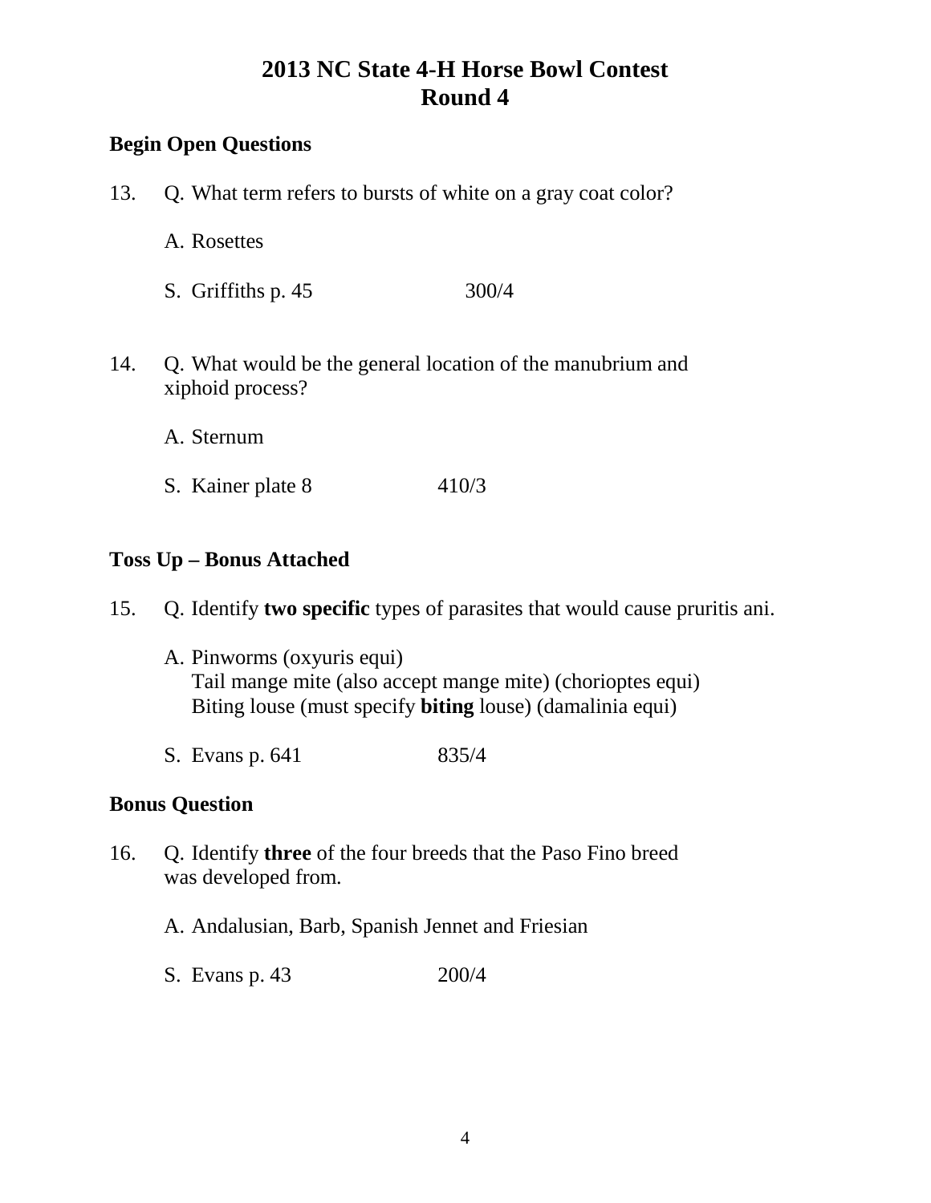# 2013 NC State 4-H Horse Bowl Contest
# Round 4

**Begin Open Questions**

13. Q. What term refers to bursts of white on a gray coat color?

    A. Rosettes

    S. Griffiths p. 45 300/4

14. Q. What would be the general location of the manubrium and xiphoid process?

    A. Sternum

    S. Kainer plate 8 410/3

**Toss Up – Bonus Attached**

15. Q. Identify **two specific** types of parasites that would cause pruritis ani.

    A. Pinworms (oxyuris equi)
    Tail mange mite (also accept mange mite) (chorioptes equi)
    Biting louse (must specify **biting** louse) (damalinia equi)

    S. Evans p. 641 835/4

**Bonus Question**

16. Q. Identify **three** of the four breeds that the Paso Fino breed was developed from.

    A. Andalusian, Barb, Spanish Jennet and Friesian

    S. Evans p. 43 200/4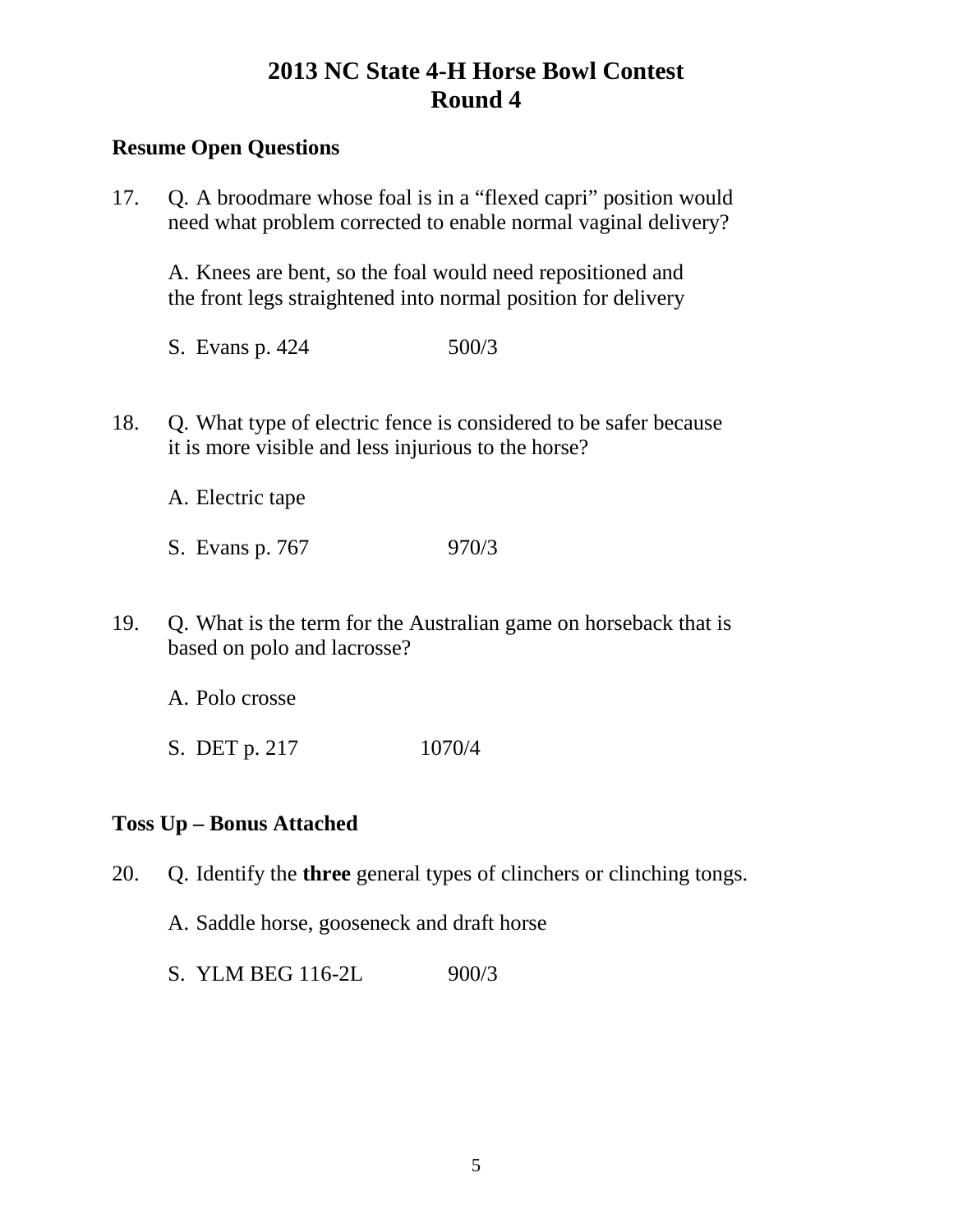# 2013 NC State 4-H Horse Bowl Contest
# Round 4

**Resume Open Questions**

17. Q. A broodmare whose foal is in a "flexed capri" position would need what problem corrected to enable normal vaginal delivery?

    A. Knees are bent, so the foal would need repositioned and the front legs straightened into normal position for delivery

    S. Evans p. 424 500/3

18. Q. What type of electric fence is considered to be safer because it is more visible and less injurious to the horse?

    A. Electric tape

    S. Evans p. 767 970/3

19. Q. What is the term for the Australian game on horseback that is based on polo and lacrosse?

    A. Polo crosse

    S. DET p. 217 1070/4

**Toss Up – Bonus Attached**

20. Q. Identify the **three** general types of clinchers or clinching tongs.

    A. Saddle horse, gooseneck and draft horse

    S. YLM BEG 116-2L 900/3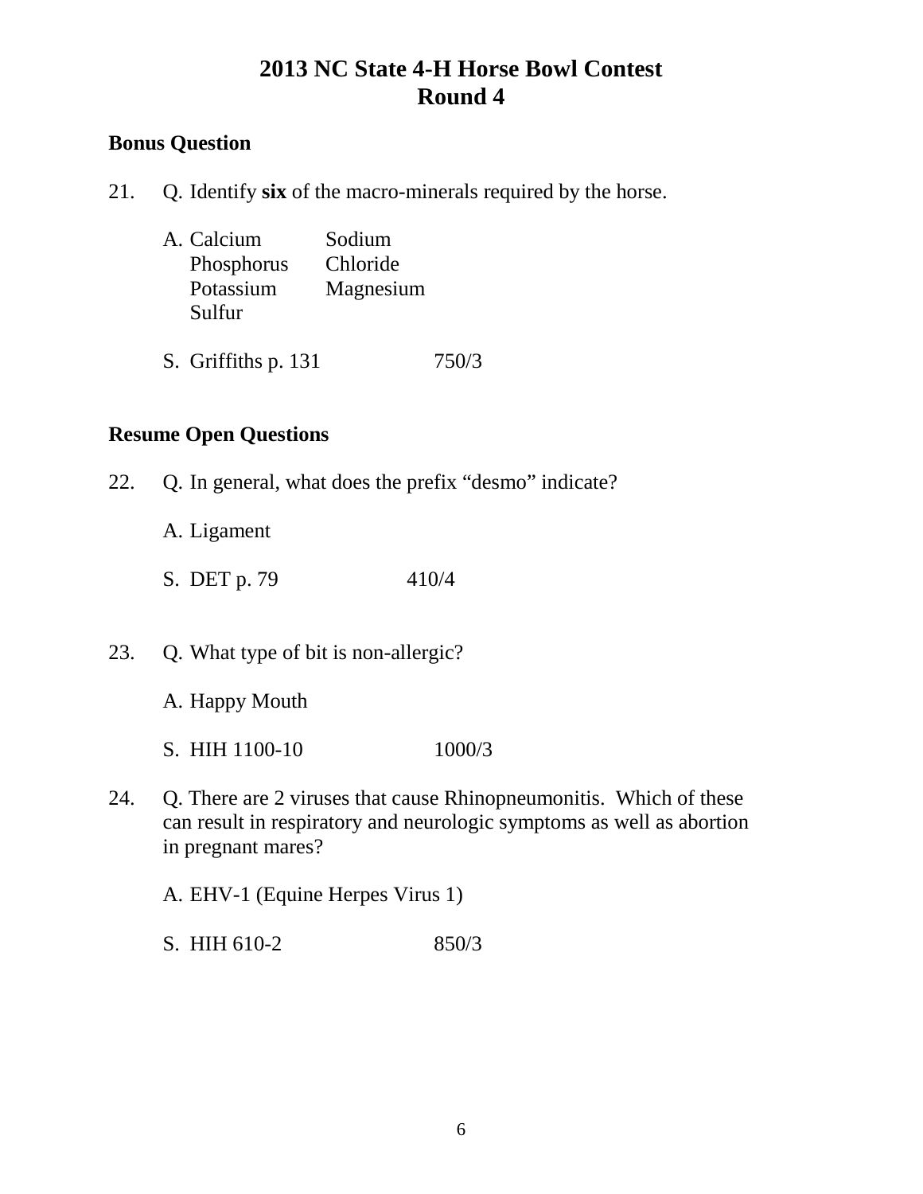# 2013 NC State 4-H Horse Bowl Contest
## Round 4

**Bonus Question**

21. Q. Identify **six** of the macro-minerals required by the horse.

    A. Calcium — Sodium
    Phosphorus — Chloride
    Potassium — Magnesium
    Sulfur

    S. Griffiths p. 131 750/3

**Resume Open Questions**

22. Q. In general, what does the prefix “desmo” indicate?

    A. Ligament

    S. DET p. 79 410/4

23. Q. What type of bit is non-allergic?

    A. Happy Mouth

    S. HIH 1100-10 1000/3

24. Q. There are 2 viruses that cause Rhinopneumonitis. Which of these can result in respiratory and neurologic symptoms as well as abortion in pregnant mares?

    A. EHV-1 (Equine Herpes Virus 1)

    S. HIH 610-2 850/3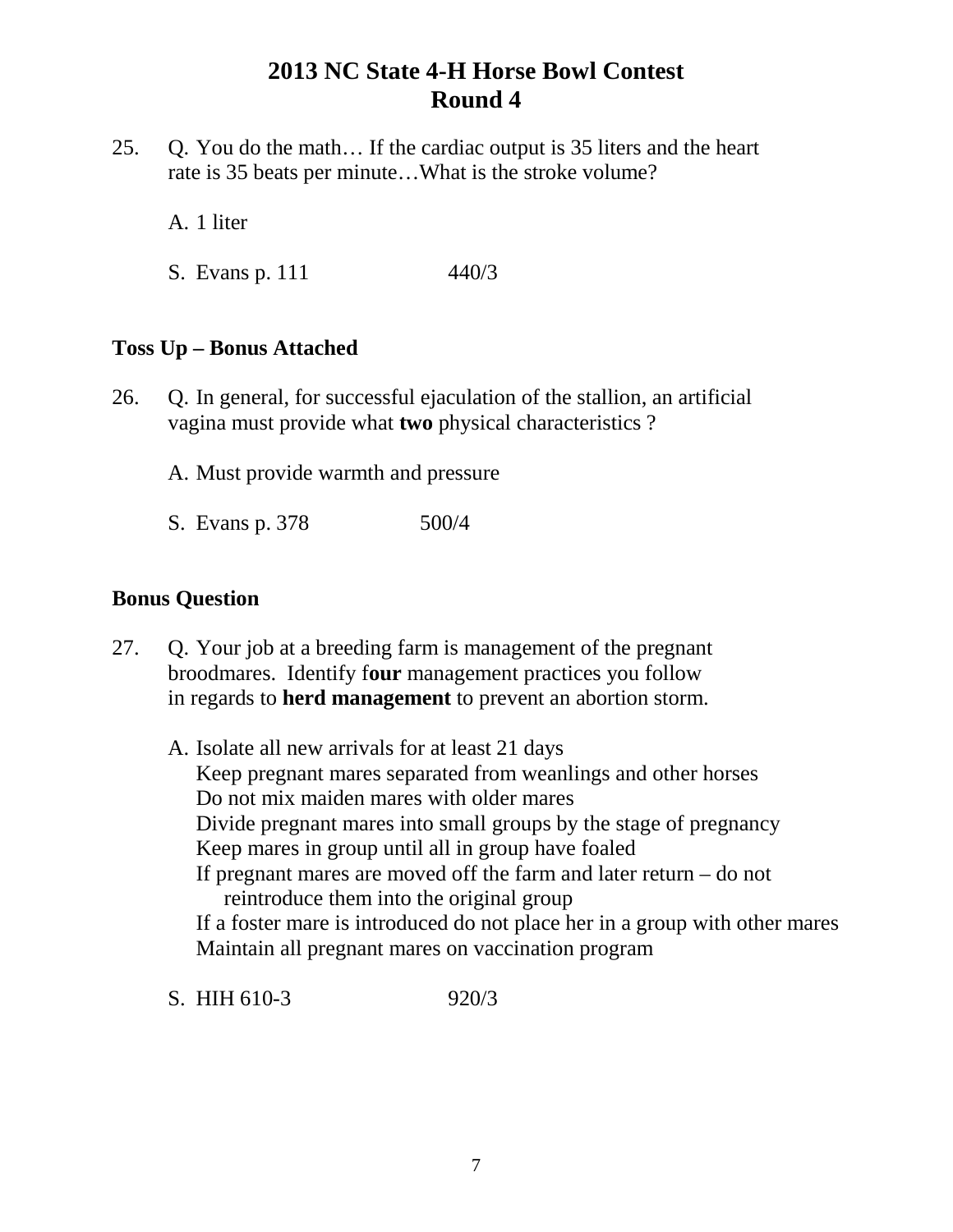# 2013 NC State 4-H Horse Bowl Contest
## Round 4

25. Q. You do the math… If the cardiac output is 35 liters and the heart rate is 35 beats per minute…What is the stroke volume?

    A. 1 liter

    S. Evans p. 111 440/3

**Toss Up – Bonus Attached**

26. Q. In general, for successful ejaculation of the stallion, an artificial vagina must provide what **two** physical characteristics ?

    A. Must provide warmth and pressure

    S. Evans p. 378 500/4

**Bonus Question**

27. Q. Your job at a breeding farm is management of the pregnant broodmares. Identify f**our** management practices you follow in regards to **herd management** to prevent an abortion storm.

    A. Isolate all new arrivals for at least 21 days
    Keep pregnant mares separated from weanlings and other horses
    Do not mix maiden mares with older mares
    Divide pregnant mares into small groups by the stage of pregnancy
    Keep mares in group until all in group have foaled
    If pregnant mares are moved off the farm and later return – do not reintroduce them into the original group
    If a foster mare is introduced do not place her in a group with other mares
    Maintain all pregnant mares on vaccination program

    S. HIH 610-3 920/3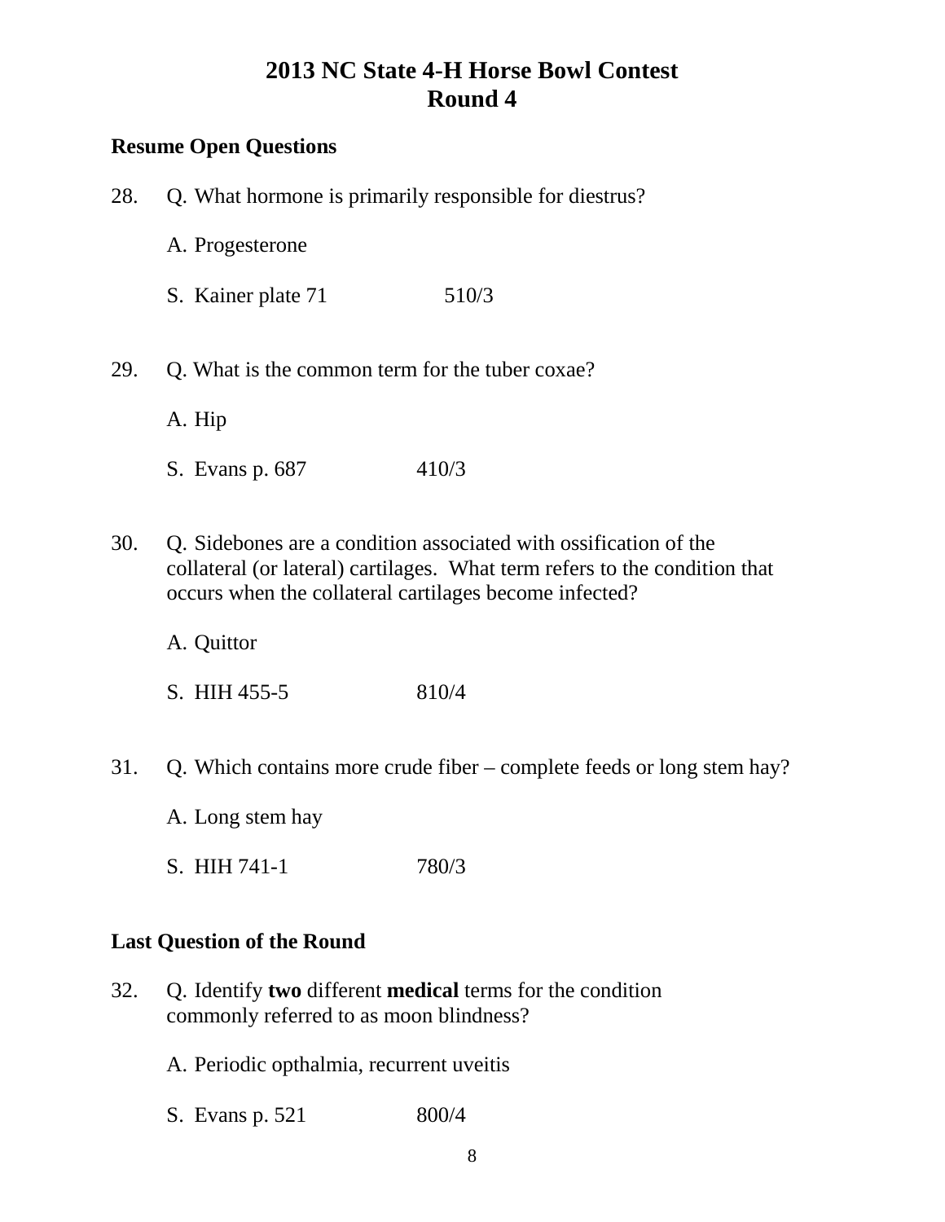# 2013 NC State 4-H Horse Bowl Contest
# Round 4

**Resume Open Questions**

28. Q. What hormone is primarily responsible for diestrus?

    A. Progesterone

    S. Kainer plate 71 510/3

29. Q. What is the common term for the tuber coxae?

    A. Hip

    S. Evans p. 687 410/3

30. Q. Sidebones are a condition associated with ossification of the collateral (or lateral) cartilages. What term refers to the condition that occurs when the collateral cartilages become infected?

    A. Quittor

    S. HIH 455-5 810/4

31. Q. Which contains more crude fiber – complete feeds or long stem hay?

    A. Long stem hay

    S. HIH 741-1 780/3

**Last Question of the Round**

32. Q. Identify **two** different **medical** terms for the condition commonly referred to as moon blindness?

    A. Periodic opthalmia, recurrent uveitis

    S. Evans p. 521 800/4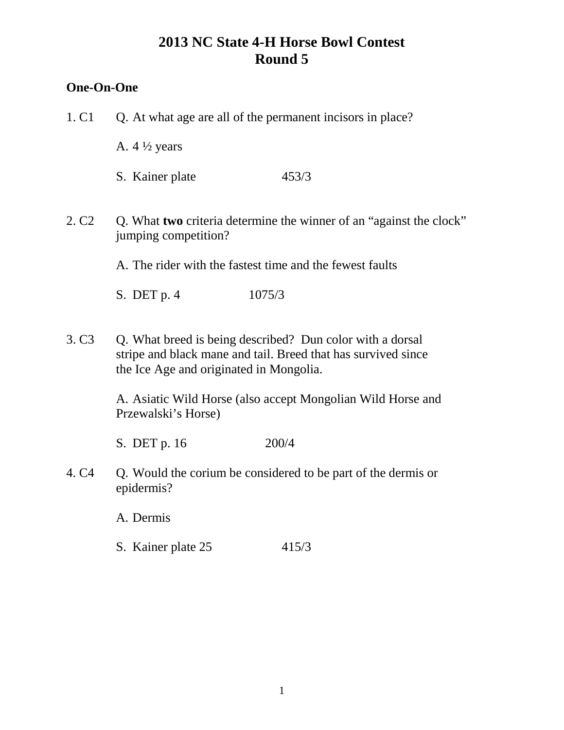# 2013 NC State 4-H Horse Bowl Contest
## Round 5

**One-On-One**

1. C1 Q. At what age are all of the permanent incisors in place?

   A. 4 ½ years

   S. Kainer plate 453/3

2. C2 Q. What **two** criteria determine the winner of an "against the clock" jumping competition?

   A. The rider with the fastest time and the fewest faults

   S. DET p. 4 1075/3

3. C3 Q. What breed is being described? Dun color with a dorsal stripe and black mane and tail. Breed that has survived since the Ice Age and originated in Mongolia.

   A. Asiatic Wild Horse (also accept Mongolian Wild Horse and Przewalski's Horse)

   S. DET p. 16 200/4

4. C4 Q. Would the corium be considered to be part of the dermis or epidermis?

   A. Dermis

   S. Kainer plate 25 415/3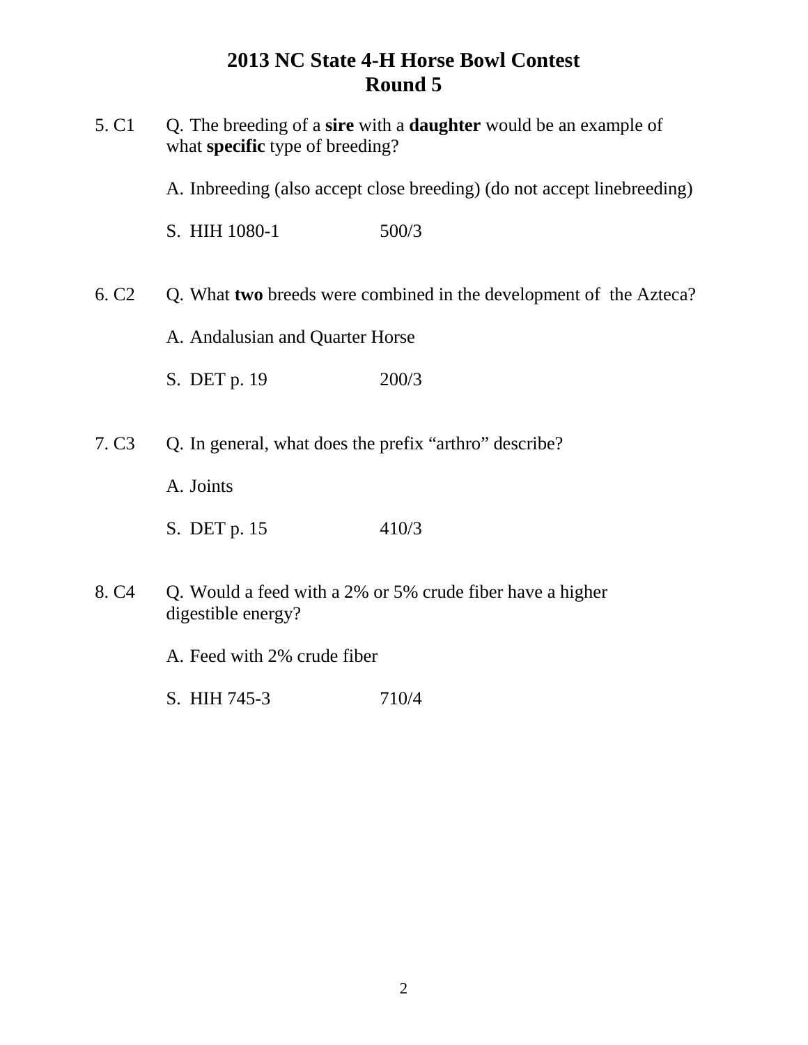# 2013 NC State 4-H Horse Bowl Contest
## Round 5

5. C1 Q. The breeding of a **sire** with a **daughter** would be an example of what **specific** type of breeding?

A. Inbreeding (also accept close breeding) (do not accept linebreeding)

S. HIH 1080-1 500/3

6. C2 Q. What **two** breeds were combined in the development of the Azteca?

A. Andalusian and Quarter Horse

S. DET p. 19 200/3

7. C3 Q. In general, what does the prefix "arthro" describe?

A. Joints

S. DET p. 15 410/3

8. C4 Q. Would a feed with a 2% or 5% crude fiber have a higher digestible energy?

A. Feed with 2% crude fiber

S. HIH 745-3 710/4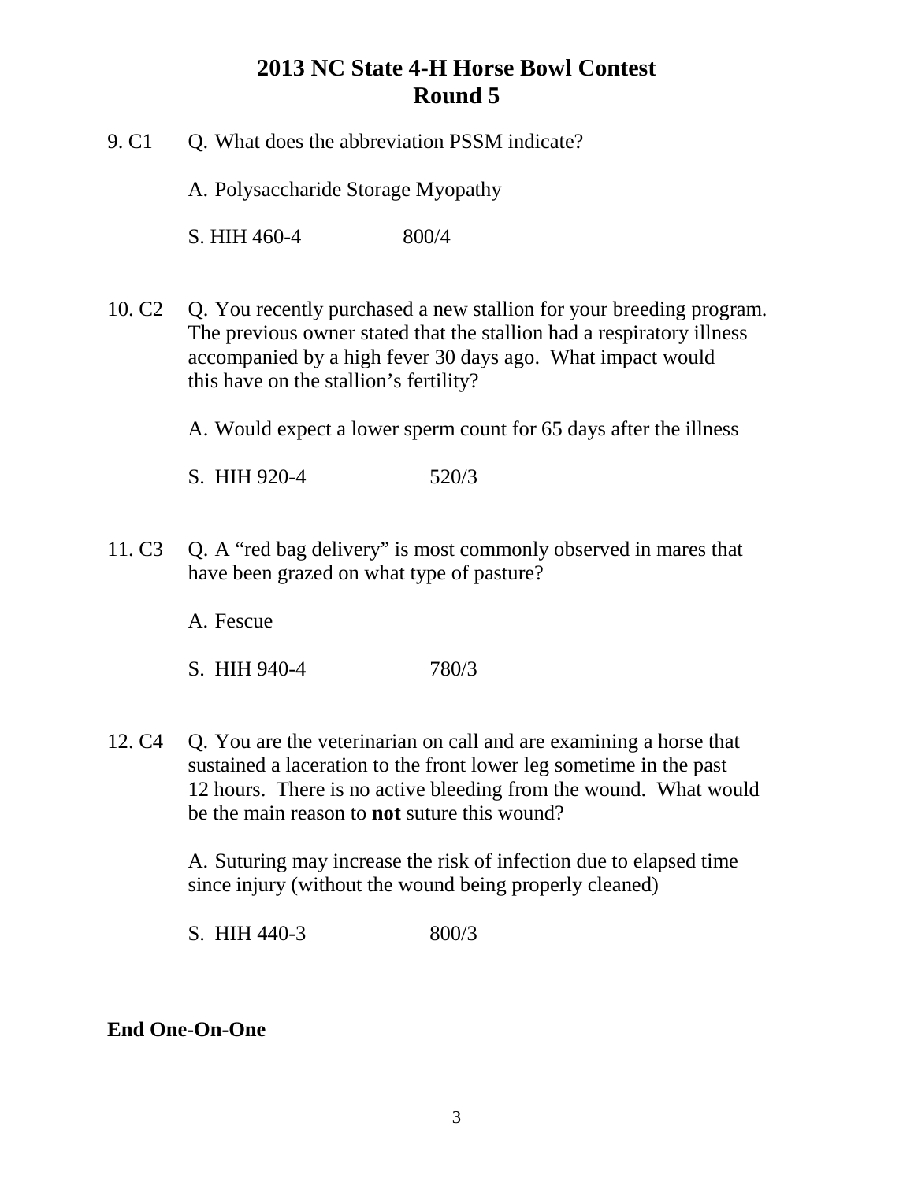# 2013 NC State 4-H Horse Bowl Contest
## Round 5

9. C1 Q. What does the abbreviation PSSM indicate?

   A. Polysaccharide Storage Myopathy

   S. HIH 460-4 800/4

10. C2 Q. You recently purchased a new stallion for your breeding program. The previous owner stated that the stallion had a respiratory illness accompanied by a high fever 30 days ago. What impact would this have on the stallion's fertility?

    A. Would expect a lower sperm count for 65 days after the illness

    S. HIH 920-4 520/3

11. C3 Q. A "red bag delivery" is most commonly observed in mares that have been grazed on what type of pasture?

    A. Fescue

    S. HIH 940-4 780/3

12. C4 Q. You are the veterinarian on call and are examining a horse that sustained a laceration to the front lower leg sometime in the past 12 hours. There is no active bleeding from the wound. What would be the main reason to **not** suture this wound?

    A. Suturing may increase the risk of infection due to elapsed time since injury (without the wound being properly cleaned)

    S. HIH 440-3 800/3

**End One-On-One**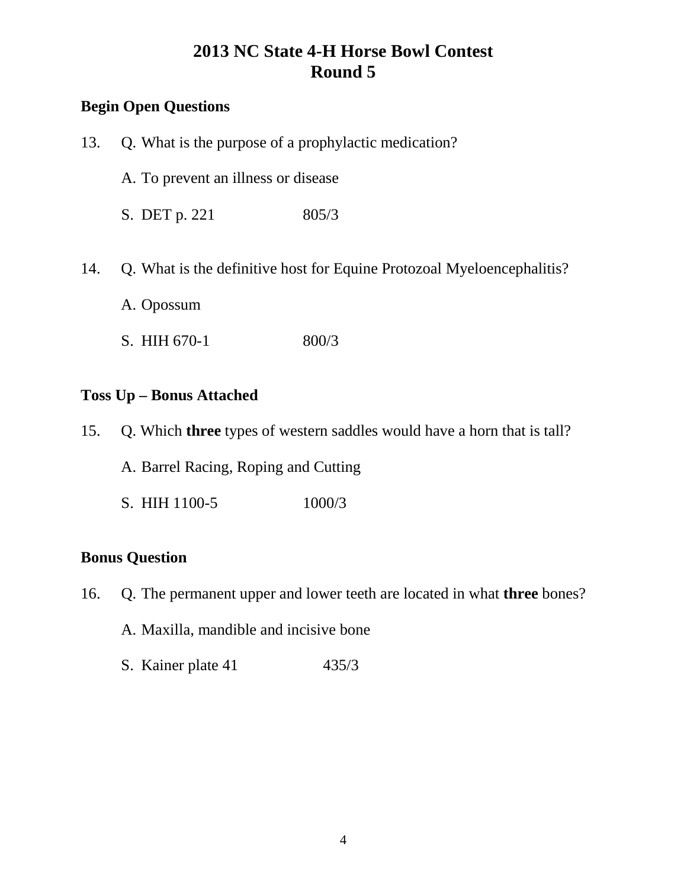# 2013 NC State 4-H Horse Bowl Contest
# Round 5

**Begin Open Questions**

13. Q. What is the purpose of a prophylactic medication?

    A. To prevent an illness or disease

    S. DET p. 221 805/3

14. Q. What is the definitive host for Equine Protozoal Myeloencephalitis?

    A. Opossum

    S. HIH 670-1 800/3

**Toss Up – Bonus Attached**

15. Q. Which **three** types of western saddles would have a horn that is tall?

    A. Barrel Racing, Roping and Cutting

    S. HIH 1100-5 1000/3

**Bonus Question**

16. Q. The permanent upper and lower teeth are located in what **three** bones?

    A. Maxilla, mandible and incisive bone

    S. Kainer plate 41 435/3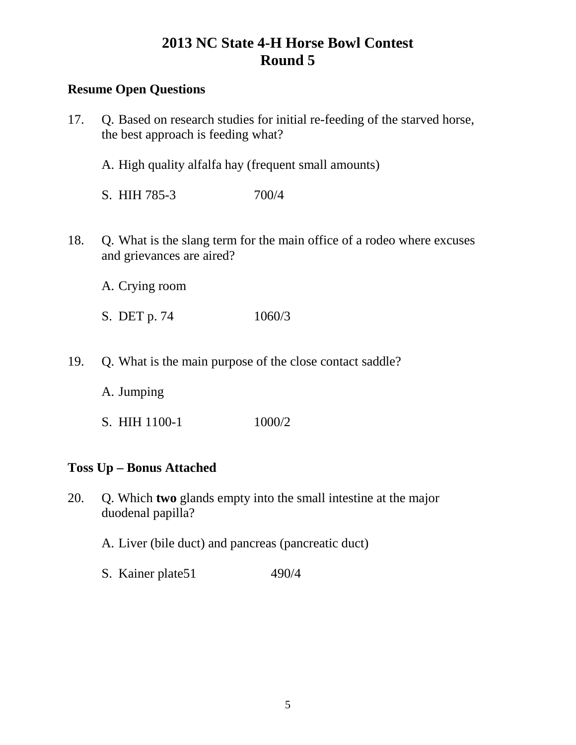# 2013 NC State 4-H Horse Bowl Contest
# Round 5

**Resume Open Questions**

17. Q. Based on research studies for initial re-feeding of the starved horse, the best approach is feeding what?

    A. High quality alfalfa hay (frequent small amounts)

    S. HIH 785-3 700/4

18. Q. What is the slang term for the main office of a rodeo where excuses and grievances are aired?

    A. Crying room

    S. DET p. 74 1060/3

19. Q. What is the main purpose of the close contact saddle?

    A. Jumping

    S. HIH 1100-1 1000/2

**Toss Up – Bonus Attached**

20. Q. Which **two** glands empty into the small intestine at the major duodenal papilla?

    A. Liver (bile duct) and pancreas (pancreatic duct)

    S. Kainer plate51 490/4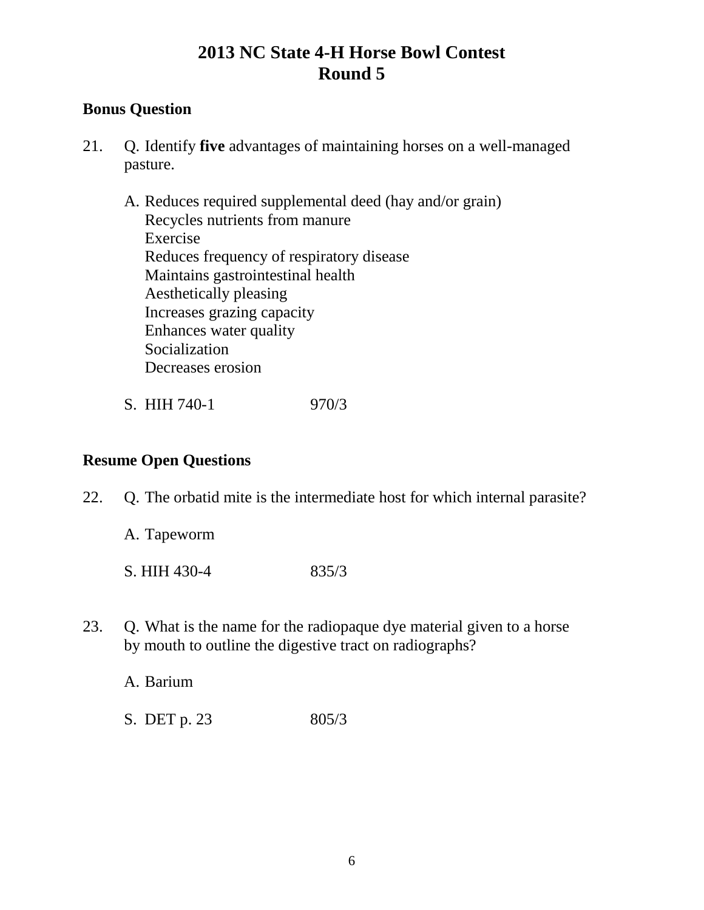# 2013 NC State 4-H Horse Bowl Contest
# Round 5

## Bonus Question

21. Q. Identify **five** advantages of maintaining horses on a well-managed pasture.

    A. Reduces required supplemental deed (hay and/or grain)
    Recycles nutrients from manure
    Exercise
    Reduces frequency of respiratory disease
    Maintains gastrointestinal health
    Aesthetically pleasing
    Increases grazing capacity
    Enhances water quality
    Socialization
    Decreases erosion

    S. HIH 740-1 970/3

## Resume Open Questions

22. Q. The orbatid mite is the intermediate host for which internal parasite?

    A. Tapeworm

    S. HIH 430-4 835/3

23. Q. What is the name for the radiopaque dye material given to a horse by mouth to outline the digestive tract on radiographs?

    A. Barium

    S. DET p. 23 805/3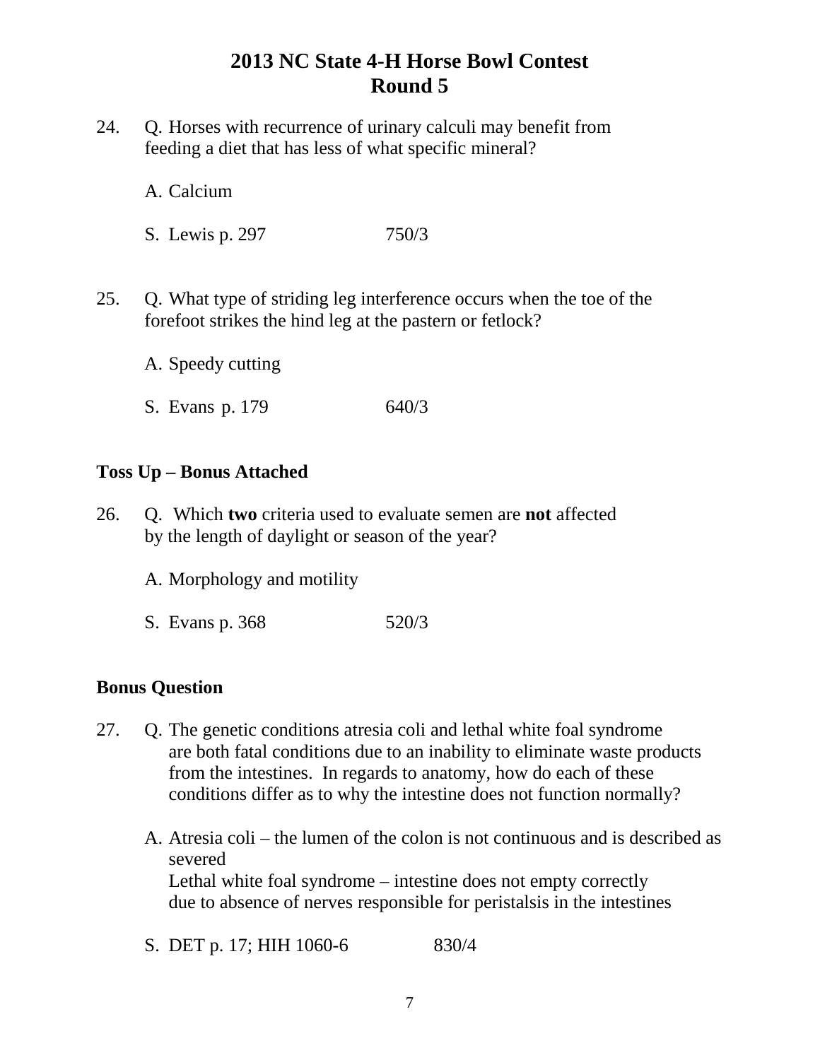# 2013 NC State 4-H Horse Bowl Contest
## Round 5

24. Q. Horses with recurrence of urinary calculi may benefit from feeding a diet that has less of what specific mineral?

    A. Calcium

    S. Lewis p. 297 750/3

25. Q. What type of striding leg interference occurs when the toe of the forefoot strikes the hind leg at the pastern or fetlock?

    A. Speedy cutting

    S. Evans p. 179 640/3

**Toss Up – Bonus Attached**

26. Q. Which **two** criteria used to evaluate semen are **not** affected by the length of daylight or season of the year?

    A. Morphology and motility

    S. Evans p. 368 520/3

**Bonus Question**

27. Q. The genetic conditions atresia coli and lethal white foal syndrome are both fatal conditions due to an inability to eliminate waste products from the intestines. In regards to anatomy, how do each of these conditions differ as to why the intestine does not function normally?

    A. Atresia coli – the lumen of the colon is not continuous and is described as severed
    Lethal white foal syndrome – intestine does not empty correctly due to absence of nerves responsible for peristalsis in the intestines

    S. DET p. 17; HIH 1060-6 830/4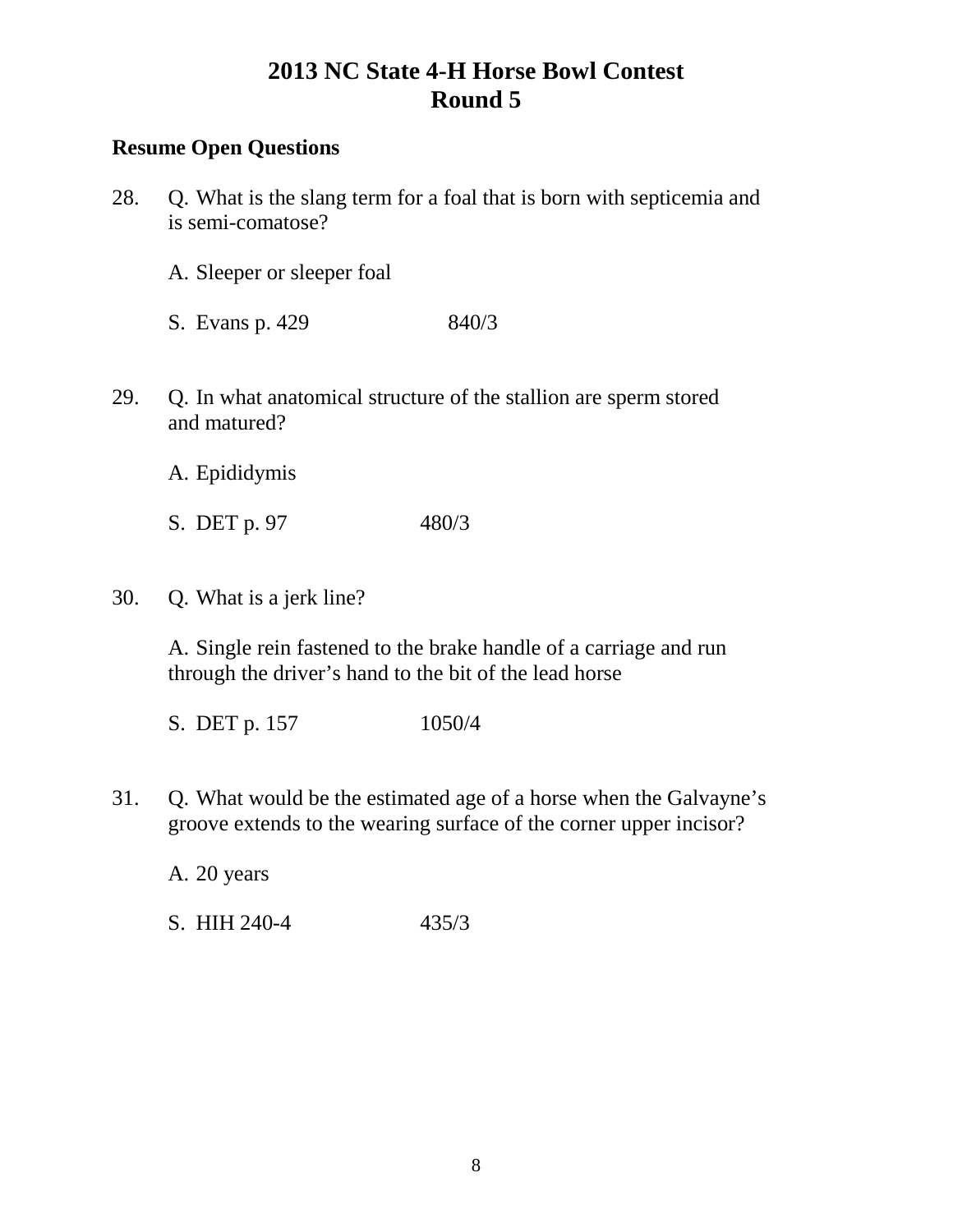# 2013 NC State 4-H Horse Bowl Contest
# Round 5

**Resume Open Questions**

28. Q. What is the slang term for a foal that is born with septicemia and is semi-comatose?

    A. Sleeper or sleeper foal

    S. Evans p. 429 840/3

29. Q. In what anatomical structure of the stallion are sperm stored and matured?

    A. Epididymis

    S. DET p. 97 480/3

30. Q. What is a jerk line?

    A. Single rein fastened to the brake handle of a carriage and run through the driver's hand to the bit of the lead horse

    S. DET p. 157 1050/4

31. Q. What would be the estimated age of a horse when the Galvayne's groove extends to the wearing surface of the corner upper incisor?

    A. 20 years

    S. HIH 240-4 435/3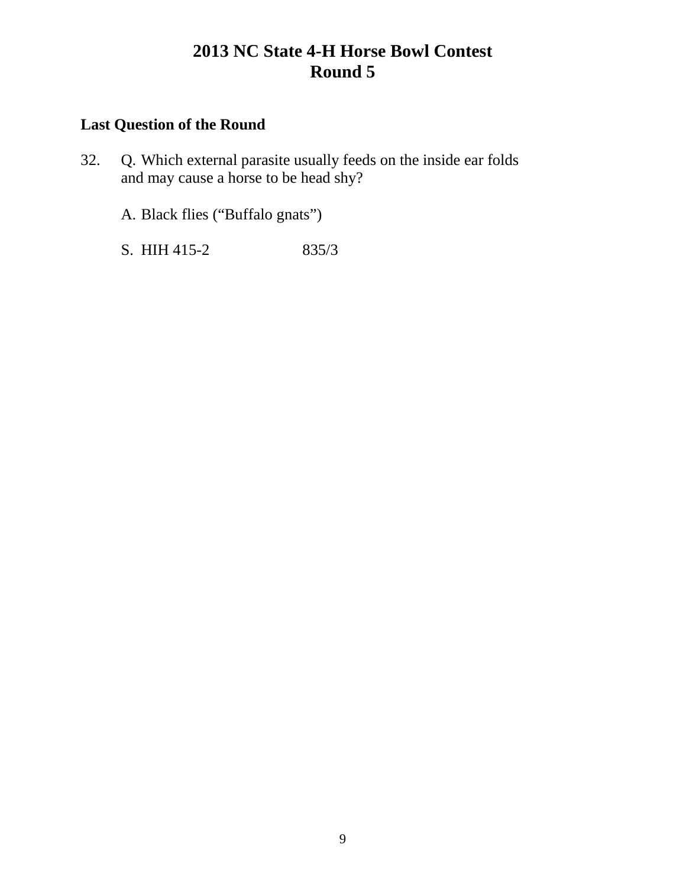# 2013 NC State 4-H Horse Bowl Contest
# Round 5

**Last Question of the Round**

32. Q. Which external parasite usually feeds on the inside ear folds and may cause a horse to be head shy?

    A. Black flies ("Buffalo gnats")

    S. HIH 415-2 835/3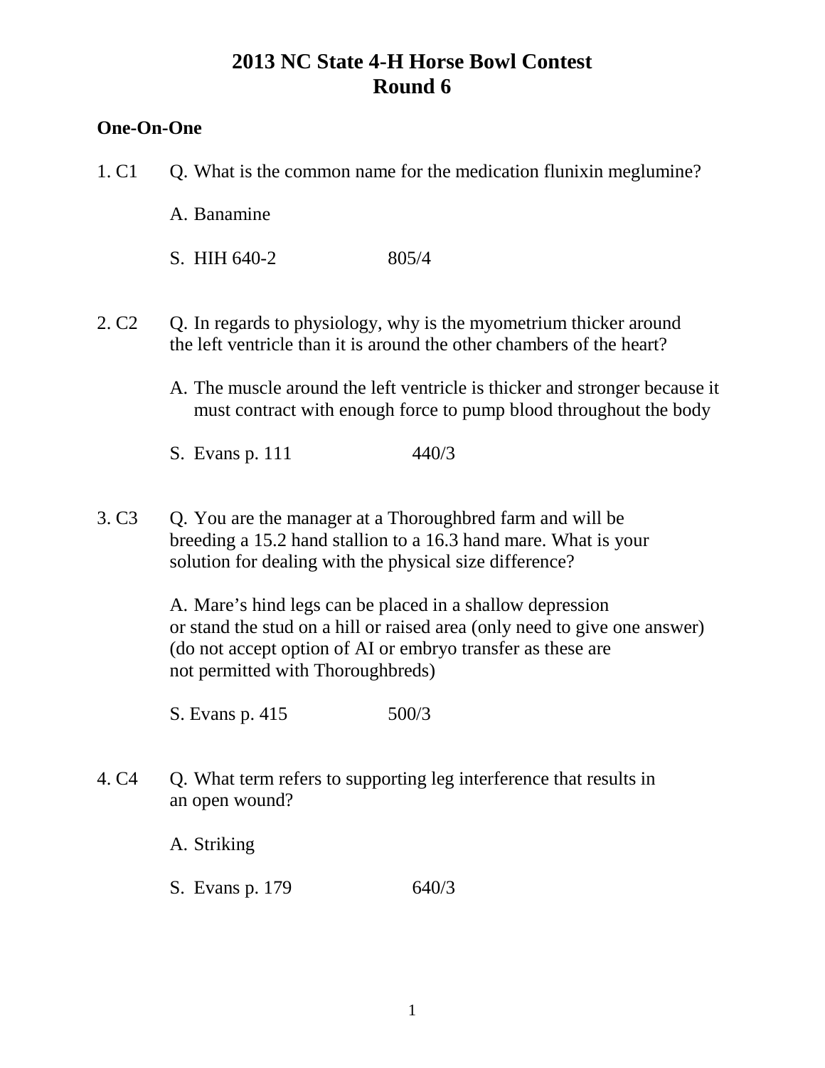# 2013 NC State 4-H Horse Bowl Contest
# Round 6

**One-On-One**

1. C1 Q. What is the common name for the medication flunixin meglumine?

   A. Banamine

   S. HIH 640-2 805/4

2. C2 Q. In regards to physiology, why is the myometrium thicker around the left ventricle than it is around the other chambers of the heart?

   A. The muscle around the left ventricle is thicker and stronger because it must contract with enough force to pump blood throughout the body

   S. Evans p. 111 440/3

3. C3 Q. You are the manager at a Thoroughbred farm and will be breeding a 15.2 hand stallion to a 16.3 hand mare. What is your solution for dealing with the physical size difference?

   A. Mare's hind legs can be placed in a shallow depression or stand the stud on a hill or raised area (only need to give one answer) (do not accept option of AI or embryo transfer as these are not permitted with Thoroughbreds)

   S. Evans p. 415 500/3

4. C4 Q. What term refers to supporting leg interference that results in an open wound?

   A. Striking

   S. Evans p. 179 640/3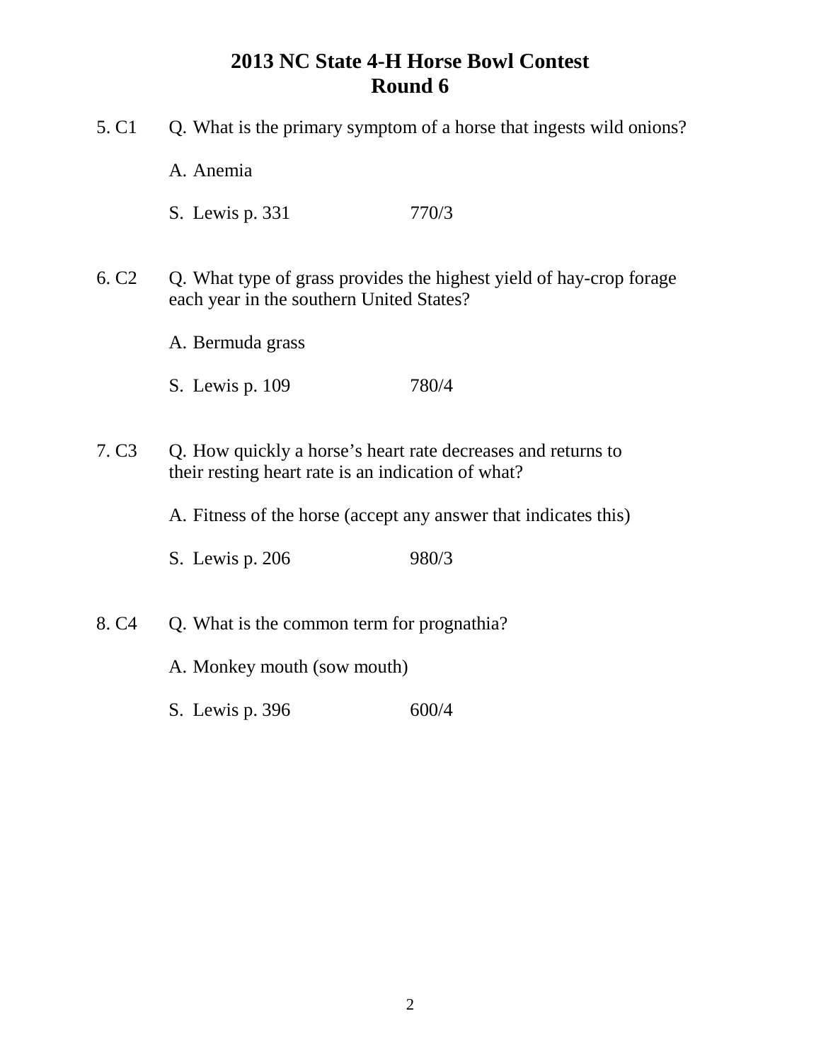# 2013 NC State 4-H Horse Bowl Contest
## Round 6

5. C1 Q. What is the primary symptom of a horse that ingests wild onions?

   A. Anemia

   S. Lewis p. 331 770/3

6. C2 Q. What type of grass provides the highest yield of hay-crop forage each year in the southern United States?

   A. Bermuda grass

   S. Lewis p. 109 780/4

7. C3 Q. How quickly a horse's heart rate decreases and returns to their resting heart rate is an indication of what?

   A. Fitness of the horse (accept any answer that indicates this)

   S. Lewis p. 206 980/3

8. C4 Q. What is the common term for prognathia?

   A. Monkey mouth (sow mouth)

   S. Lewis p. 396 600/4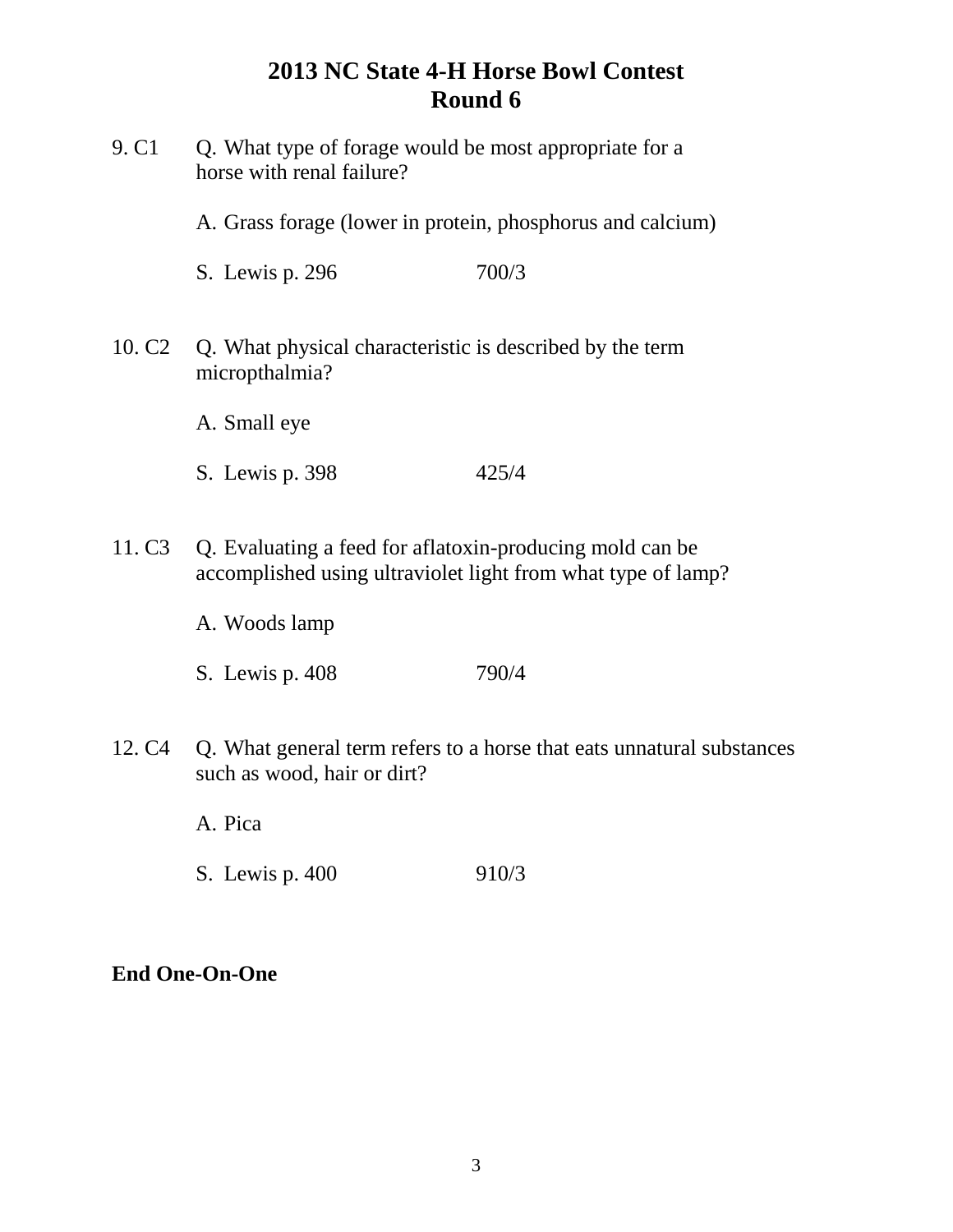# 2013 NC State 4-H Horse Bowl Contest
## Round 6

9. C1 Q. What type of forage would be most appropriate for a horse with renal failure?

   A. Grass forage (lower in protein, phosphorus and calcium)

   S. Lewis p. 296 700/3

10. C2 Q. What physical characteristic is described by the term micropthalmia?

   A. Small eye

   S. Lewis p. 398 425/4

11. C3 Q. Evaluating a feed for aflatoxin-producing mold can be accomplished using ultraviolet light from what type of lamp?

   A. Woods lamp

   S. Lewis p. 408 790/4

12. C4 Q. What general term refers to a horse that eats unnatural substances such as wood, hair or dirt?

   A. Pica

   S. Lewis p. 400 910/3

**End One-On-One**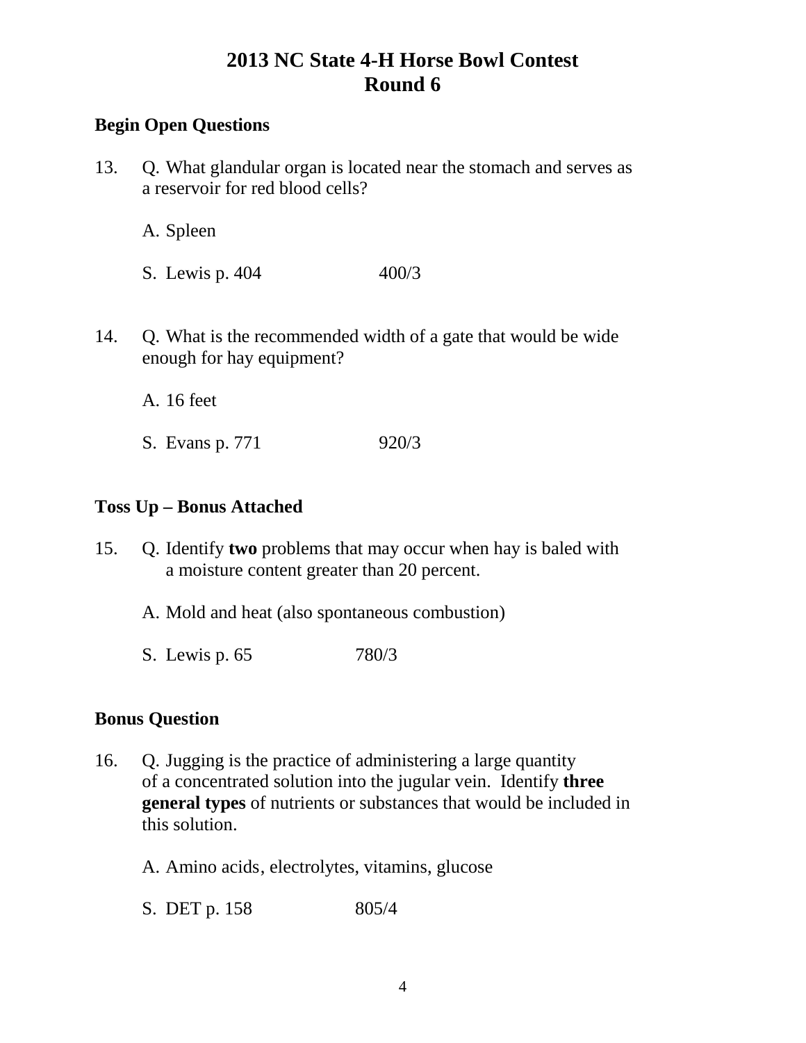# 2013 NC State 4-H Horse Bowl Contest
# Round 6

**Begin Open Questions**

13. Q. What glandular organ is located near the stomach and serves as a reservoir for red blood cells?

    A. Spleen

    S. Lewis p. 404 400/3

14. Q. What is the recommended width of a gate that would be wide enough for hay equipment?

    A. 16 feet

    S. Evans p. 771 920/3

**Toss Up – Bonus Attached**

15. Q. Identify **two** problems that may occur when hay is baled with a moisture content greater than 20 percent.

    A. Mold and heat (also spontaneous combustion)

    S. Lewis p. 65 780/3

**Bonus Question**

16. Q. Jugging is the practice of administering a large quantity of a concentrated solution into the jugular vein. Identify **three general types** of nutrients or substances that would be included in this solution.

    A. Amino acids, electrolytes, vitamins, glucose

    S. DET p. 158 805/4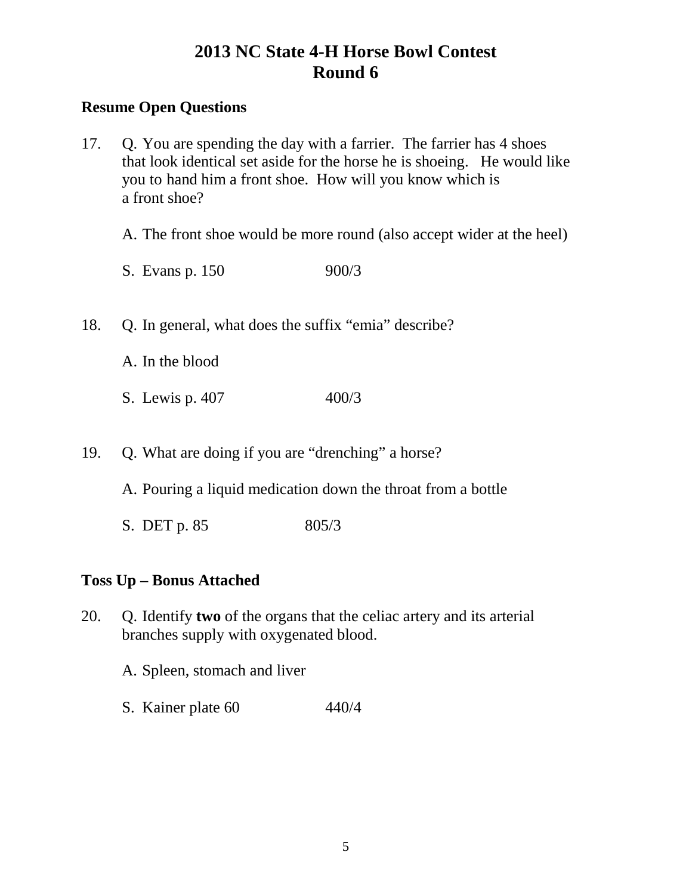# 2013 NC State 4-H Horse Bowl Contest
# Round 6

**Resume Open Questions**

17. Q. You are spending the day with a farrier. The farrier has 4 shoes that look identical set aside for the horse he is shoeing. He would like you to hand him a front shoe. How will you know which is a front shoe?

    A. The front shoe would be more round (also accept wider at the heel)

    S. Evans p. 150 900/3

18. Q. In general, what does the suffix "emia" describe?

    A. In the blood

    S. Lewis p. 407 400/3

19. Q. What are doing if you are "drenching" a horse?

    A. Pouring a liquid medication down the throat from a bottle

    S. DET p. 85 805/3

**Toss Up – Bonus Attached**

20. Q. Identify **two** of the organs that the celiac artery and its arterial branches supply with oxygenated blood.

    A. Spleen, stomach and liver

    S. Kainer plate 60 440/4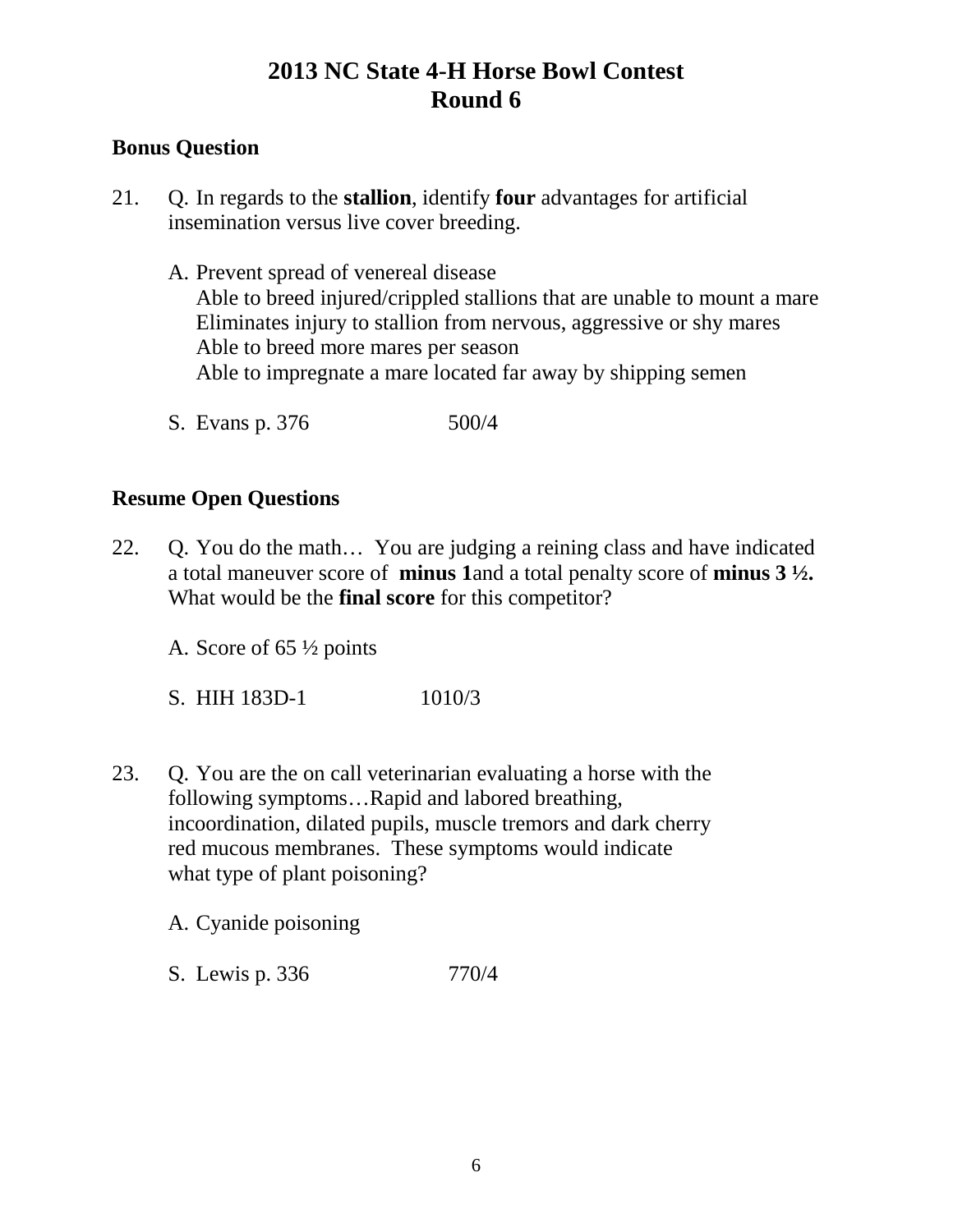# 2013 NC State 4-H Horse Bowl Contest
# Round 6

## Bonus Question

21. Q. In regards to the **stallion**, identify **four** advantages for artificial insemination versus live cover breeding.

    A. Prevent spread of venereal disease
    Able to breed injured/crippled stallions that are unable to mount a mare
    Eliminates injury to stallion from nervous, aggressive or shy mares
    Able to breed more mares per season
    Able to impregnate a mare located far away by shipping semen

    S. Evans p. 376 500/4

## Resume Open Questions

22. Q. You do the math… You are judging a reining class and have indicated a total maneuver score of **minus 1** and a total penalty score of **minus 3 ½.** What would be the **final score** for this competitor?

    A. Score of 65 ½ points

    S. HIH 183D-1 1010/3

23. Q. You are the on call veterinarian evaluating a horse with the following symptoms…Rapid and labored breathing, incoordination, dilated pupils, muscle tremors and dark cherry red mucous membranes. These symptoms would indicate what type of plant poisoning?

    A. Cyanide poisoning

    S. Lewis p. 336 770/4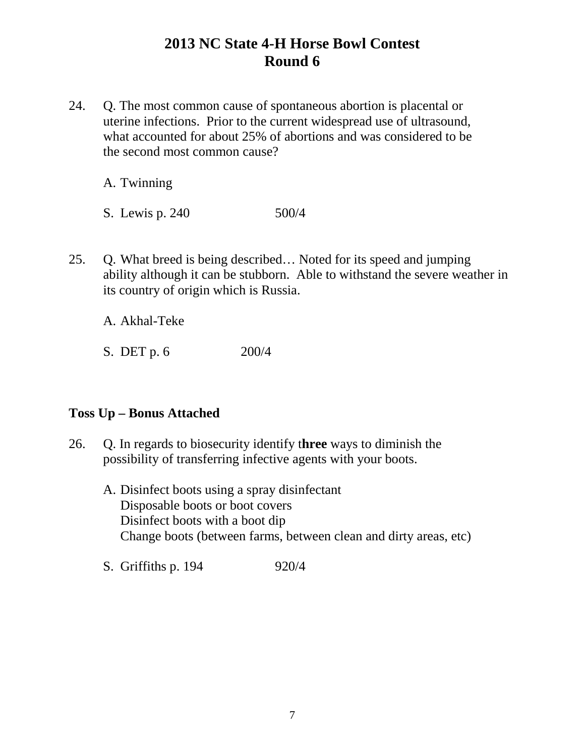# 2013 NC State 4-H Horse Bowl Contest
## Round 6

24. Q. The most common cause of spontaneous abortion is placental or uterine infections. Prior to the current widespread use of ultrasound, what accounted for about 25% of abortions and was considered to be the second most common cause?

    A. Twinning

    S. Lewis p. 240 500/4

25. Q. What breed is being described… Noted for its speed and jumping ability although it can be stubborn. Able to withstand the severe weather in its country of origin which is Russia.

    A. Akhal-Teke

    S. DET p. 6 200/4

**Toss Up – Bonus Attached**

26. Q. In regards to biosecurity identify t**hree** ways to diminish the possibility of transferring infective agents with your boots.

    A. Disinfect boots using a spray disinfectant
    Disposable boots or boot covers
    Disinfect boots with a boot dip
    Change boots (between farms, between clean and dirty areas, etc)

    S. Griffiths p. 194 920/4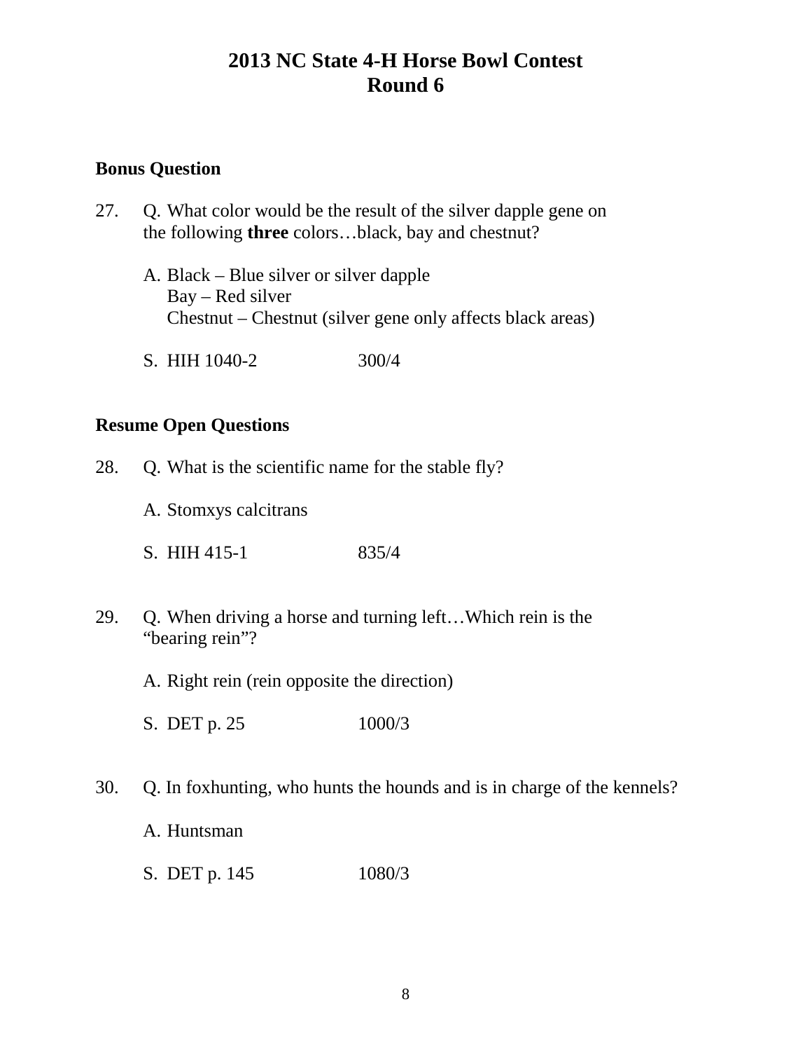# 2013 NC State 4-H Horse Bowl Contest
# Round 6

**Bonus Question**

27. Q. What color would be the result of the silver dapple gene on the following **three** colors…black, bay and chestnut?

    A. Black – Blue silver or silver dapple
    Bay – Red silver
    Chestnut – Chestnut (silver gene only affects black areas)

    S. HIH 1040-2 300/4

**Resume Open Questions**

28. Q. What is the scientific name for the stable fly?

    A. Stomxys calcitrans

    S. HIH 415-1 835/4

29. Q. When driving a horse and turning left…Which rein is the "bearing rein"?

    A. Right rein (rein opposite the direction)

    S. DET p. 25 1000/3

30. Q. In foxhunting, who hunts the hounds and is in charge of the kennels?

    A. Huntsman

    S. DET p. 145 1080/3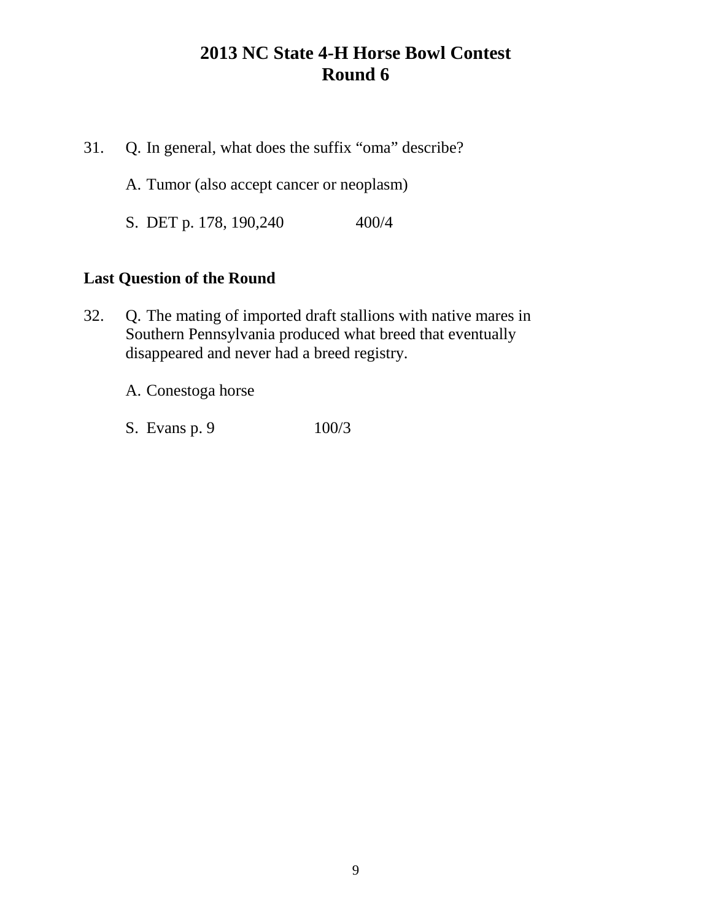# 2013 NC State 4-H Horse Bowl Contest
# Round 6

31. Q. In general, what does the suffix "oma" describe?

    A. Tumor (also accept cancer or neoplasm)

    S. DET p. 178, 190,240 400/4

**Last Question of the Round**

32. Q. The mating of imported draft stallions with native mares in Southern Pennsylvania produced what breed that eventually disappeared and never had a breed registry.

    A. Conestoga horse

    S. Evans p. 9 100/3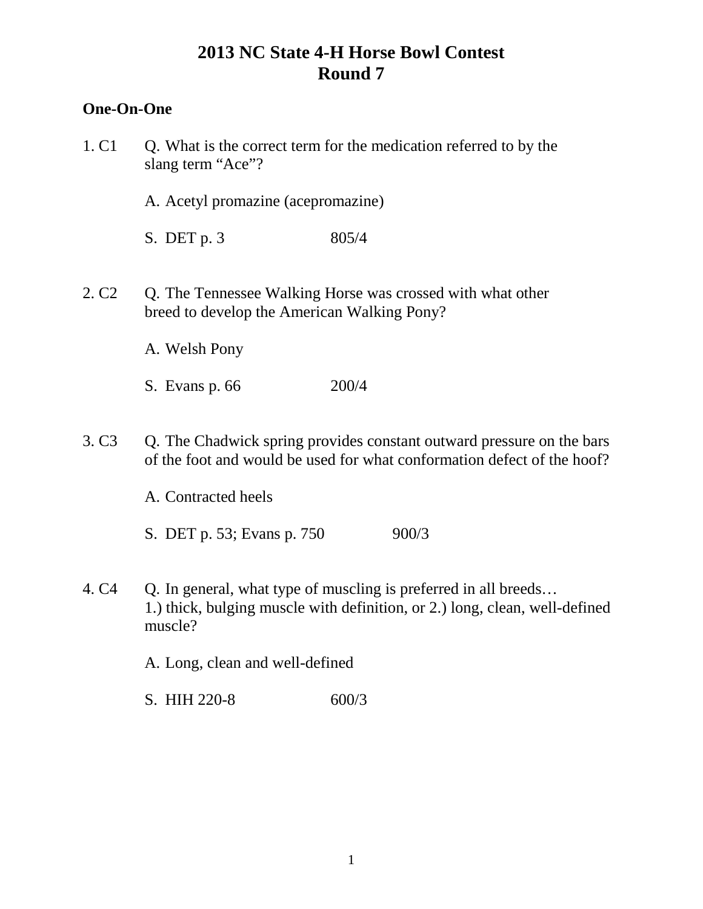# 2013 NC State 4-H Horse Bowl Contest
# Round 7

## One-On-One

1. C1 Q. What is the correct term for the medication referred to by the slang term "Ace"?

   A. Acetyl promazine (acepromazine)

   S. DET p. 3 805/4

2. C2 Q. The Tennessee Walking Horse was crossed with what other breed to develop the American Walking Pony?

   A. Welsh Pony

   S. Evans p. 66 200/4

3. C3 Q. The Chadwick spring provides constant outward pressure on the bars of the foot and would be used for what conformation defect of the hoof?

   A. Contracted heels

   S. DET p. 53; Evans p. 750 900/3

4. C4 Q. In general, what type of muscling is preferred in all breeds… 1.) thick, bulging muscle with definition, or 2.) long, clean, well-defined muscle?

   A. Long, clean and well-defined

   S. HIH 220-8 600/3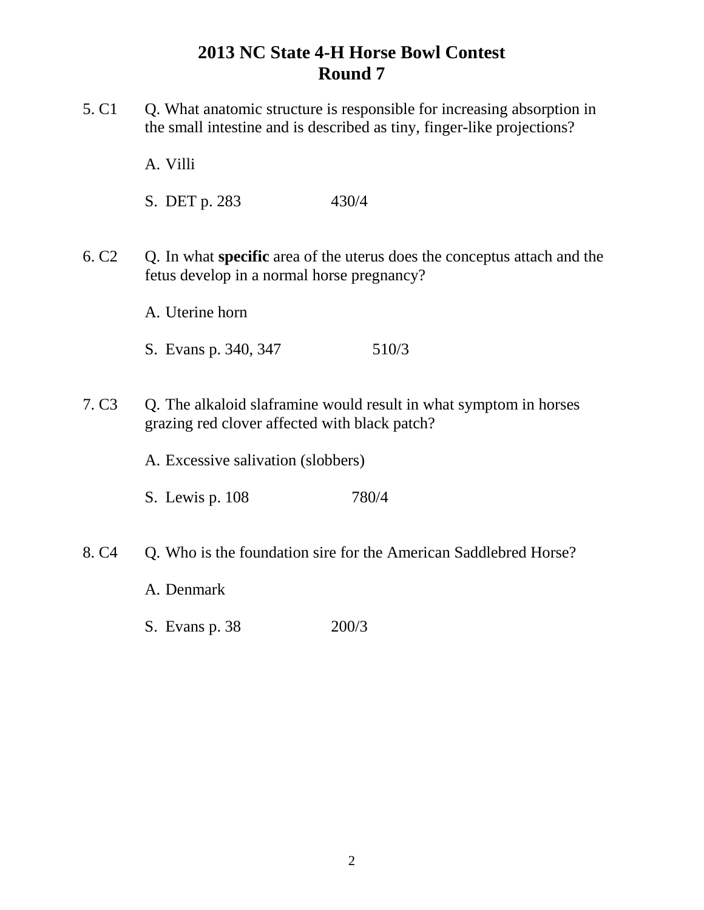# 2013 NC State 4-H Horse Bowl Contest
## Round 7

5. C1 Q. What anatomic structure is responsible for increasing absorption in the small intestine and is described as tiny, finger-like projections?

A. Villi

S. DET p. 283 430/4

6. C2 Q. In what **specific** area of the uterus does the conceptus attach and the fetus develop in a normal horse pregnancy?

A. Uterine horn

S. Evans p. 340, 347 510/3

7. C3 Q. The alkaloid slaframine would result in what symptom in horses grazing red clover affected with black patch?

A. Excessive salivation (slobbers)

S. Lewis p. 108 780/4

8. C4 Q. Who is the foundation sire for the American Saddlebred Horse?

A. Denmark

S. Evans p. 38 200/3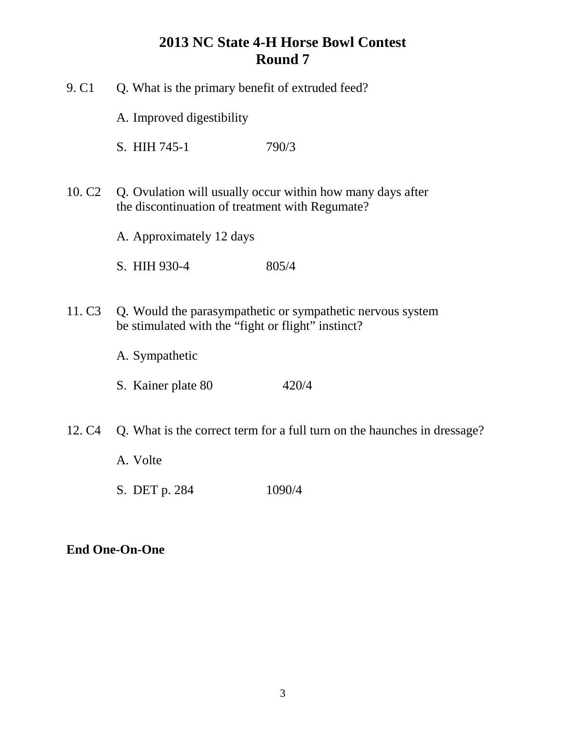# 2013 NC State 4-H Horse Bowl Contest
## Round 7

9. C1 Q. What is the primary benefit of extruded feed?

   A. Improved digestibility

   S. HIH 745-1 790/3

10. C2 Q. Ovulation will usually occur within how many days after the discontinuation of treatment with Regumate?

   A. Approximately 12 days

   S. HIH 930-4 805/4

11. C3 Q. Would the parasympathetic or sympathetic nervous system be stimulated with the "fight or flight" instinct?

   A. Sympathetic

   S. Kainer plate 80 420/4

12. C4 Q. What is the correct term for a full turn on the haunches in dressage?

   A. Volte

   S. DET p. 284 1090/4

**End One-On-One**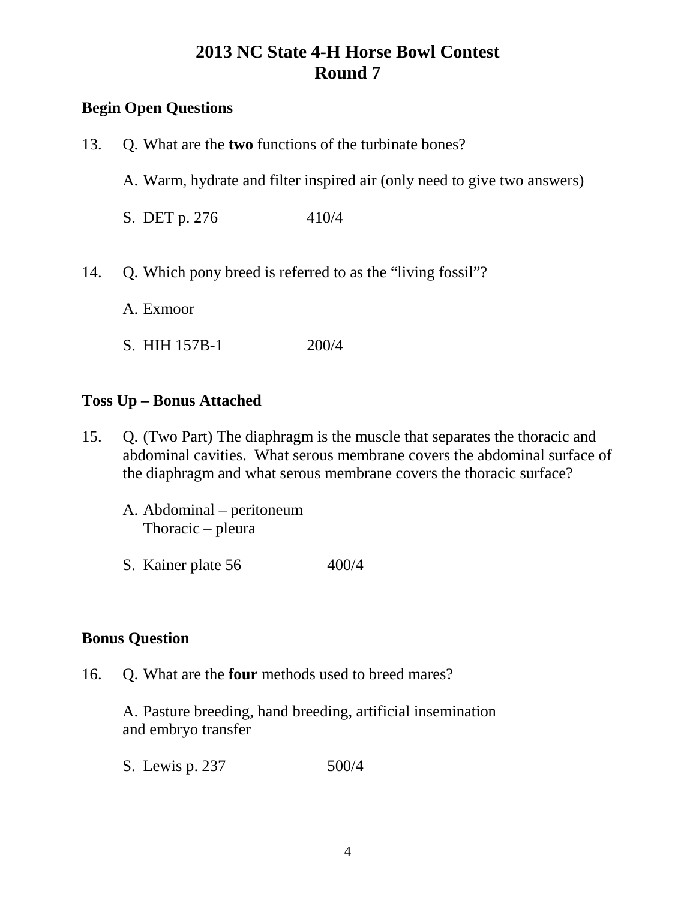# 2013 NC State 4-H Horse Bowl Contest
# Round 7

**Begin Open Questions**

13. Q. What are the **two** functions of the turbinate bones?

    A. Warm, hydrate and filter inspired air (only need to give two answers)

    S. DET p. 276 410/4

14. Q. Which pony breed is referred to as the "living fossil"?

    A. Exmoor

    S. HIH 157B-1 200/4

**Toss Up – Bonus Attached**

15. Q. (Two Part) The diaphragm is the muscle that separates the thoracic and abdominal cavities. What serous membrane covers the abdominal surface of the diaphragm and what serous membrane covers the thoracic surface?

    A. Abdominal – peritoneum
    Thoracic – pleura

    S. Kainer plate 56 400/4

**Bonus Question**

16. Q. What are the **four** methods used to breed mares?

    A. Pasture breeding, hand breeding, artificial insemination and embryo transfer

    S. Lewis p. 237 500/4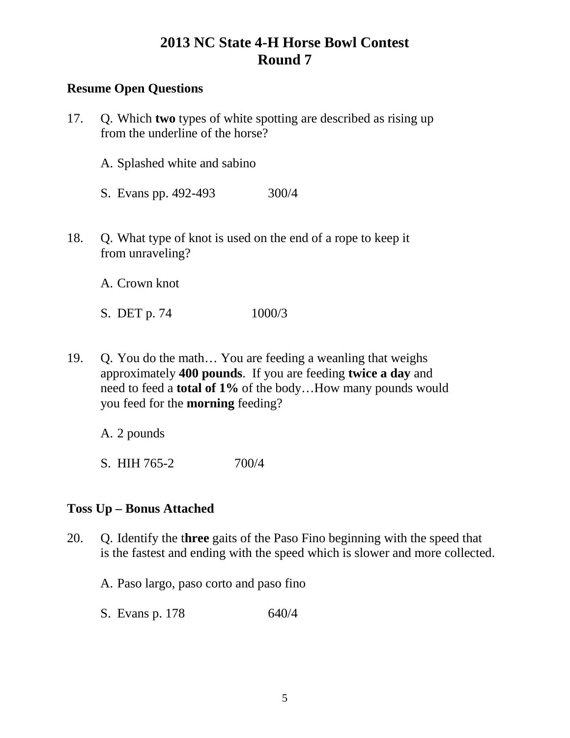# 2013 NC State 4-H Horse Bowl Contest
# Round 7

### Resume Open Questions

17. Q. Which **two** types of white spotting are described as rising up from the underline of the horse?

    A. Splashed white and sabino

    S. Evans pp. 492-493 300/4

18. Q. What type of knot is used on the end of a rope to keep it from unraveling?

    A. Crown knot

    S. DET p. 74 1000/3

19. Q. You do the math… You are feeding a weanling that weighs approximately **400 pounds**. If you are feeding **twice a day** and need to feed a **total of 1%** of the body…How many pounds would you feed for the **morning** feeding?

    A. 2 pounds

    S. HIH 765-2 700/4

### Toss Up – Bonus Attached

20. Q. Identify the t**hree** gaits of the Paso Fino beginning with the speed that is the fastest and ending with the speed which is slower and more collected.

    A. Paso largo, paso corto and paso fino

    S. Evans p. 178 640/4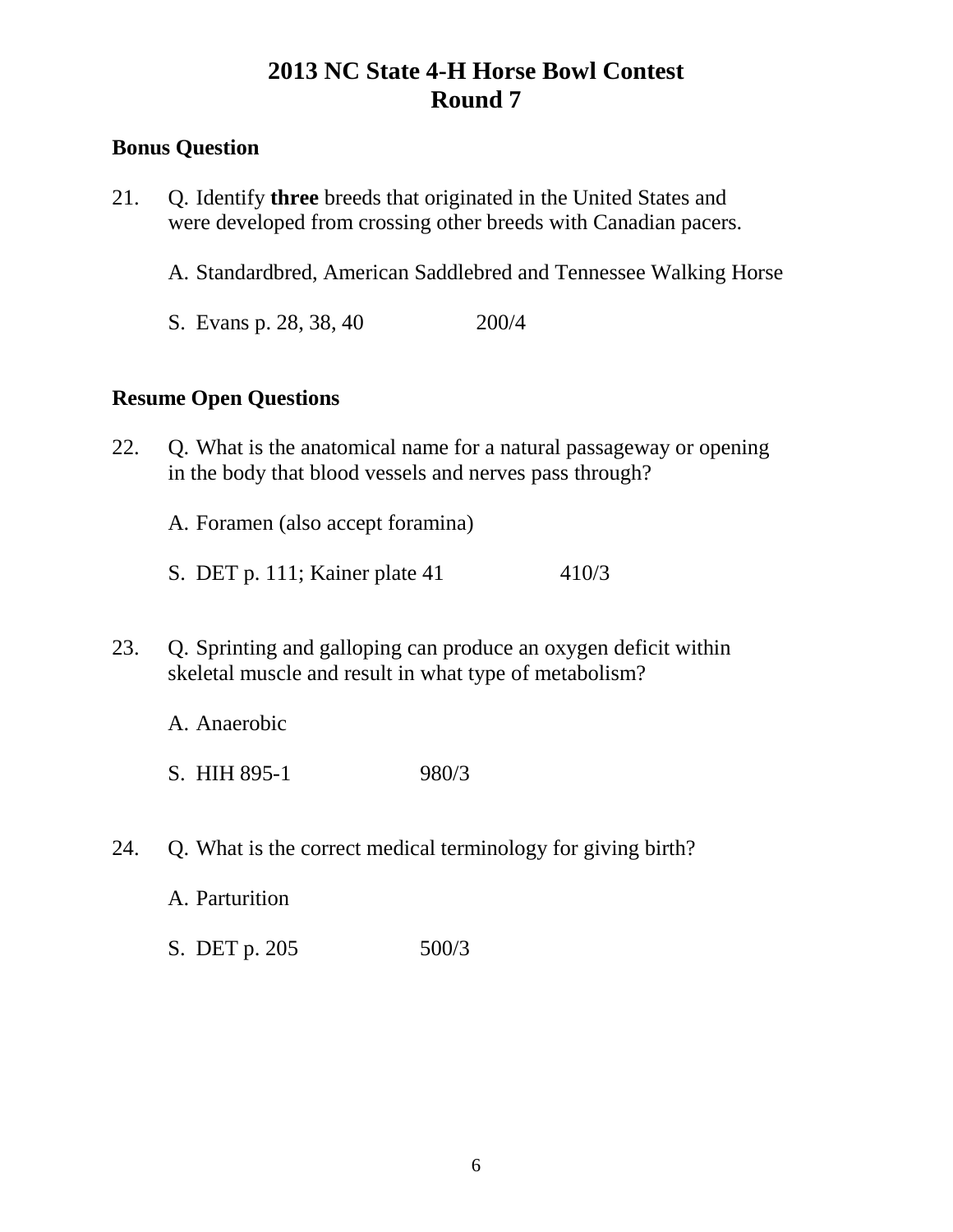# 2013 NC State 4-H Horse Bowl Contest
# Round 7

**Bonus Question**

21. Q. Identify **three** breeds that originated in the United States and were developed from crossing other breeds with Canadian pacers.

    A. Standardbred, American Saddlebred and Tennessee Walking Horse

    S. Evans p. 28, 38, 40 200/4

**Resume Open Questions**

22. Q. What is the anatomical name for a natural passageway or opening in the body that blood vessels and nerves pass through?

    A. Foramen (also accept foramina)

    S. DET p. 111; Kainer plate 41 410/3

23. Q. Sprinting and galloping can produce an oxygen deficit within skeletal muscle and result in what type of metabolism?

    A. Anaerobic

    S. HIH 895-1 980/3

24. Q. What is the correct medical terminology for giving birth?

    A. Parturition

    S. DET p. 205 500/3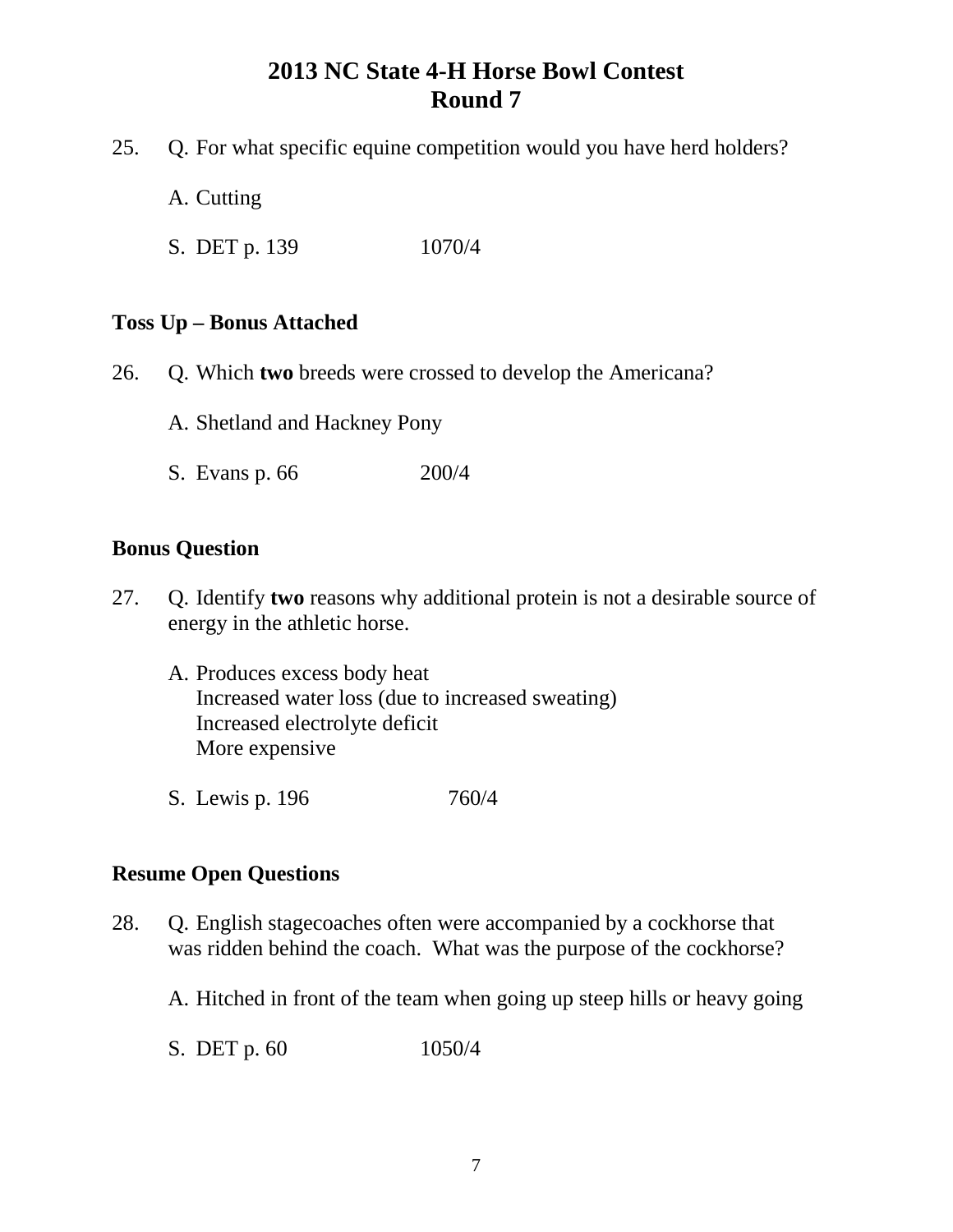# 2013 NC State 4-H Horse Bowl Contest
## Round 7

25. Q. For what specific equine competition would you have herd holders?

    A. Cutting

    S. DET p. 139 1070/4

**Toss Up – Bonus Attached**

26. Q. Which **two** breeds were crossed to develop the Americana?

    A. Shetland and Hackney Pony

    S. Evans p. 66 200/4

**Bonus Question**

27. Q. Identify **two** reasons why additional protein is not a desirable source of energy in the athletic horse.

    A. Produces excess body heat
    Increased water loss (due to increased sweating)
    Increased electrolyte deficit
    More expensive

    S. Lewis p. 196 760/4

**Resume Open Questions**

28. Q. English stagecoaches often were accompanied by a cockhorse that was ridden behind the coach. What was the purpose of the cockhorse?

    A. Hitched in front of the team when going up steep hills or heavy going

    S. DET p. 60 1050/4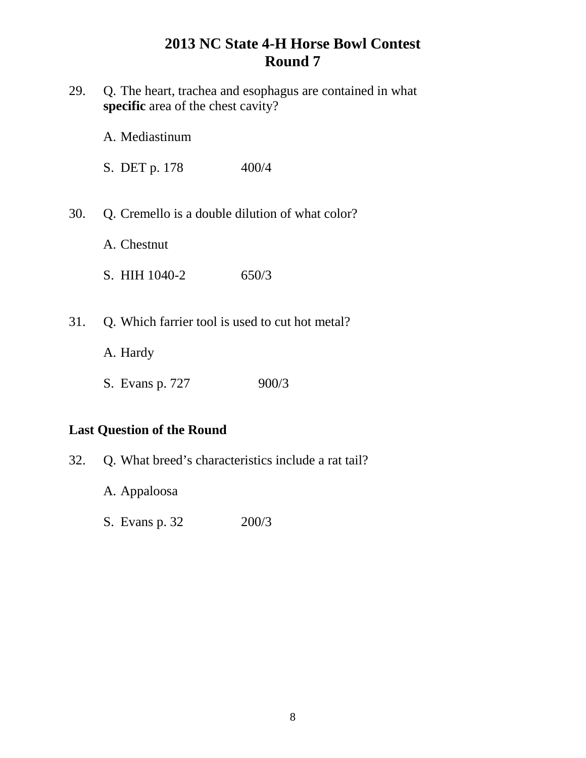# 2013 NC State 4-H Horse Bowl Contest
## Round 7

29. Q. The heart, trachea and esophagus are contained in what **specific** area of the chest cavity?

    A. Mediastinum

    S. DET p. 178 400/4

30. Q. Cremello is a double dilution of what color?

    A. Chestnut

    S. HIH 1040-2 650/3

31. Q. Which farrier tool is used to cut hot metal?

    A. Hardy

    S. Evans p. 727 900/3

**Last Question of the Round**

32. Q. What breed's characteristics include a rat tail?

    A. Appaloosa

    S. Evans p. 32 200/3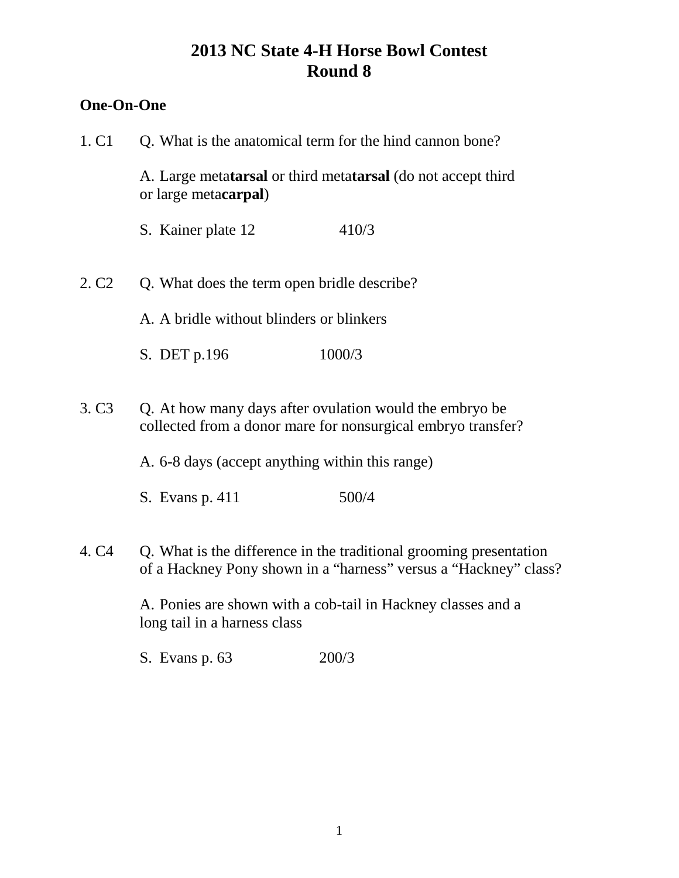# 2013 NC State 4-H Horse Bowl Contest
# Round 8

**One-On-One**

1. C1 Q. What is the anatomical term for the hind cannon bone?

   A. Large meta**tarsal** or third meta**tarsal** (do not accept third or large meta**carpal**)

   S. Kainer plate 12 410/3

2. C2 Q. What does the term open bridle describe?

   A. A bridle without blinders or blinkers

   S. DET p.196 1000/3

3. C3 Q. At how many days after ovulation would the embryo be collected from a donor mare for nonsurgical embryo transfer?

   A. 6-8 days (accept anything within this range)

   S. Evans p. 411 500/4

4. C4 Q. What is the difference in the traditional grooming presentation of a Hackney Pony shown in a "harness" versus a "Hackney" class?

   A. Ponies are shown with a cob-tail in Hackney classes and a long tail in a harness class

   S. Evans p. 63 200/3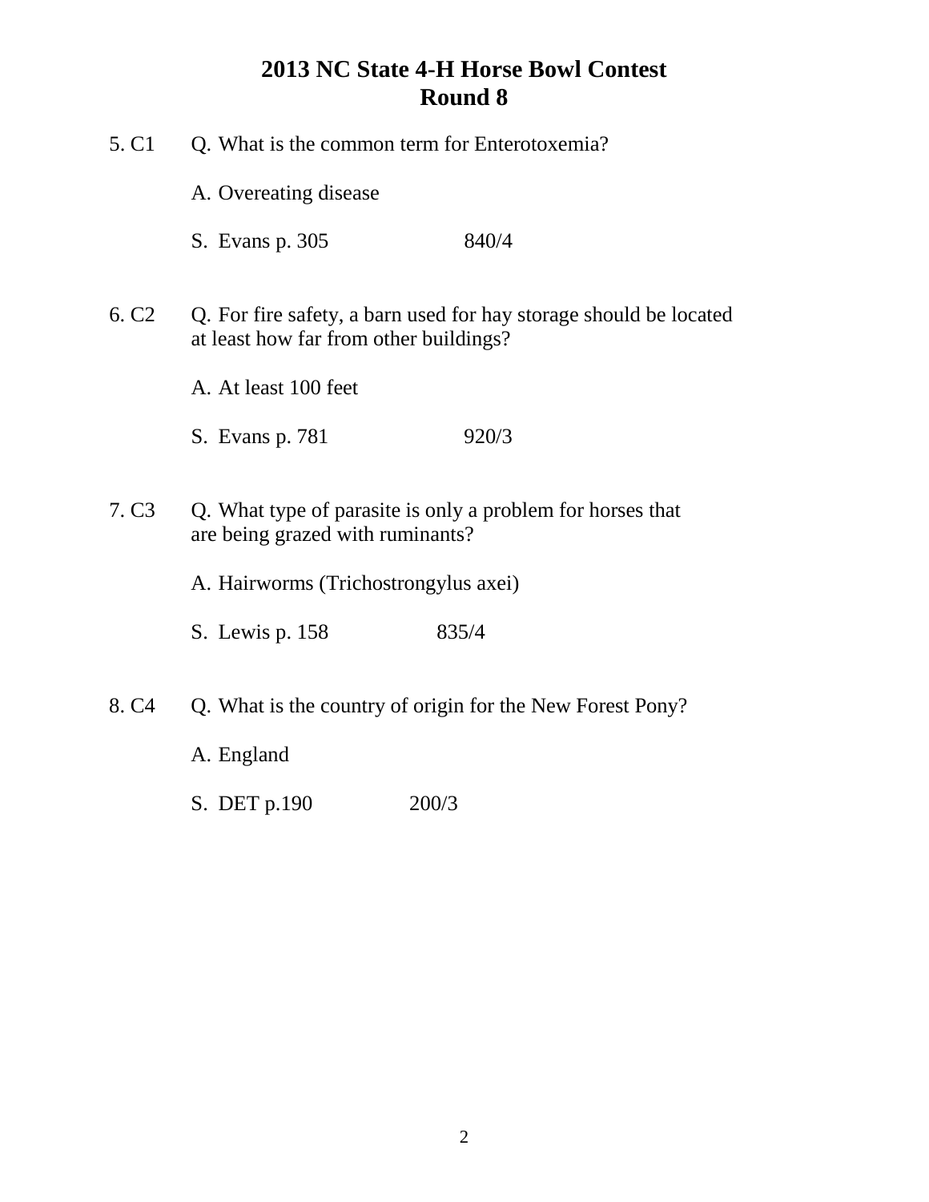# 2013 NC State 4-H Horse Bowl Contest
## Round 8

5. C1 Q. What is the common term for Enterotoxemia?

A. Overeating disease

S. Evans p. 305 840/4

6. C2 Q. For fire safety, a barn used for hay storage should be located at least how far from other buildings?

A. At least 100 feet

S. Evans p. 781 920/3

7. C3 Q. What type of parasite is only a problem for horses that are being grazed with ruminants?

A. Hairworms (Trichostrongylus axei)

S. Lewis p. 158 835/4

8. C4 Q. What is the country of origin for the New Forest Pony?

A. England

S. DET p.190 200/3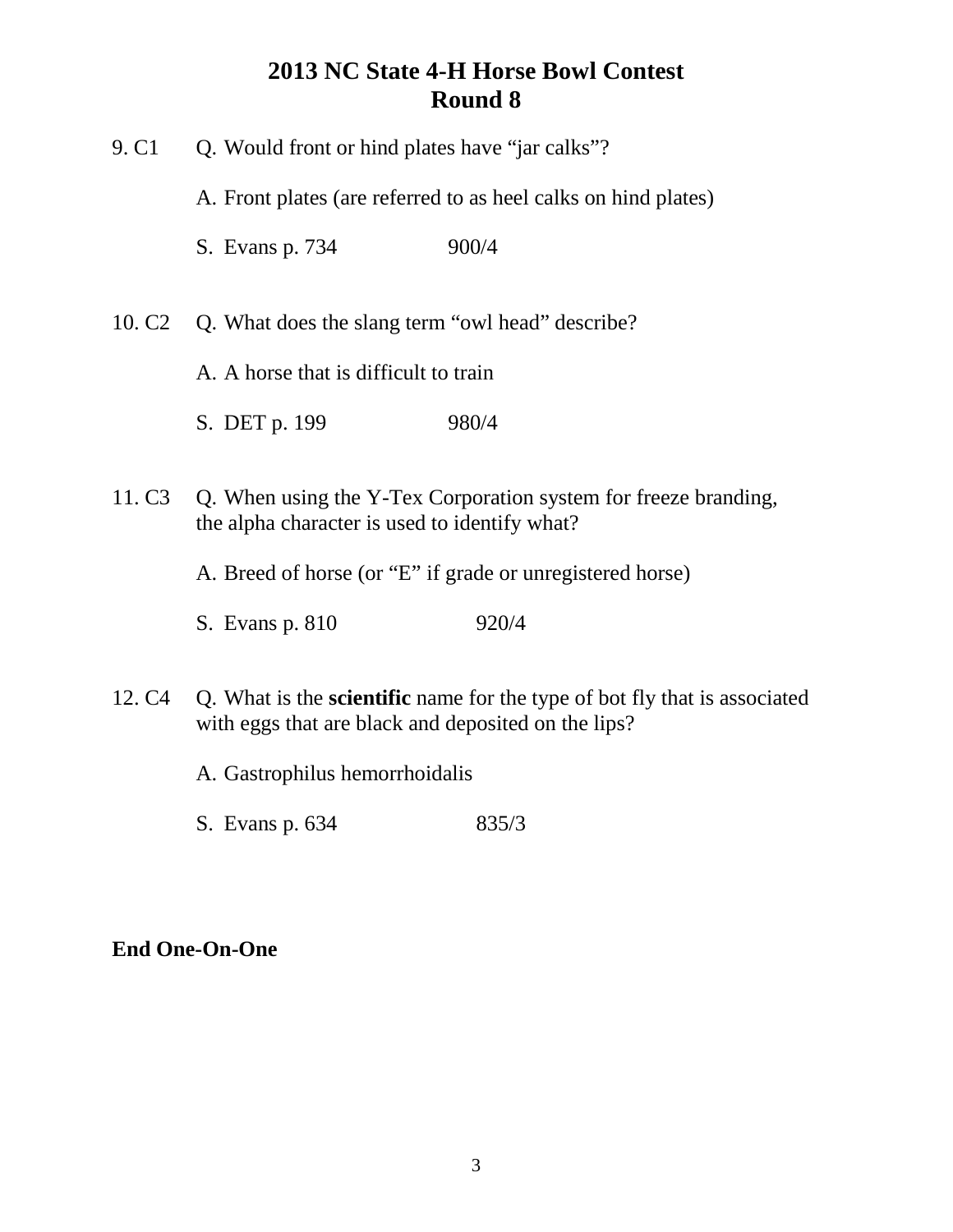# 2013 NC State 4-H Horse Bowl Contest
# Round 8

9. C1 Q. Would front or hind plates have "jar calks"?

A. Front plates (are referred to as heel calks on hind plates)

S. Evans p. 734 900/4

10. C2 Q. What does the slang term "owl head" describe?

A. A horse that is difficult to train

S. DET p. 199 980/4

11. C3 Q. When using the Y-Tex Corporation system for freeze branding, the alpha character is used to identify what?

A. Breed of horse (or "E" if grade or unregistered horse)

S. Evans p. 810 920/4

12. C4 Q. What is the **scientific** name for the type of bot fly that is associated with eggs that are black and deposited on the lips?

A. Gastrophilus hemorrhoidalis

S. Evans p. 634 835/3

**End One-On-One**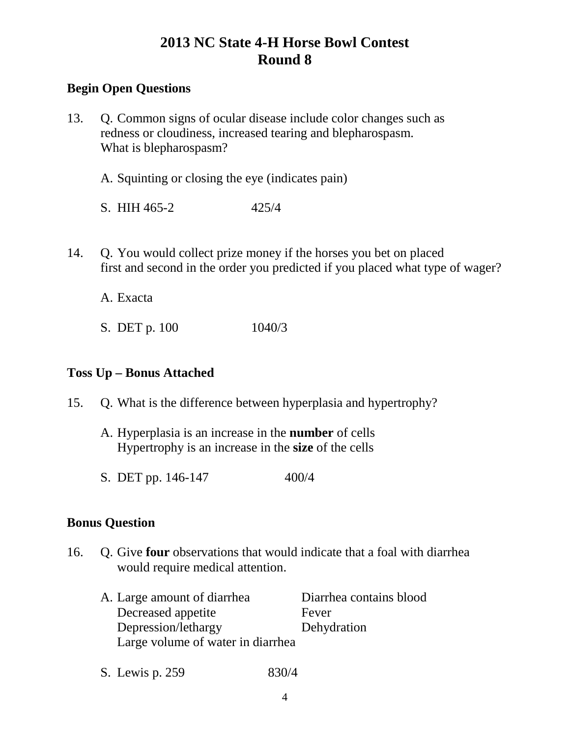# 2013 NC State 4-H Horse Bowl Contest
## Round 8

### Begin Open Questions

13. Q. Common signs of ocular disease include color changes such as redness or cloudiness, increased tearing and blepharospasm. What is blepharospasm?

    A. Squinting or closing the eye (indicates pain)

    S. HIH 465-2 425/4

14. Q. You would collect prize money if the horses you bet on placed first and second in the order you predicted if you placed what type of wager?

    A. Exacta

    S. DET p. 100 1040/3

### Toss Up – Bonus Attached

15. Q. What is the difference between hyperplasia and hypertrophy?

    A. Hyperplasia is an increase in the **number** of cells
    Hypertrophy is an increase in the **size** of the cells

    S. DET pp. 146-147 400/4

### Bonus Question

16. Q. Give **four** observations that would indicate that a foal with diarrhea would require medical attention.

    A. Large amount of diarrhea
    Diarrhea contains blood
    Decreased appetite
    Fever
    Depression/lethargy
    Dehydration
    Large volume of water in diarrhea

    S. Lewis p. 259 830/4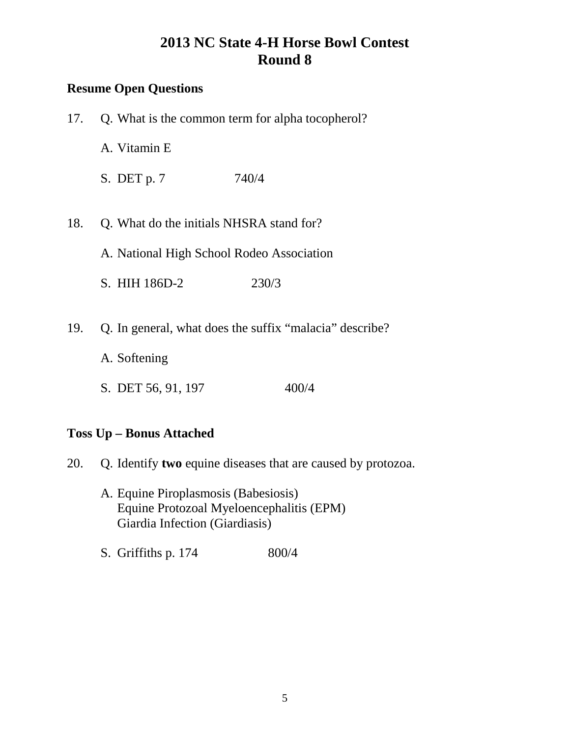# 2013 NC State 4-H Horse Bowl Contest
# Round 8

**Resume Open Questions**

17. Q. What is the common term for alpha tocopherol?

    A. Vitamin E

    S. DET p. 7 740/4

18. Q. What do the initials NHSRA stand for?

    A. National High School Rodeo Association

    S. HIH 186D-2 230/3

19. Q. In general, what does the suffix "malacia" describe?

    A. Softening

    S. DET 56, 91, 197 400/4

**Toss Up – Bonus Attached**

20. Q. Identify **two** equine diseases that are caused by protozoa.

    A. Equine Piroplasmosis (Babesiosis)
    Equine Protozoal Myeloencephalitis (EPM)
    Giardia Infection (Giardiasis)

    S. Griffiths p. 174 800/4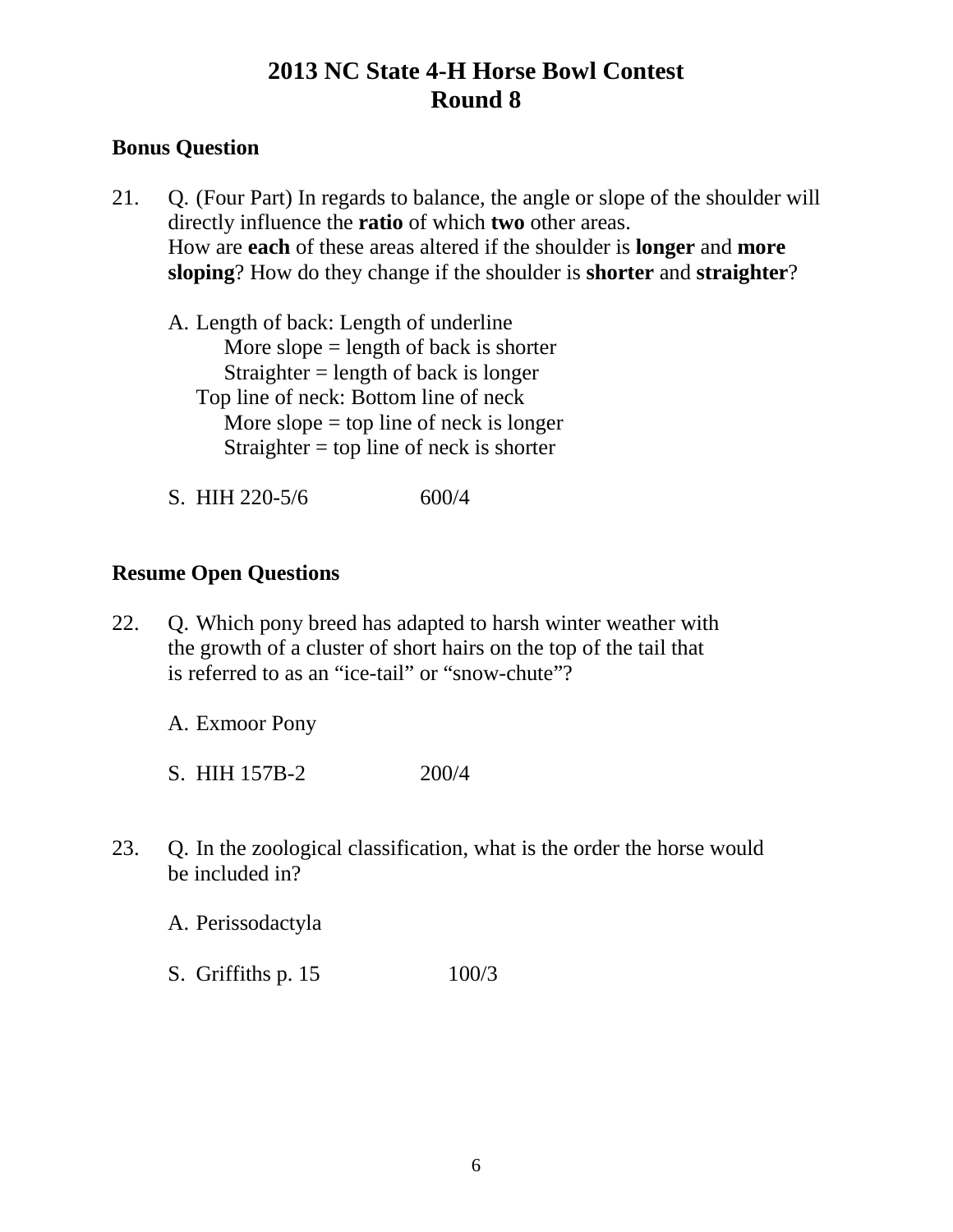# 2013 NC State 4-H Horse Bowl Contest
## Round 8

**Bonus Question**

21. Q. (Four Part) In regards to balance, the angle or slope of the shoulder will directly influence the **ratio** of which **two** other areas. How are **each** of these areas altered if the shoulder is **longer** and **more sloping**? How do they change if the shoulder is **shorter** and **straighter**?

    A. Length of back: Length of underline
    - More slope = length of back is shorter
    - Straighter = length of back is longer

    Top line of neck: Bottom line of neck
    - More slope = top line of neck is longer
    - Straighter = top line of neck is shorter

    S. HIH 220-5/6 600/4

**Resume Open Questions**

22. Q. Which pony breed has adapted to harsh winter weather with the growth of a cluster of short hairs on the top of the tail that is referred to as an "ice-tail" or "snow-chute"?

    A. Exmoor Pony

    S. HIH 157B-2 200/4

23. Q. In the zoological classification, what is the order the horse would be included in?

    A. Perissodactyla

    S. Griffiths p. 15 100/3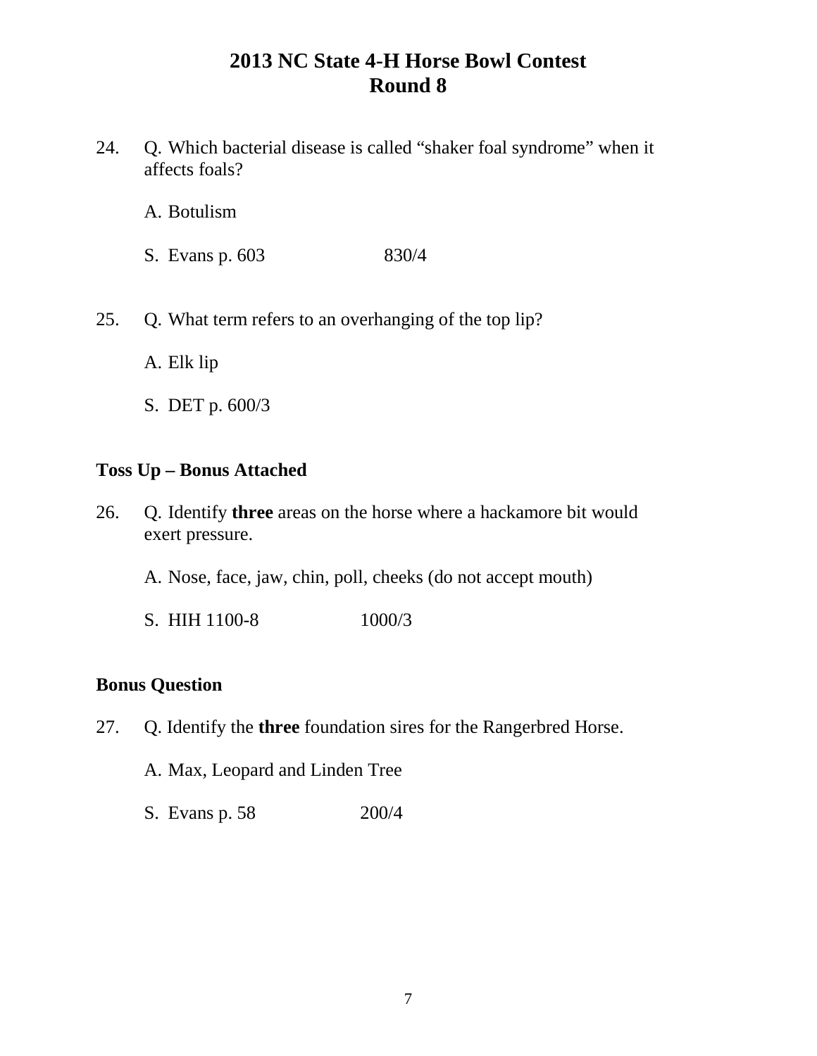# 2013 NC State 4-H Horse Bowl Contest
## Round 8

24. Q. Which bacterial disease is called "shaker foal syndrome" when it affects foals?

    A. Botulism

    S. Evans p. 603 830/4

25. Q. What term refers to an overhanging of the top lip?

    A. Elk lip

    S. DET p. 600/3

**Toss Up – Bonus Attached**

26. Q. Identify **three** areas on the horse where a hackamore bit would exert pressure.

    A. Nose, face, jaw, chin, poll, cheeks (do not accept mouth)

    S. HIH 1100-8 1000/3

**Bonus Question**

27. Q. Identify the **three** foundation sires for the Rangerbred Horse.

    A. Max, Leopard and Linden Tree

    S. Evans p. 58 200/4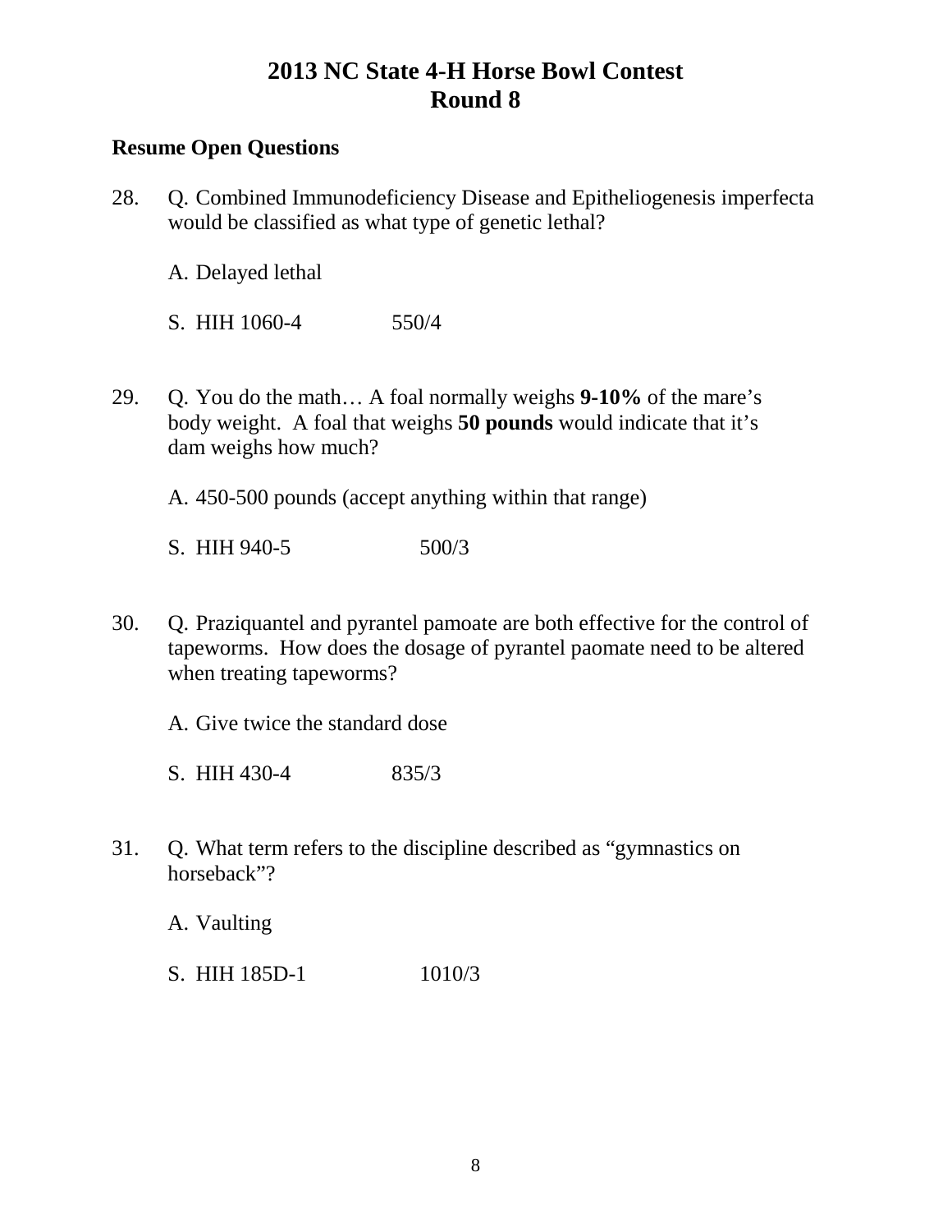# 2013 NC State 4-H Horse Bowl Contest
# Round 8

**Resume Open Questions**

28. Q. Combined Immunodeficiency Disease and Epitheliogenesis imperfecta would be classified as what type of genetic lethal?

    A. Delayed lethal

    S. HIH 1060-4 550/4

29. Q. You do the math… A foal normally weighs **9-10%** of the mare's body weight. A foal that weighs **50 pounds** would indicate that it's dam weighs how much?

    A. 450-500 pounds (accept anything within that range)

    S. HIH 940-5 500/3

30. Q. Praziquantel and pyrantel pamoate are both effective for the control of tapeworms. How does the dosage of pyrantel paomate need to be altered when treating tapeworms?

    A. Give twice the standard dose

    S. HIH 430-4 835/3

31. Q. What term refers to the discipline described as "gymnastics on horseback"?

    A. Vaulting

    S. HIH 185D-1 1010/3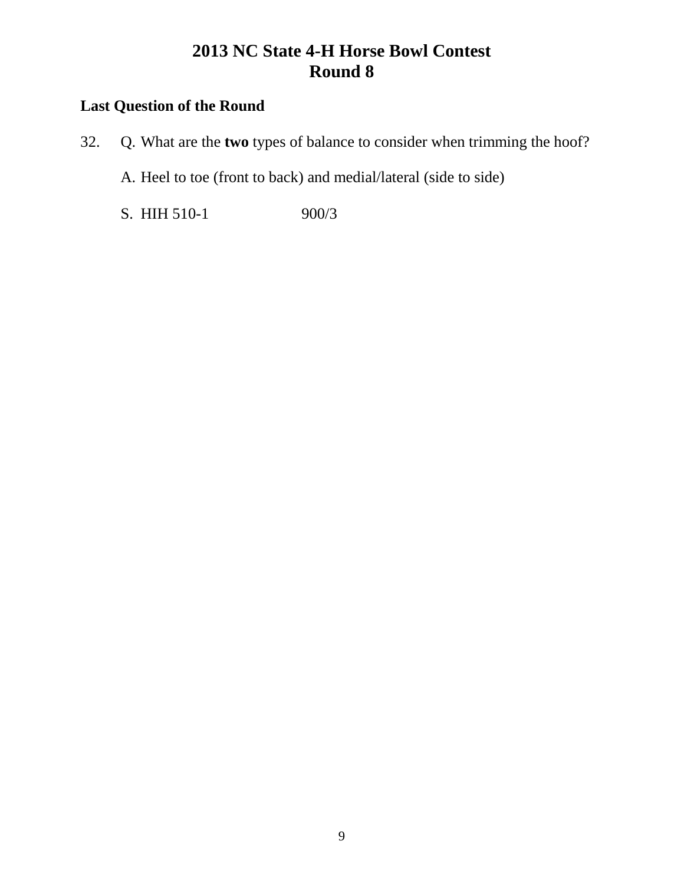# 2013 NC State 4-H Horse Bowl Contest
# Round 8

**Last Question of the Round**

32. Q. What are the **two** types of balance to consider when trimming the hoof?

    A. Heel to toe (front to back) and medial/lateral (side to side)

    S. HIH 510-1 900/3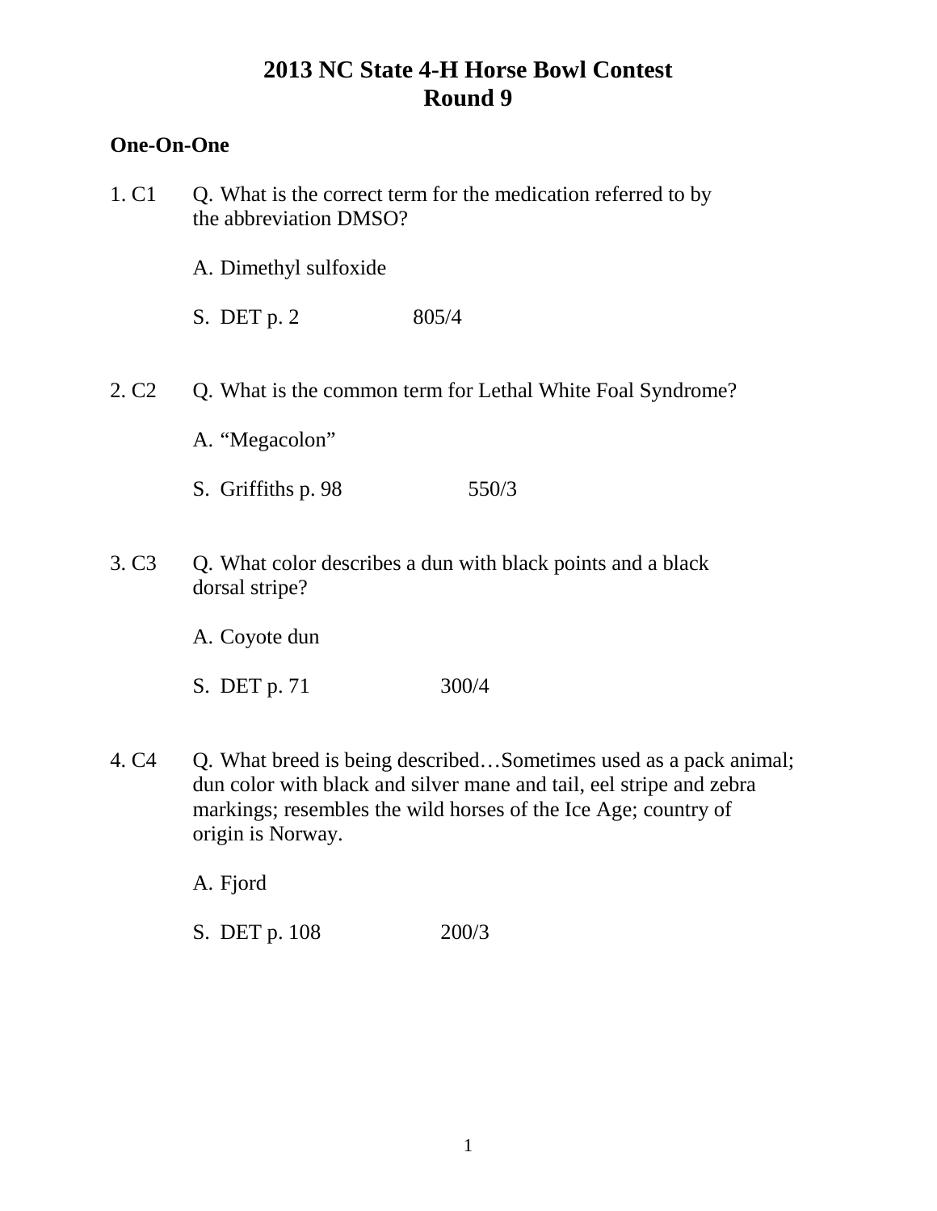# 2013 NC State 4-H Horse Bowl Contest
# Round 9

**One-On-One**

1. C1 Q. What is the correct term for the medication referred to by the abbreviation DMSO?

   A. Dimethyl sulfoxide

   S. DET p. 2 805/4

2. C2 Q. What is the common term for Lethal White Foal Syndrome?

   A. "Megacolon"

   S. Griffiths p. 98 550/3

3. C3 Q. What color describes a dun with black points and a black dorsal stripe?

   A. Coyote dun

   S. DET p. 71 300/4

4. C4 Q. What breed is being described…Sometimes used as a pack animal; dun color with black and silver mane and tail, eel stripe and zebra markings; resembles the wild horses of the Ice Age; country of origin is Norway.

   A. Fjord

   S. DET p. 108 200/3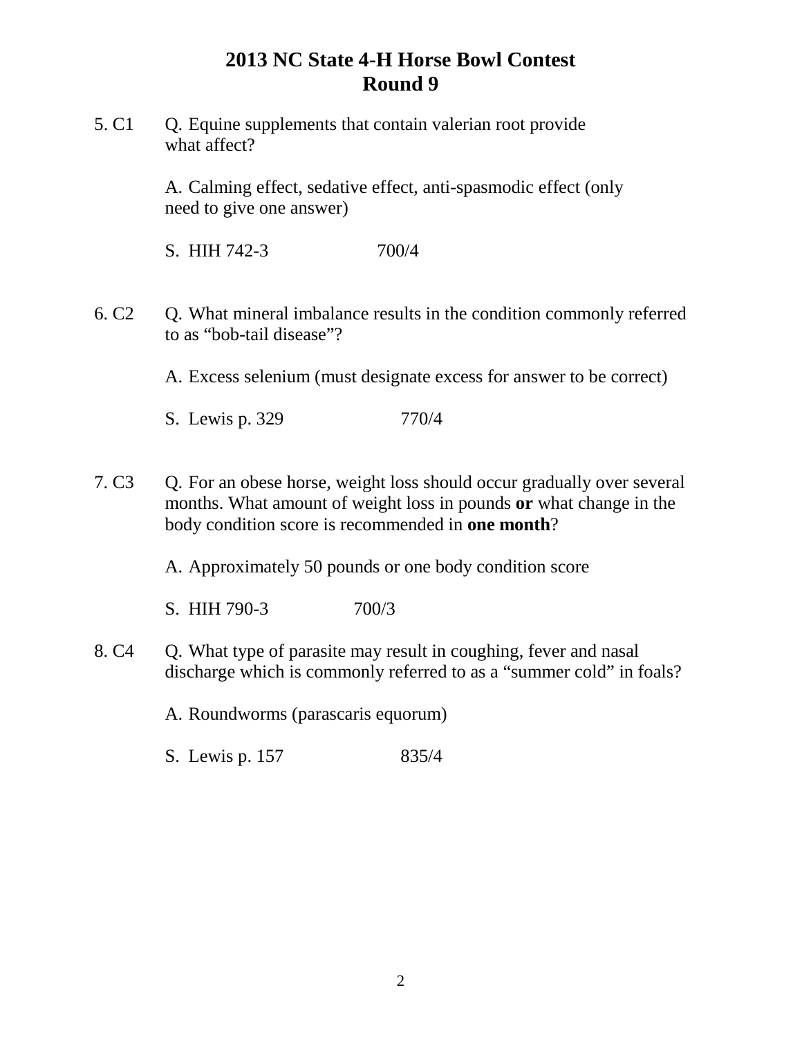# 2013 NC State 4-H Horse Bowl Contest
## Round 9

5. C1 Q. Equine supplements that contain valerian root provide what affect?

   A. Calming effect, sedative effect, anti-spasmodic effect (only need to give one answer)

   S. HIH 742-3 700/4

6. C2 Q. What mineral imbalance results in the condition commonly referred to as "bob-tail disease"?

   A. Excess selenium (must designate excess for answer to be correct)

   S. Lewis p. 329 770/4

7. C3 Q. For an obese horse, weight loss should occur gradually over several months. What amount of weight loss in pounds **or** what change in the body condition score is recommended in **one month**?

   A. Approximately 50 pounds or one body condition score

   S. HIH 790-3 700/3

8. C4 Q. What type of parasite may result in coughing, fever and nasal discharge which is commonly referred to as a "summer cold" in foals?

   A. Roundworms (parascaris equorum)

   S. Lewis p. 157 835/4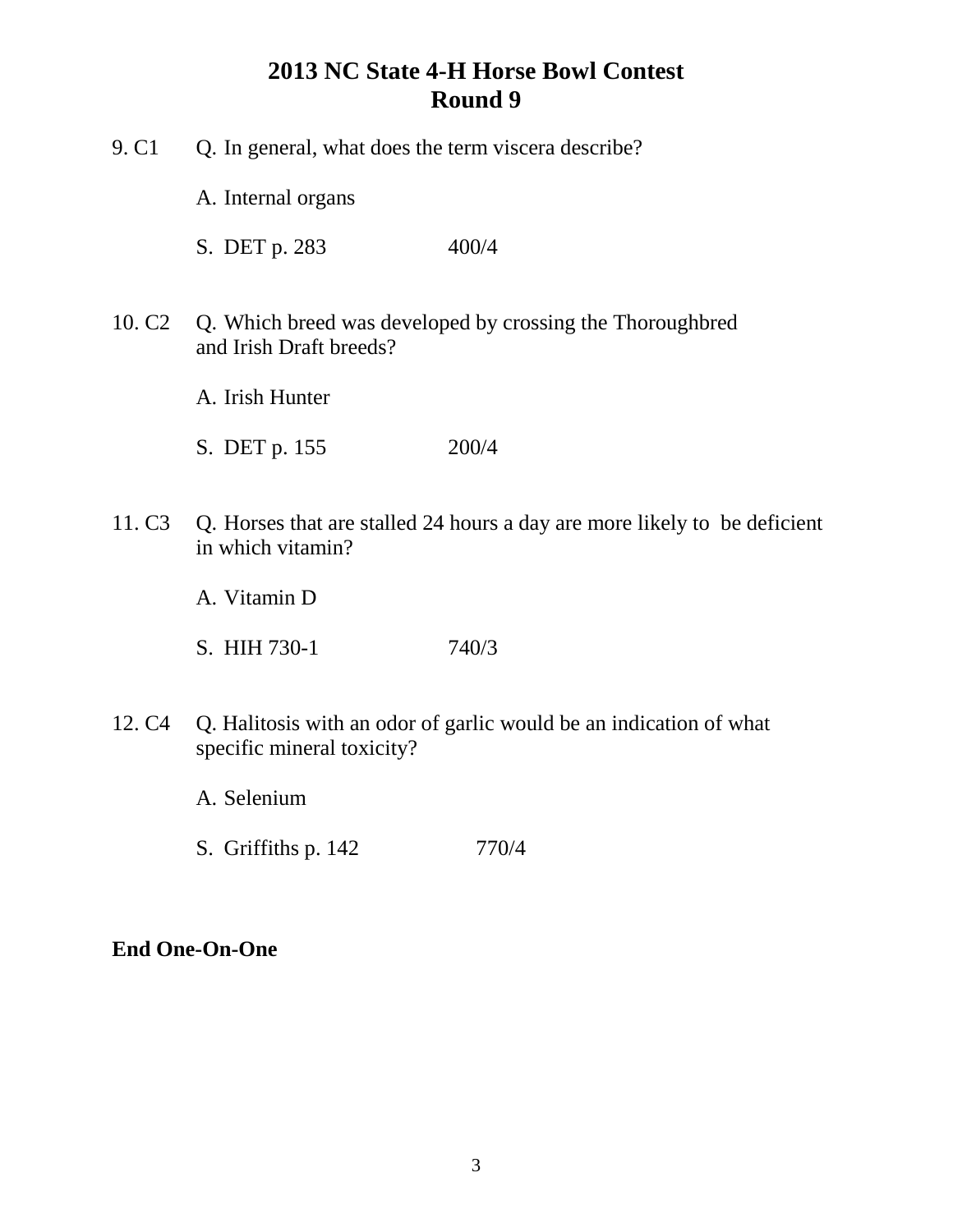# 2013 NC State 4-H Horse Bowl Contest
## Round 9

9. C1 Q. In general, what does the term viscera describe?

A. Internal organs

S. DET p. 283 400/4

10. C2 Q. Which breed was developed by crossing the Thoroughbred and Irish Draft breeds?

A. Irish Hunter

S. DET p. 155 200/4

11. C3 Q. Horses that are stalled 24 hours a day are more likely to be deficient in which vitamin?

A. Vitamin D

S. HIH 730-1 740/3

12. C4 Q. Halitosis with an odor of garlic would be an indication of what specific mineral toxicity?

A. Selenium

S. Griffiths p. 142 770/4

**End One-On-One**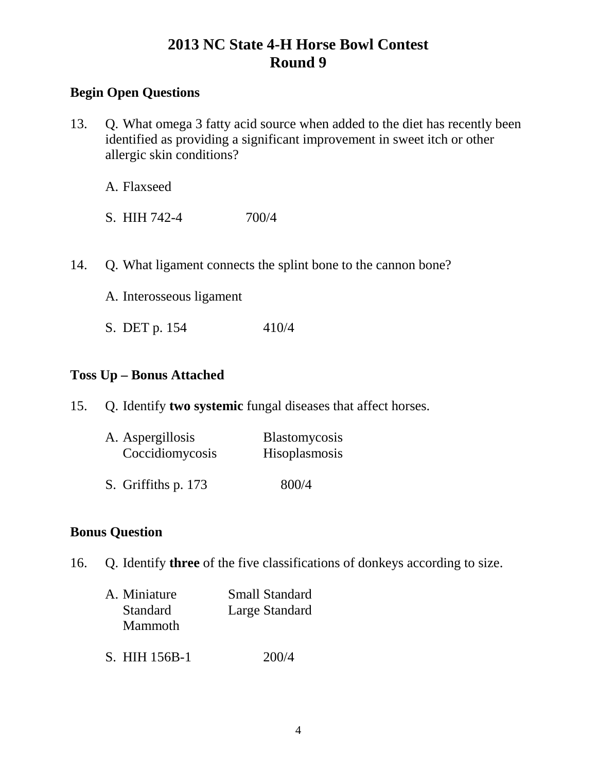# 2013 NC State 4-H Horse Bowl Contest
# Round 9

**Begin Open Questions**

13. Q. What omega 3 fatty acid source when added to the diet has recently been identified as providing a significant improvement in sweet itch or other allergic skin conditions?

    A. Flaxseed

    S. HIH 742-4 700/4

14. Q. What ligament connects the splint bone to the cannon bone?

    A. Interosseous ligament

    S. DET p. 154 410/4

**Toss Up – Bonus Attached**

15. Q. Identify **two systemic** fungal diseases that affect horses.

    A. Aspergillosis Blastomycosis
       Coccidiomycosis Hisoplasmosis

    S. Griffiths p. 173 800/4

**Bonus Question**

16. Q. Identify **three** of the five classifications of donkeys according to size.

    A. Miniature Small Standard
       Standard Large Standard
       Mammoth

    S. HIH 156B-1 200/4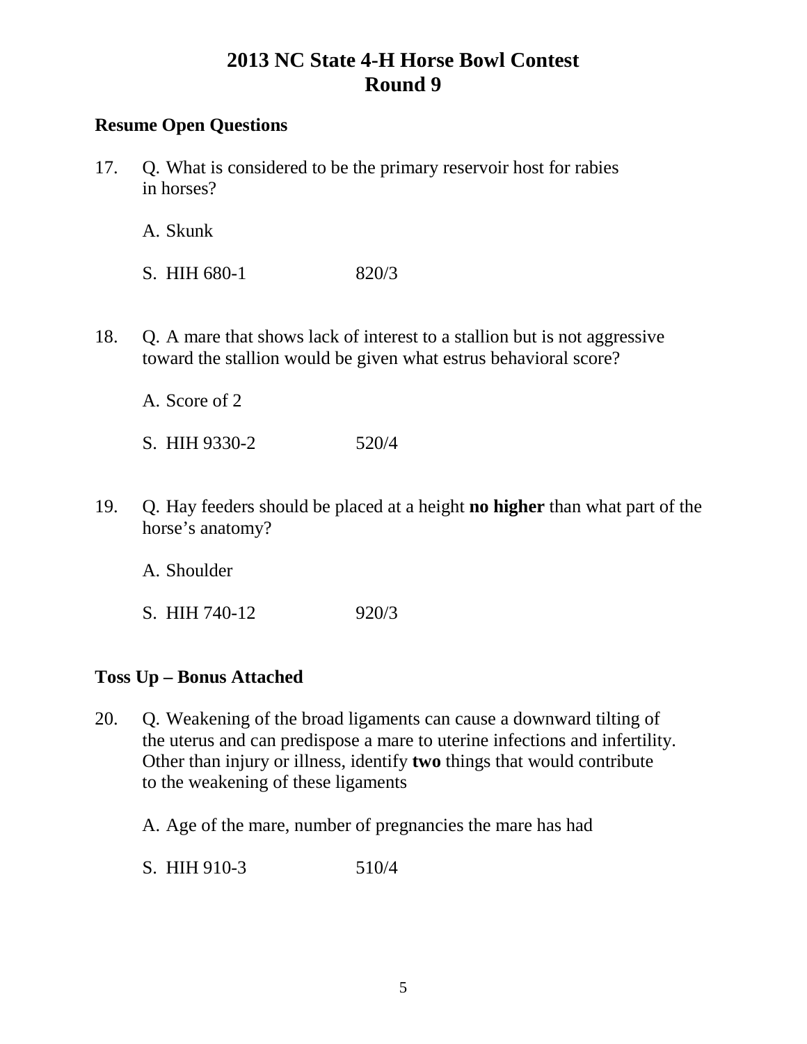# 2013 NC State 4-H Horse Bowl Contest
# Round 9

**Resume Open Questions**

17. Q. What is considered to be the primary reservoir host for rabies in horses?

    A. Skunk

    S. HIH 680-1 820/3

18. Q. A mare that shows lack of interest to a stallion but is not aggressive toward the stallion would be given what estrus behavioral score?

    A. Score of 2

    S. HIH 9330-2 520/4

19. Q. Hay feeders should be placed at a height **no higher** than what part of the horse's anatomy?

    A. Shoulder

    S. HIH 740-12 920/3

**Toss Up – Bonus Attached**

20. Q. Weakening of the broad ligaments can cause a downward tilting of the uterus and can predispose a mare to uterine infections and infertility. Other than injury or illness, identify **two** things that would contribute to the weakening of these ligaments

    A. Age of the mare, number of pregnancies the mare has had

    S. HIH 910-3 510/4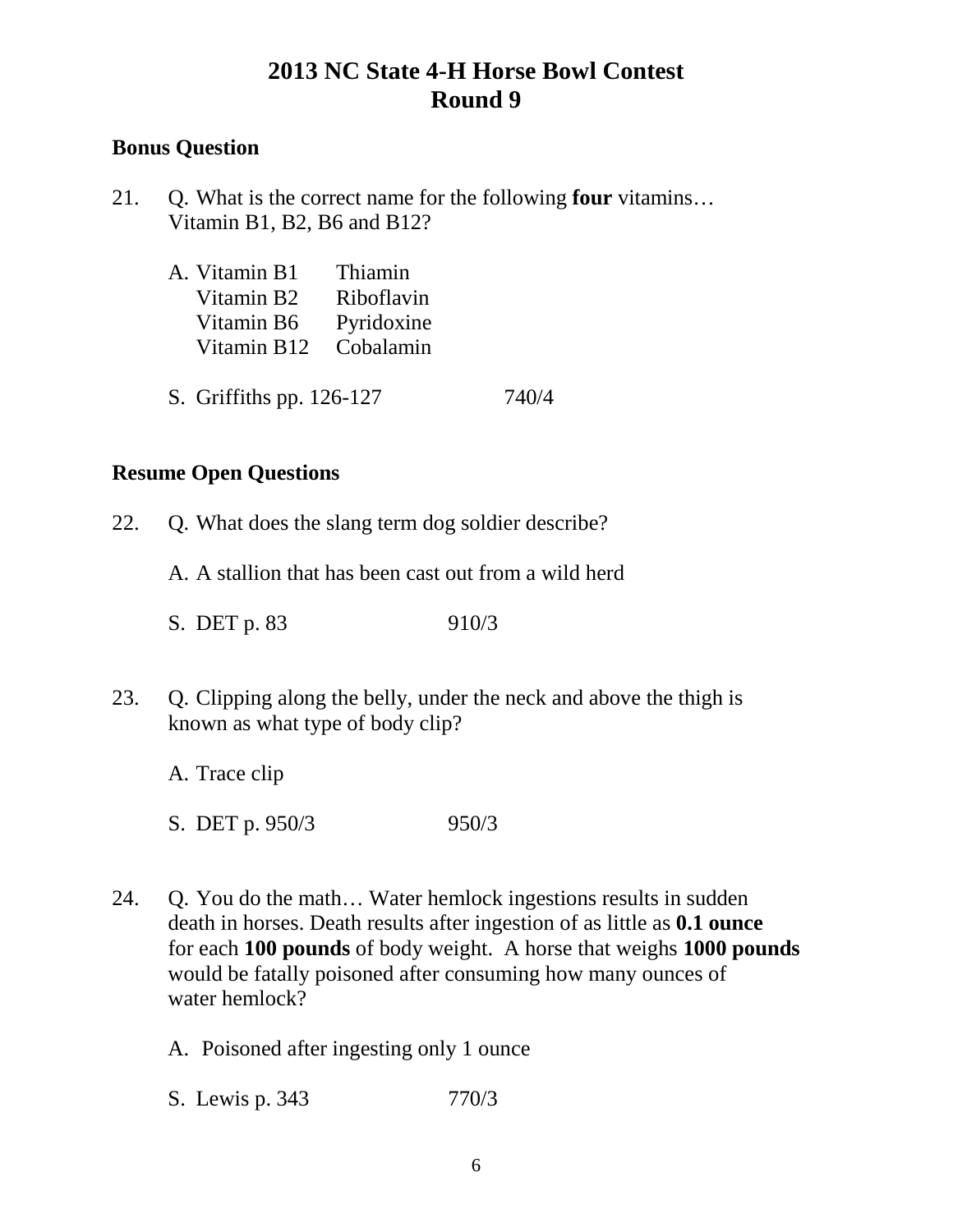# 2013 NC State 4-H Horse Bowl Contest
# Round 9

**Bonus Question**

21. Q. What is the correct name for the following **four** vitamins… Vitamin B1, B2, B6 and B12?

    A. Vitamin B1 Thiamin
    Vitamin B2 Riboflavin
    Vitamin B6 Pyridoxine
    Vitamin B12 Cobalamin

    S. Griffiths pp. 126-127 740/4

**Resume Open Questions**

22. Q. What does the slang term dog soldier describe?

    A. A stallion that has been cast out from a wild herd

    S. DET p. 83 910/3

23. Q. Clipping along the belly, under the neck and above the thigh is known as what type of body clip?

    A. Trace clip

    S. DET p. 950/3 950/3

24. Q. You do the math… Water hemlock ingestions results in sudden death in horses. Death results after ingestion of as little as **0.1 ounce** for each **100 pounds** of body weight. A horse that weighs **1000 pounds** would be fatally poisoned after consuming how many ounces of water hemlock?

    A. Poisoned after ingesting only 1 ounce

    S. Lewis p. 343 770/3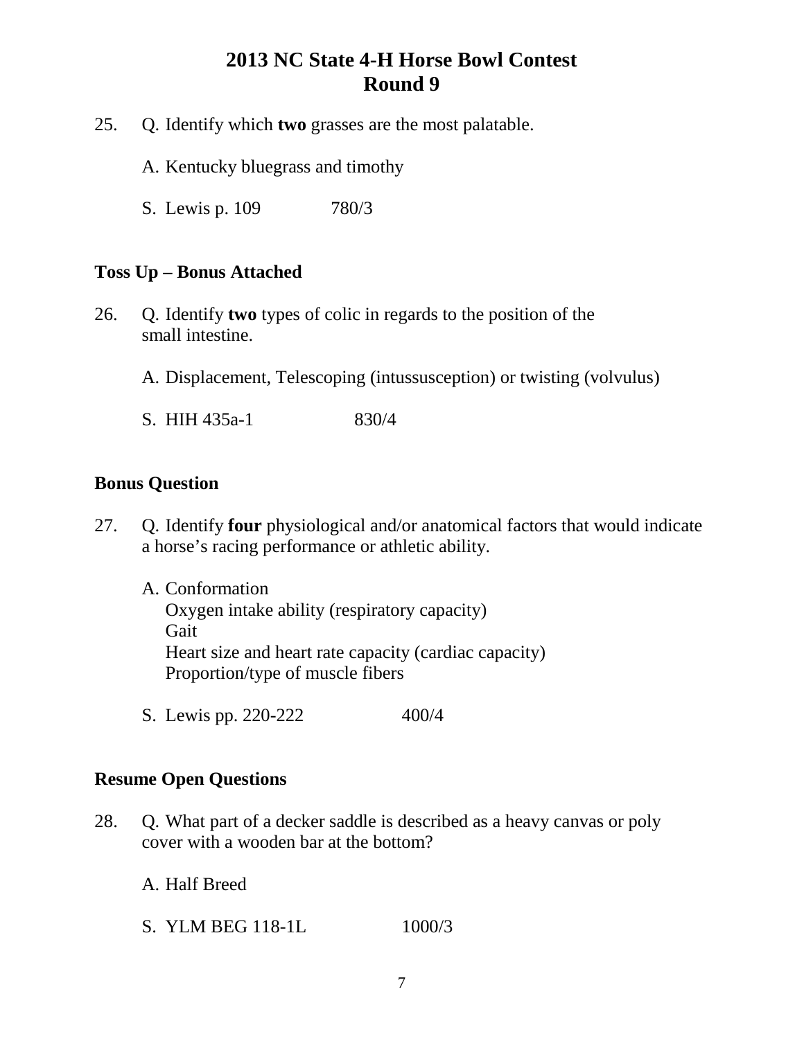# 2013 NC State 4-H Horse Bowl Contest
# Round 9

25. Q. Identify which **two** grasses are the most palatable.

    A. Kentucky bluegrass and timothy

    S. Lewis p. 109 780/3

**Toss Up – Bonus Attached**

26. Q. Identify **two** types of colic in regards to the position of the small intestine.

    A. Displacement, Telescoping (intussusception) or twisting (volvulus)

    S. HIH 435a-1 830/4

**Bonus Question**

27. Q. Identify **four** physiological and/or anatomical factors that would indicate a horse's racing performance or athletic ability.

    A. Conformation
       Oxygen intake ability (respiratory capacity)
       Gait
       Heart size and heart rate capacity (cardiac capacity)
       Proportion/type of muscle fibers

    S. Lewis pp. 220-222 400/4

**Resume Open Questions**

28. Q. What part of a decker saddle is described as a heavy canvas or poly cover with a wooden bar at the bottom?

    A. Half Breed

    S. YLM BEG 118-1L 1000/3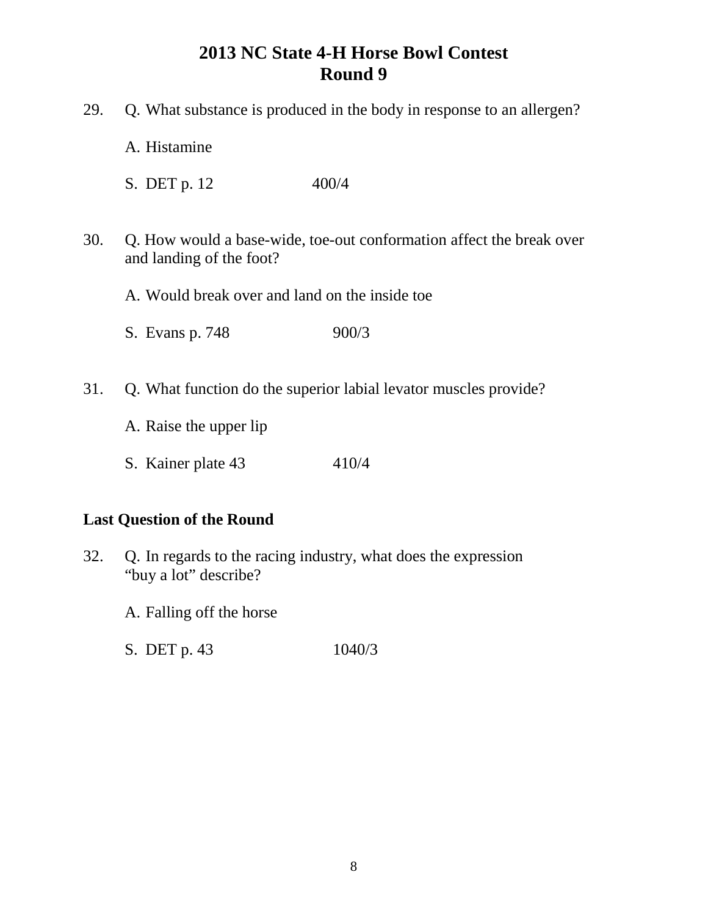# 2013 NC State 4-H Horse Bowl Contest
## Round 9

29. Q. What substance is produced in the body in response to an allergen?

    A. Histamine

    S. DET p. 12 400/4

30. Q. How would a base-wide, toe-out conformation affect the break over and landing of the foot?

    A. Would break over and land on the inside toe

    S. Evans p. 748 900/3

31. Q. What function do the superior labial levator muscles provide?

    A. Raise the upper lip

    S. Kainer plate 43 410/4

**Last Question of the Round**

32. Q. In regards to the racing industry, what does the expression "buy a lot" describe?

    A. Falling off the horse

    S. DET p. 43 1040/3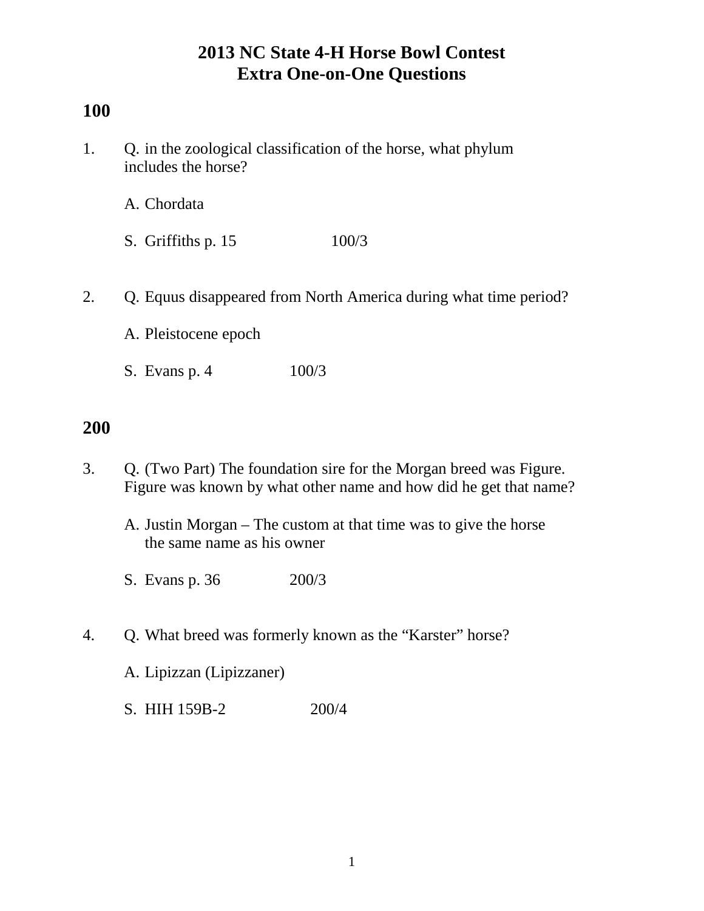# 2013 NC State 4-H Horse Bowl Contest
# Extra One-on-One Questions

## 100

1. Q. in the zoological classification of the horse, what phylum includes the horse?

   A. Chordata

   S. Griffiths p. 15 100/3

2. Q. Equus disappeared from North America during what time period?

   A. Pleistocene epoch

   S. Evans p. 4 100/3

## 200

3. Q. (Two Part) The foundation sire for the Morgan breed was Figure. Figure was known by what other name and how did he get that name?

   A. Justin Morgan – The custom at that time was to give the horse the same name as his owner

   S. Evans p. 36 200/3

4. Q. What breed was formerly known as the "Karster" horse?

   A. Lipizzan (Lipizzaner)

   S. HIH 159B-2 200/4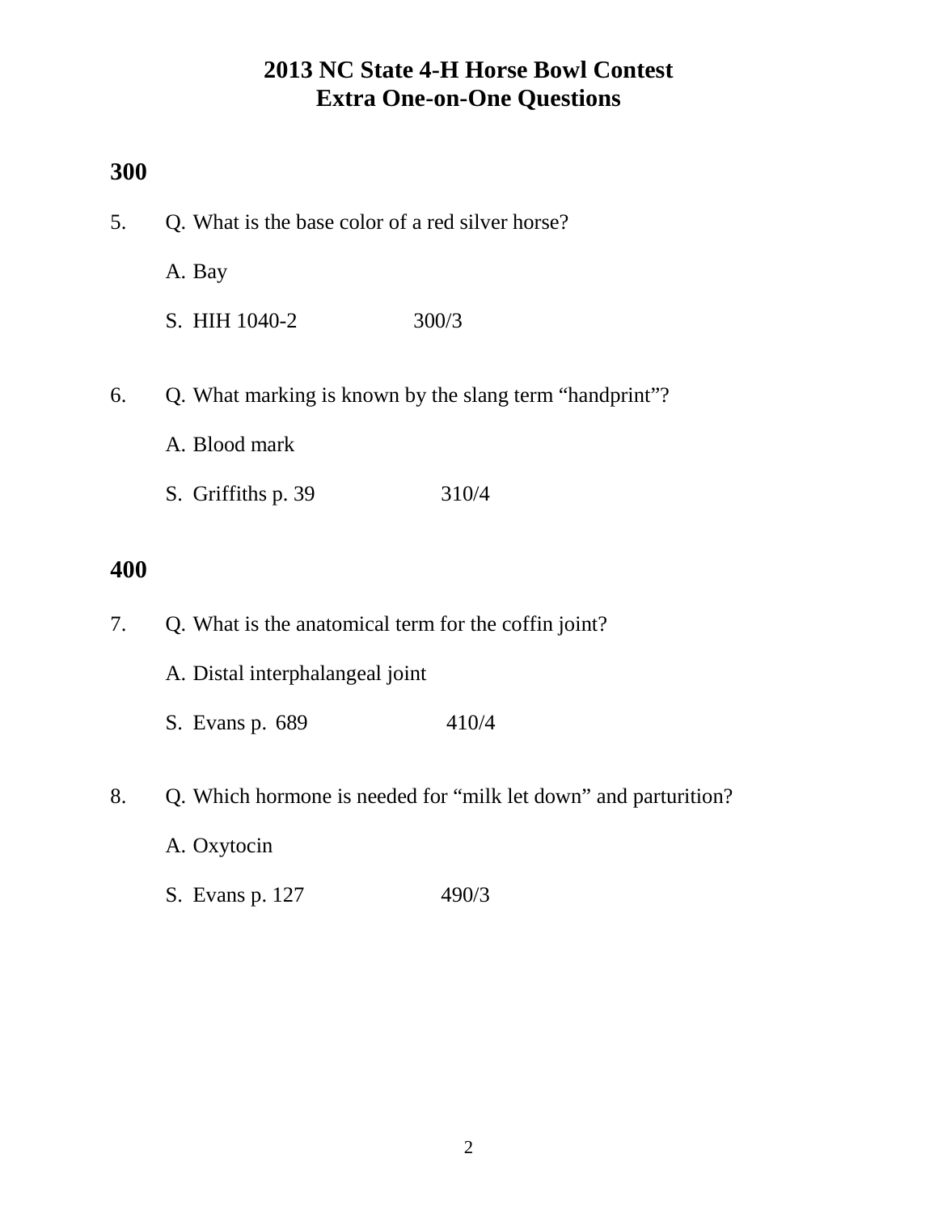# 2013 NC State 4-H Horse Bowl Contest
## Extra One-on-One Questions

## 300

5. Q. What is the base color of a red silver horse?

   A. Bay

   S. HIH 1040-2 300/3

6. Q. What marking is known by the slang term "handprint"?

   A. Blood mark

   S. Griffiths p. 39 310/4

## 400

7. Q. What is the anatomical term for the coffin joint?

   A. Distal interphalangeal joint

   S. Evans p. 689 410/4

8. Q. Which hormone is needed for "milk let down" and parturition?

   A. Oxytocin

   S. Evans p. 127 490/3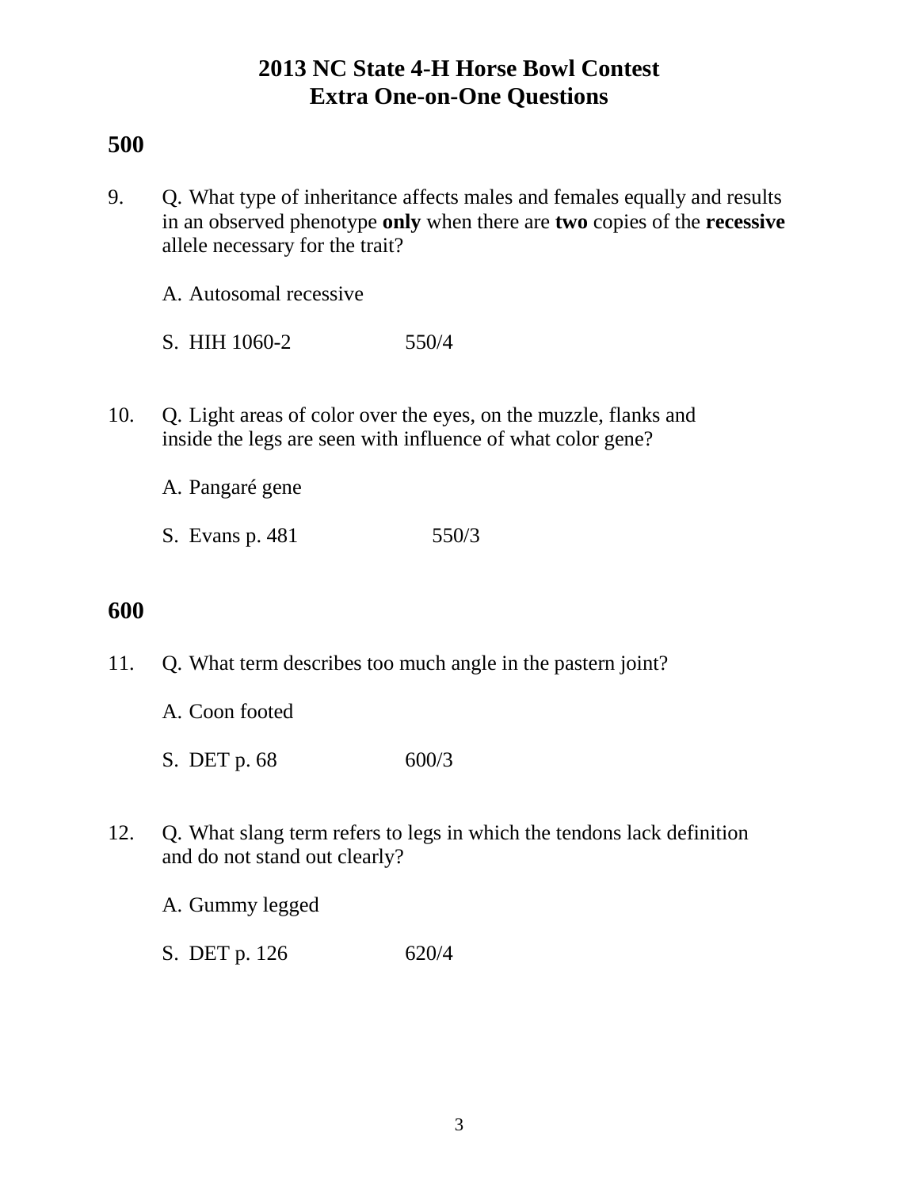# 2013 NC State 4-H Horse Bowl Contest
# Extra One-on-One Questions

## 500

9. Q. What type of inheritance affects males and females equally and results in an observed phenotype **only** when there are **two** copies of the **recessive** allele necessary for the trait?

   A. Autosomal recessive

   S. HIH 1060-2 550/4

10. Q. Light areas of color over the eyes, on the muzzle, flanks and inside the legs are seen with influence of what color gene?

    A. Pangaré gene

    S. Evans p. 481 550/3

## 600

11. Q. What term describes too much angle in the pastern joint?

    A. Coon footed

    S. DET p. 68 600/3

12. Q. What slang term refers to legs in which the tendons lack definition and do not stand out clearly?

    A. Gummy legged

    S. DET p. 126 620/4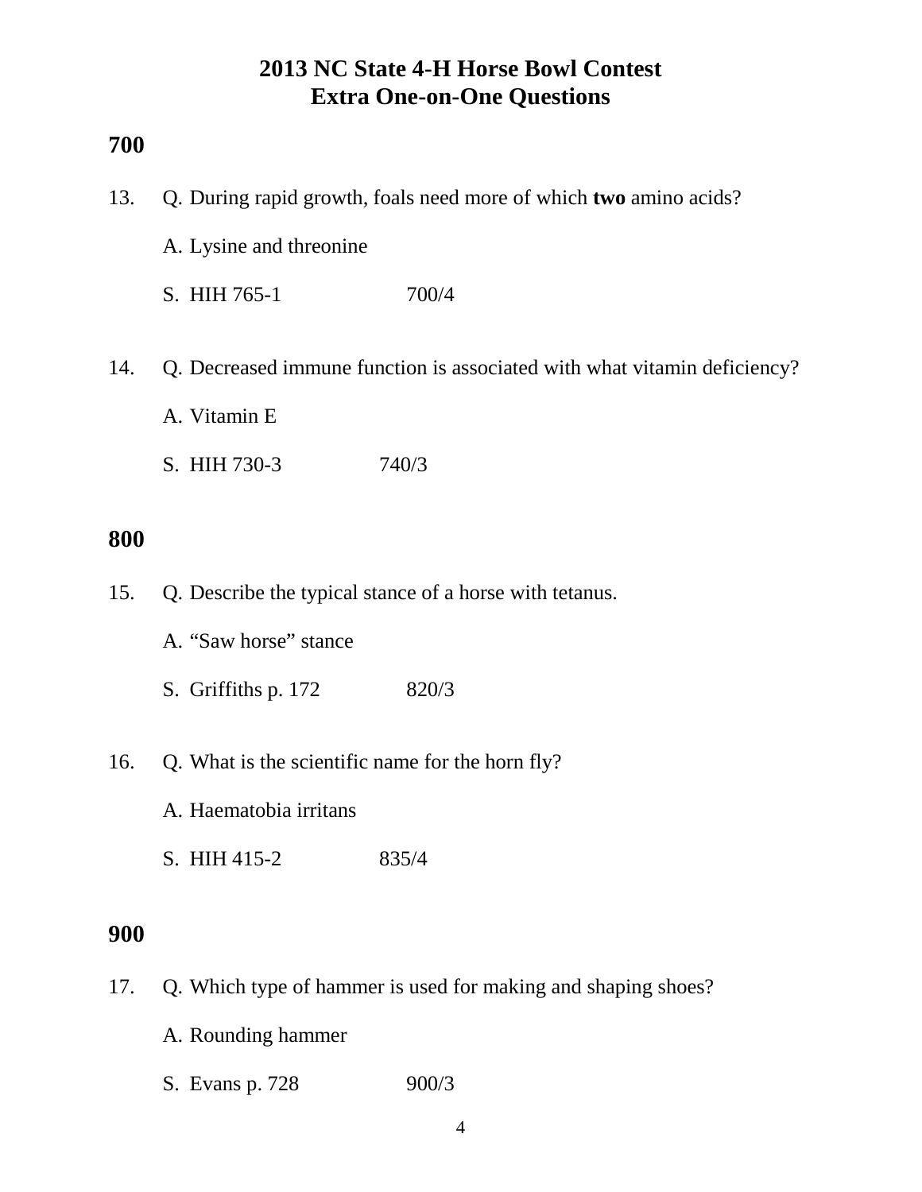# 2013 NC State 4-H Horse Bowl Contest
# Extra One-on-One Questions

## 700

13. Q. During rapid growth, foals need more of which **two** amino acids?

    A. Lysine and threonine

    S. HIH 765-1 700/4

14. Q. Decreased immune function is associated with what vitamin deficiency?

    A. Vitamin E

    S. HIH 730-3 740/3

## 800

15. Q. Describe the typical stance of a horse with tetanus.

    A. "Saw horse" stance

    S. Griffiths p. 172 820/3

16. Q. What is the scientific name for the horn fly?

    A. Haematobia irritans

    S. HIH 415-2 835/4

## 900

17. Q. Which type of hammer is used for making and shaping shoes?

    A. Rounding hammer

    S. Evans p. 728 900/3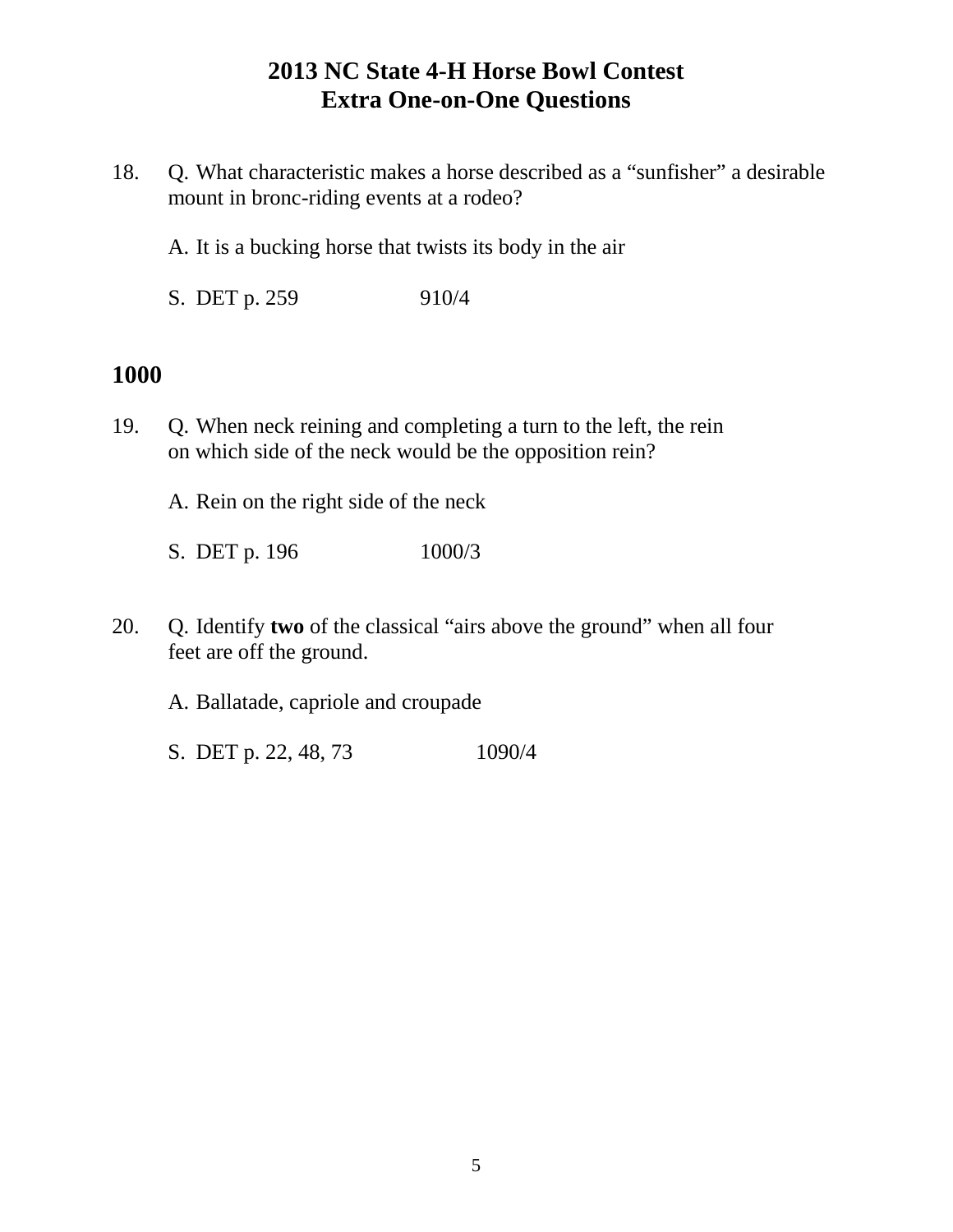# 2013 NC State 4-H Horse Bowl Contest
## Extra One-on-One Questions

18. Q. What characteristic makes a horse described as a “sunfisher” a desirable mount in bronc-riding events at a rodeo?

    A. It is a bucking horse that twists its body in the air

    S. DET p. 259 910/4

### 1000

19. Q. When neck reining and completing a turn to the left, the rein on which side of the neck would be the opposition rein?

    A. Rein on the right side of the neck

    S. DET p. 196 1000/3

20. Q. Identify **two** of the classical “airs above the ground” when all four feet are off the ground.

    A. Ballatade, capriole and croupade

    S. DET p. 22, 48, 73 1090/4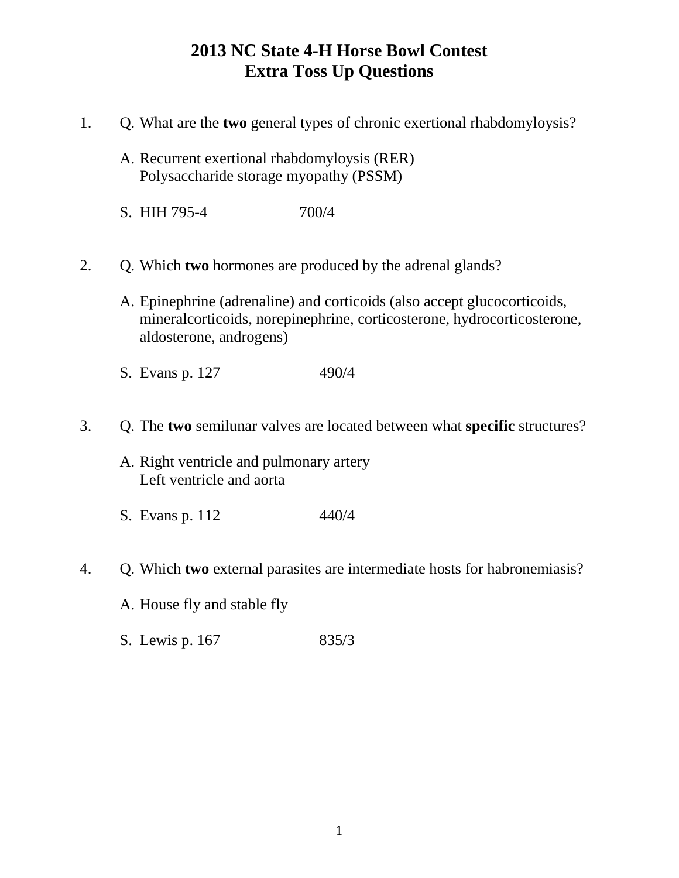# 2013 NC State 4-H Horse Bowl Contest
## Extra Toss Up Questions

1. Q. What are the **two** general types of chronic exertional rhabdomyloysis?

   A. Recurrent exertional rhabdomyloysis (RER)
   Polysaccharide storage myopathy (PSSM)

   S. HIH 795-4 700/4

2. Q. Which **two** hormones are produced by the adrenal glands?

   A. Epinephrine (adrenaline) and corticoids (also accept glucocorticoids, mineralcorticoids, norepinephrine, corticosterone, hydrocorticosterone, aldosterone, androgens)

   S. Evans p. 127 490/4

3. Q. The **two** semilunar valves are located between what **specific** structures?

   A. Right ventricle and pulmonary artery
   Left ventricle and aorta

   S. Evans p. 112 440/4

4. Q. Which **two** external parasites are intermediate hosts for habronemiasis?

   A. House fly and stable fly

   S. Lewis p. 167 835/3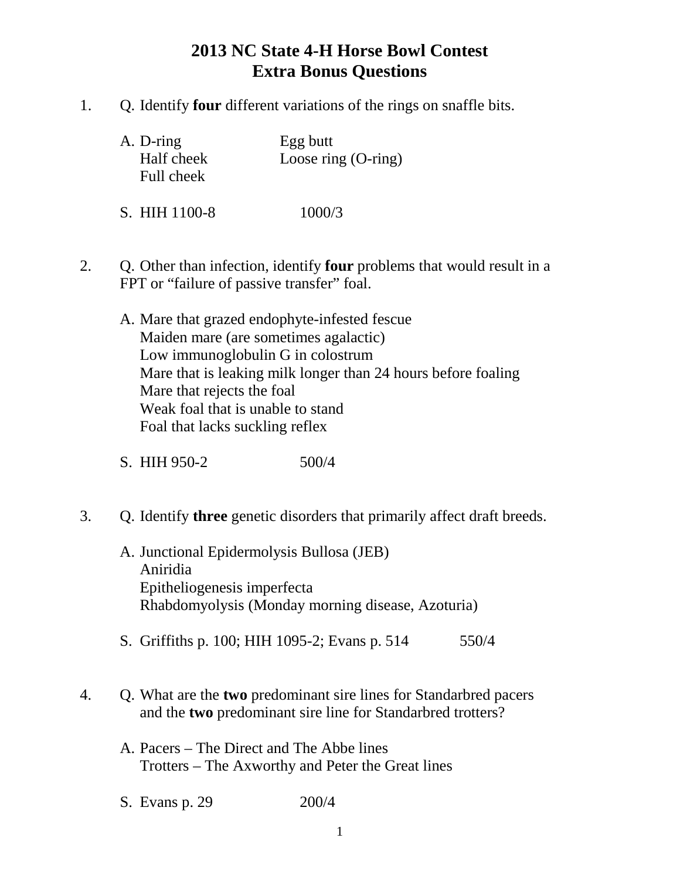# 2013 NC State 4-H Horse Bowl Contest
# Extra Bonus Questions

1. Q. Identify **four** different variations of the rings on snaffle bits.

   A. D-ring
   Half cheek
   Full cheek
   Egg butt
   Loose ring (O-ring)

   S. HIH 1100-8 1000/3

2. Q. Other than infection, identify **four** problems that would result in a FPT or "failure of passive transfer" foal.

   A. Mare that grazed endophyte-infested fescue
   Maiden mare (are sometimes agalactic)
   Low immunoglobulin G in colostrum
   Mare that is leaking milk longer than 24 hours before foaling
   Mare that rejects the foal
   Weak foal that is unable to stand
   Foal that lacks suckling reflex

   S. HIH 950-2 500/4

3. Q. Identify **three** genetic disorders that primarily affect draft breeds.

   A. Junctional Epidermolysis Bullosa (JEB)
   Aniridia
   Epitheliogenesis imperfecta
   Rhabdomyolysis (Monday morning disease, Azoturia)

   S. Griffiths p. 100; HIH 1095-2; Evans p. 514 550/4

4. Q. What are the **two** predominant sire lines for Standarbred pacers and the **two** predominant sire line for Standarbred trotters?

   A. Pacers – The Direct and The Abbe lines
   Trotters – The Axworthy and Peter the Great lines

   S. Evans p. 29 200/4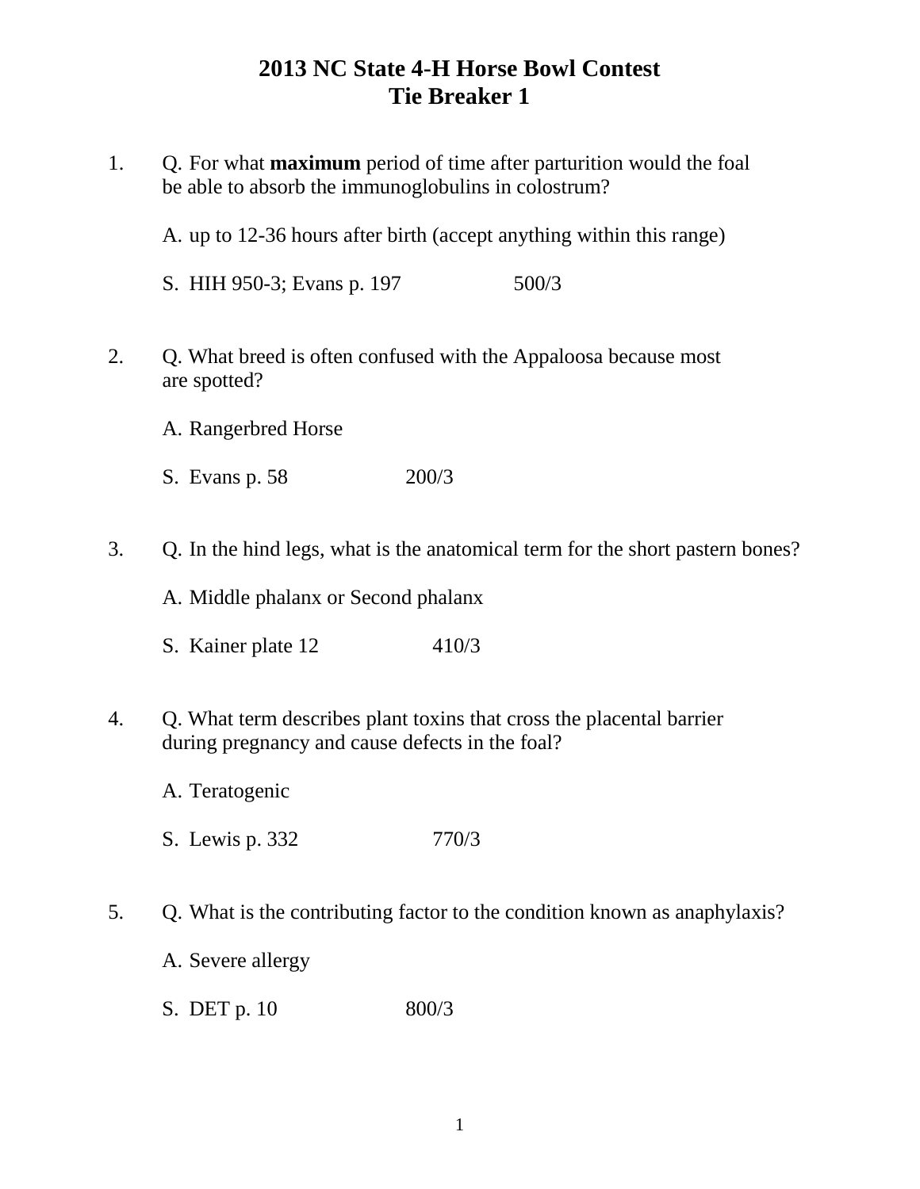# 2013 NC State 4-H Horse Bowl Contest
## Tie Breaker 1

1. Q. For what **maximum** period of time after parturition would the foal be able to absorb the immunoglobulins in colostrum?

   A. up to 12-36 hours after birth (accept anything within this range)

   S. HIH 950-3; Evans p. 197 500/3

2. Q. What breed is often confused with the Appaloosa because most are spotted?

   A. Rangerbred Horse

   S. Evans p. 58 200/3

3. Q. In the hind legs, what is the anatomical term for the short pastern bones?

   A. Middle phalanx or Second phalanx

   S. Kainer plate 12 410/3

4. Q. What term describes plant toxins that cross the placental barrier during pregnancy and cause defects in the foal?

   A. Teratogenic

   S. Lewis p. 332 770/3

5. Q. What is the contributing factor to the condition known as anaphylaxis?

   A. Severe allergy

   S. DET p. 10 800/3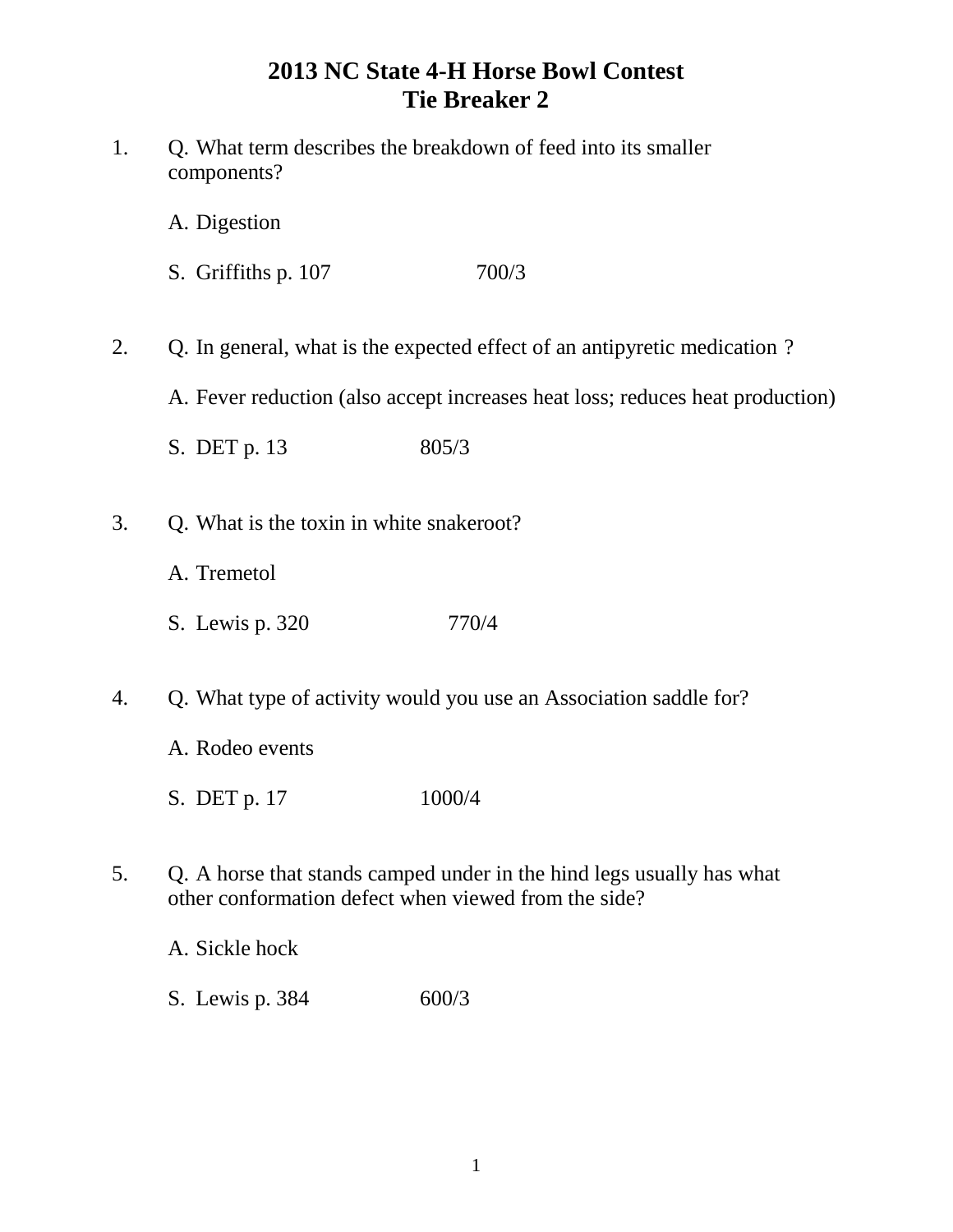# 2013 NC State 4-H Horse Bowl Contest
## Tie Breaker 2

1. Q. What term describes the breakdown of feed into its smaller components?

   A. Digestion

   S. Griffiths p. 107 700/3

2. Q. In general, what is the expected effect of an antipyretic medication ?

   A. Fever reduction (also accept increases heat loss; reduces heat production)

   S. DET p. 13 805/3

3. Q. What is the toxin in white snakeroot?

   A. Tremetol

   S. Lewis p. 320 770/4

4. Q. What type of activity would you use an Association saddle for?

   A. Rodeo events

   S. DET p. 17 1000/4

5. Q. A horse that stands camped under in the hind legs usually has what other conformation defect when viewed from the side?

   A. Sickle hock

   S. Lewis p. 384 600/3